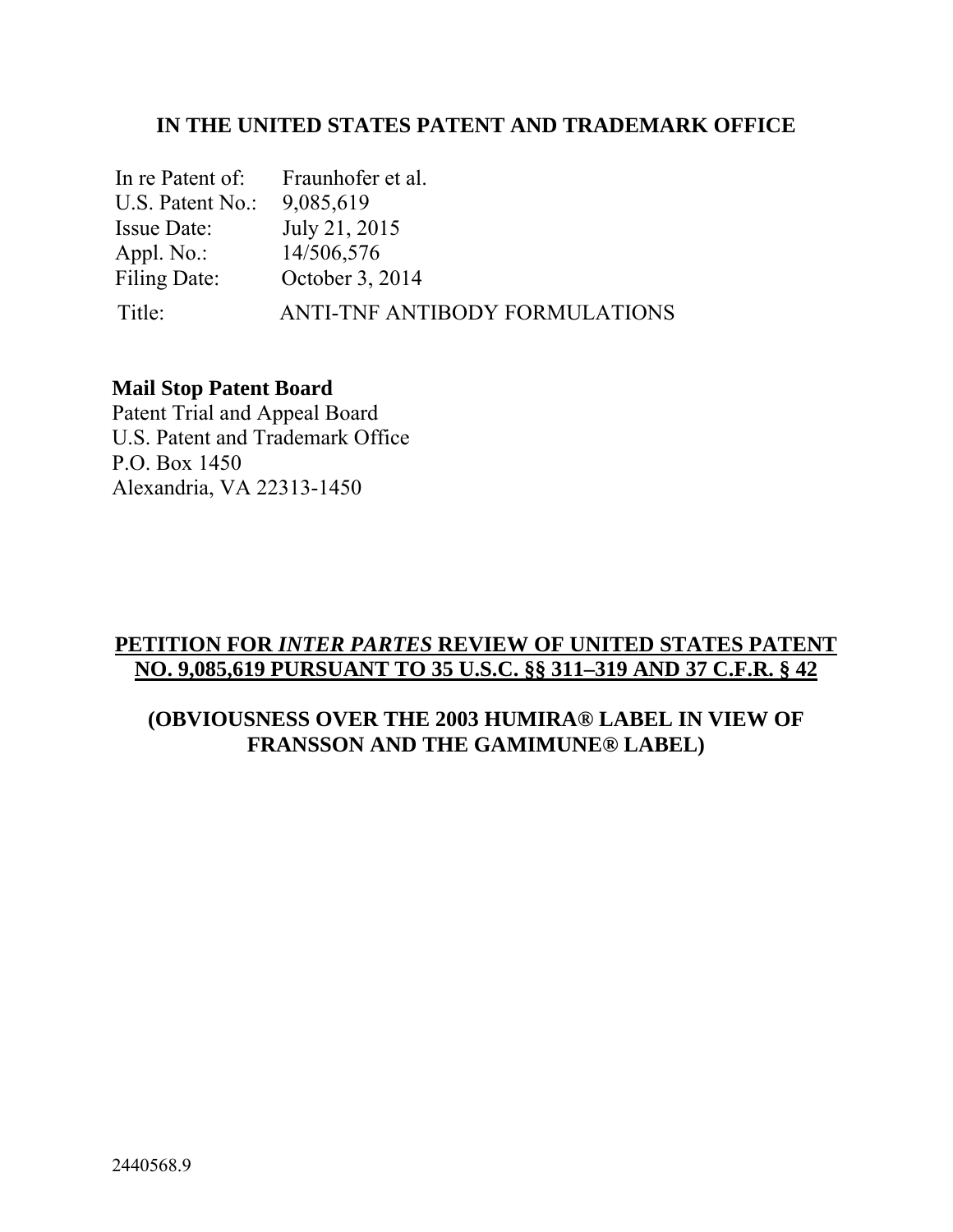**IN THE UNITED STATES PATENT AND TRADEMARK OFFICE**

In re Patent of: Fraunhofer et al.
U.S. Patent No.: 9,085,619
Issue Date: July 21, 2015
Appl. No.: 14/506,576
Filing Date: October 3, 2014
Title: ANTI-TNF ANTIBODY FORMULATIONS

**Mail Stop Patent Board**
Patent Trial and Appeal Board
U.S. Patent and Trademark Office
P.O. Box 1450
Alexandria, VA 22313-1450

**PETITION FOR *INTER PARTES* REVIEW OF UNITED STATES PATENT NO. 9,085,619 PURSUANT TO 35 U.S.C. §§ 311–319 AND 37 C.F.R. § 42**

**(OBVIOUSNESS OVER THE 2003 HUMIRA® LABEL IN VIEW OF FRANSSON AND THE GAMIMUNE® LABEL)**

2440568.9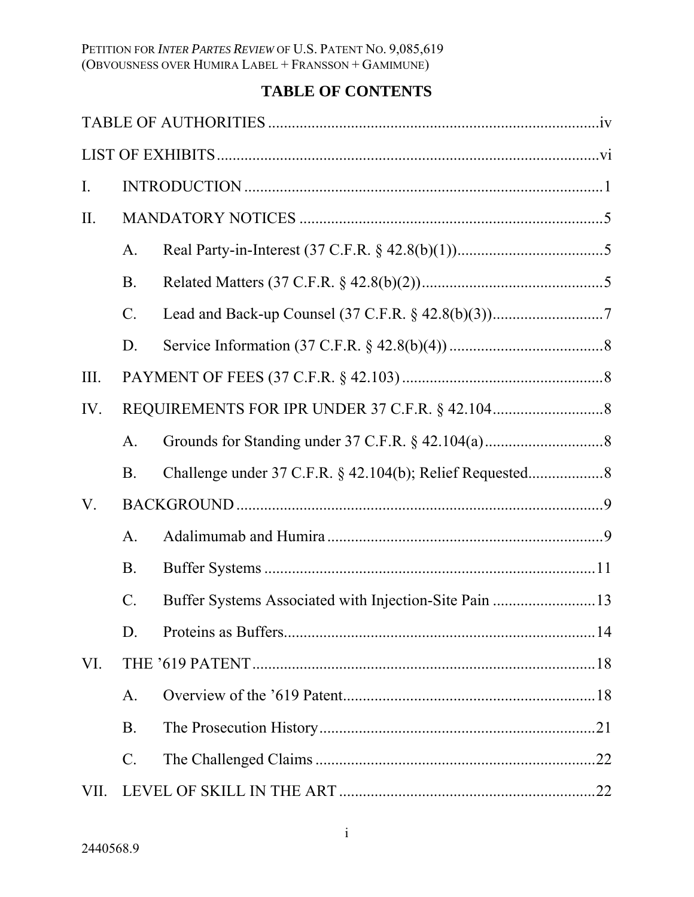# TABLE OF CONTENTS

TABLE OF AUTHORITIES ........................................................................................iv

LIST OF EXHIBITS ..............................................................................................vi

I. INTRODUCTION ...........................................................................................1

II. MANDATORY NOTICES .............................................................................5

  A. Real Party-in-Interest (37 C.F.R. § 42.8(b)(1)).....................................5

  B. Related Matters (37 C.F.R. § 42.8(b)(2))..............................................5

  C. Lead and Back-up Counsel (37 C.F.R. § 42.8(b)(3))............................7

  D. Service Information (37 C.F.R. § 42.8(b)(4)) .......................................8

III. PAYMENT OF FEES (37 C.F.R. § 42.103) ...................................................8

IV. REQUIREMENTS FOR IPR UNDER 37 C.F.R. § 42.104............................8

  A. Grounds for Standing under 37 C.F.R. § 42.104(a) ..............................8

  B. Challenge under 37 C.F.R. § 42.104(b); Relief Requested...................8

V. BACKGROUND .............................................................................................9

  A. Adalimumab and Humira .....................................................................9

  B. Buffer Systems ....................................................................................11

  C. Buffer Systems Associated with Injection-Site Pain ..........................13

  D. Proteins as Buffers...............................................................................14

VI. THE ’619 PATENT .......................................................................................18

  A. Overview of the ’619 Patent................................................................18

  B. The Prosecution History......................................................................21

  C. The Challenged Claims .......................................................................22

VII. LEVEL OF SKILL IN THE ART .................................................................22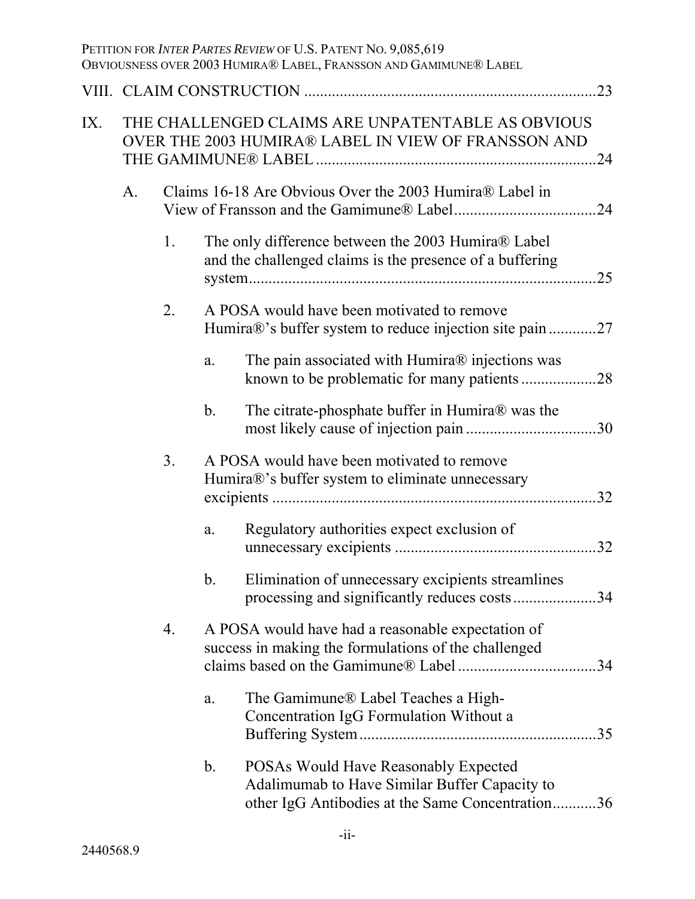VIII. CLAIM CONSTRUCTION .......................................................................23

IX. THE CHALLENGED CLAIMS ARE UNPATENTABLE AS OBVIOUS OVER THE 2003 HUMIRA® LABEL IN VIEW OF FRANSSON AND THE GAMIMUNE® LABEL .......................................................................24

- A. Claims 16-18 Are Obvious Over the 2003 Humira® Label in View of Fransson and the Gamimune® Label....................................24
  - 1. The only difference between the 2003 Humira® Label and the challenged claims is the presence of a buffering system........................................................................................25
  - 2. A POSA would have been motivated to remove Humira®'s buffer system to reduce injection site pain ............27
    - a. The pain associated with Humira® injections was known to be problematic for many patients ...................28
    - b. The citrate-phosphate buffer in Humira® was the most likely cause of injection pain .................................30
  - 3. A POSA would have been motivated to remove Humira®'s buffer system to eliminate unnecessary excipients ..................................................................................32
    - a. Regulatory authorities expect exclusion of unnecessary excipients ...................................................32
    - b. Elimination of unnecessary excipients streamlines processing and significantly reduces costs.....................34
  - 4. A POSA would have had a reasonable expectation of success in making the formulations of the challenged claims based on the Gamimune® Label ...................................34
    - a. The Gamimune® Label Teaches a High-Concentration IgG Formulation Without a Buffering System............................................................35
    - b. POSAs Would Have Reasonably Expected Adalimumab to Have Similar Buffer Capacity to other IgG Antibodies at the Same Concentration...........36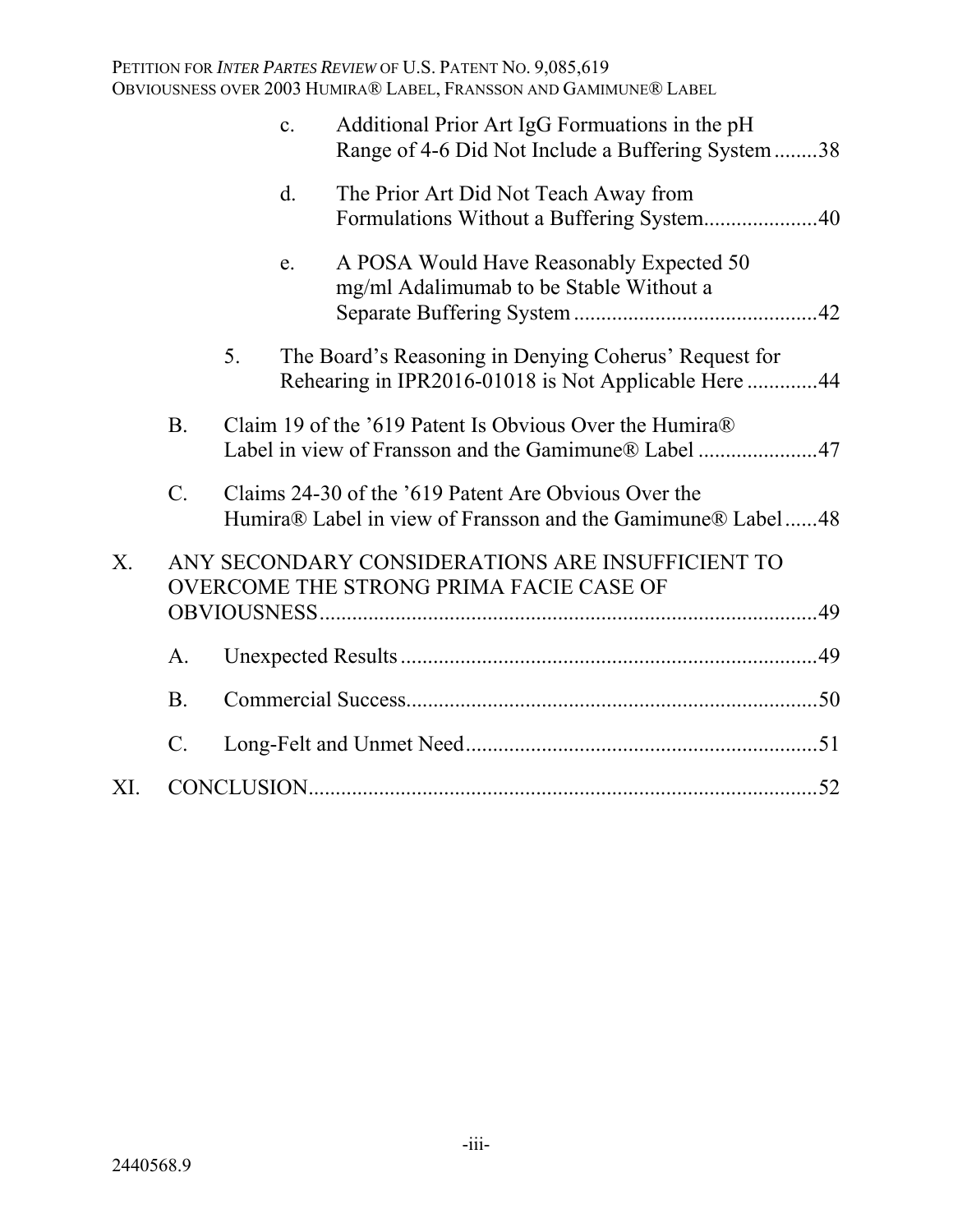c. Additional Prior Art IgG Formuations in the pH Range of 4-6 Did Not Include a Buffering System ........38

d. The Prior Art Did Not Teach Away from Formulations Without a Buffering System.....................40

e. A POSA Would Have Reasonably Expected 50 mg/ml Adalimumab to be Stable Without a Separate Buffering System .............................................42

5. The Board's Reasoning in Denying Coherus' Request for Rehearing in IPR2016-01018 is Not Applicable Here .............44

B. Claim 19 of the '619 Patent Is Obvious Over the Humira® Label in view of Fransson and the Gamimune® Label ......................47

C. Claims 24-30 of the '619 Patent Are Obvious Over the Humira® Label in view of Fransson and the Gamimune® Label......48

X. ANY SECONDARY CONSIDERATIONS ARE INSUFFICIENT TO OVERCOME THE STRONG PRIMA FACIE CASE OF OBVIOUSNESS...........................................................................................49

A. Unexpected Results .............................................................................49

B. Commercial Success............................................................................50

C. Long-Felt and Unmet Need.................................................................51

XI. CONCLUSION..............................................................................................52

2440568.9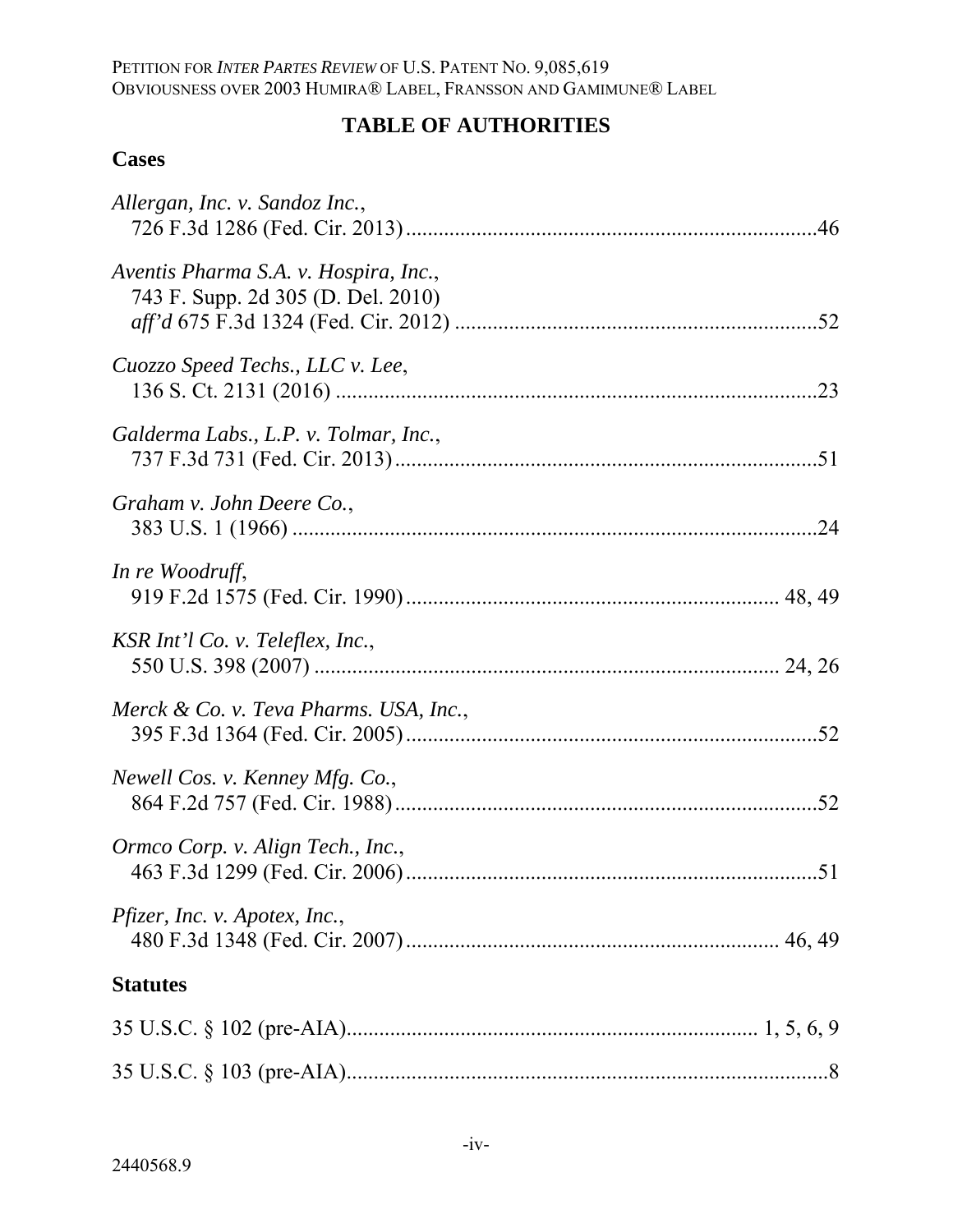# TABLE OF AUTHORITIES

## Cases

*Allergan, Inc. v. Sandoz Inc.*,
726 F.3d 1286 (Fed. Cir. 2013)........................................................................46

*Aventis Pharma S.A. v. Hospira, Inc.*,
743 F. Supp. 2d 305 (D. Del. 2010)
*aff'd* 675 F.3d 1324 (Fed. Cir. 2012) ..............................................................52

*Cuozzo Speed Techs., LLC v. Lee*,
136 S. Ct. 2131 (2016) ......................................................................................23

*Galderma Labs., L.P. v. Tolmar, Inc.*,
737 F.3d 731 (Fed. Cir. 2013)...........................................................................51

*Graham v. John Deere Co.*,
383 U.S. 1 (1966) ..............................................................................................24

*In re Woodruff*,
919 F.2d 1575 (Fed. Cir. 1990)................................................................... 48, 49

*KSR Int'l Co. v. Teleflex, Inc.*,
550 U.S. 398 (2007) ..................................................................................... 24, 26

*Merck & Co. v. Teva Pharms. USA, Inc.*,
395 F.3d 1364 (Fed. Cir. 2005).........................................................................52

*Newell Cos. v. Kenney Mfg. Co.*,
864 F.2d 757 (Fed. Cir. 1988)...........................................................................52

*Ormco Corp. v. Align Tech., Inc.*,
463 F.3d 1299 (Fed. Cir. 2006).........................................................................51

*Pfizer, Inc. v. Apotex, Inc.*,
480 F.3d 1348 (Fed. Cir. 2007)................................................................... 46, 49

## Statutes

35 U.S.C. § 102 (pre-AIA).......................................................................... 1, 5, 6, 9

35 U.S.C. § 103 (pre-AIA)........................................................................................8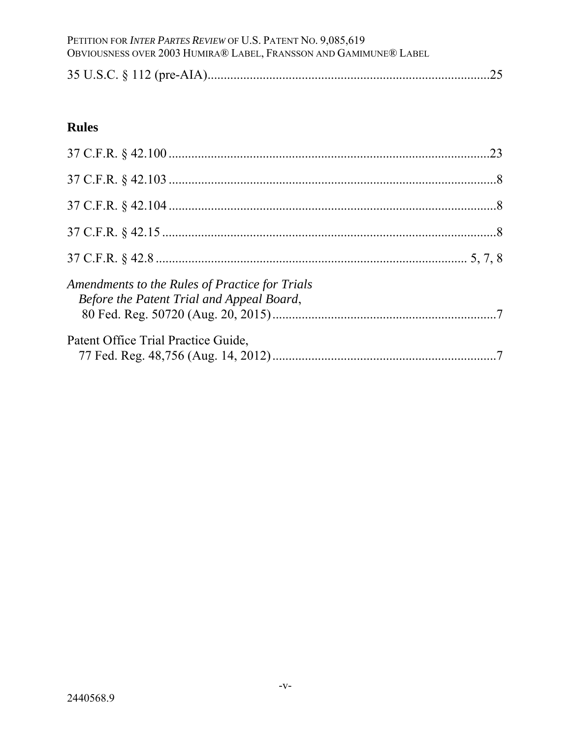35 U.S.C. § 112 (pre-AIA).......................................................................................25

## Rules

37 C.F.R. § 42.100 ..................................................................................................23

37 C.F.R. § 42.103 ....................................................................................................8

37 C.F.R. § 42.104 ....................................................................................................8

37 C.F.R. § 42.15 ......................................................................................................8

37 C.F.R. § 42.8 .............................................................................................. 5, 7, 8

*Amendments to the Rules of Practice for Trials Before the Patent Trial and Appeal Board*, 80 Fed. Reg. 50720 (Aug. 20, 2015) .....................................................................7

Patent Office Trial Practice Guide, 77 Fed. Reg. 48,756 (Aug. 14, 2012) .....................................................................7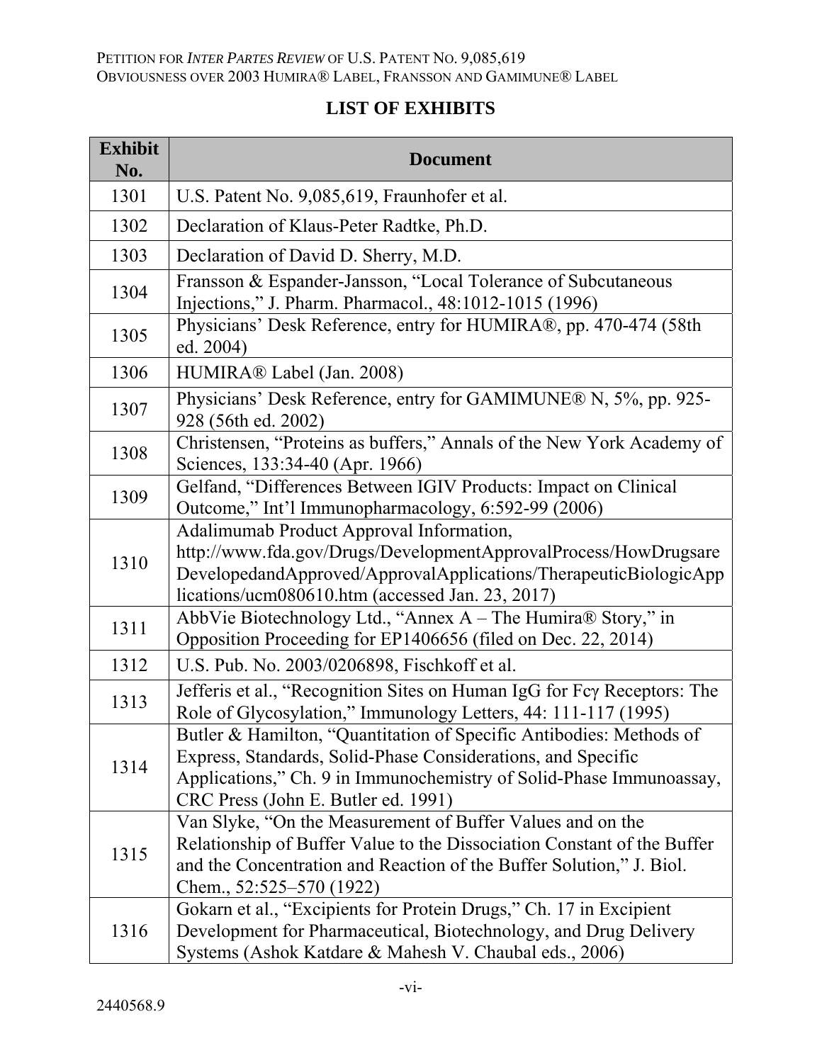## LIST OF EXHIBITS

| Exhibit No. | Document |
|---|---|
| 1301 | U.S. Patent No. 9,085,619, Fraunhofer et al. |
| 1302 | Declaration of Klaus-Peter Radtke, Ph.D. |
| 1303 | Declaration of David D. Sherry, M.D. |
| 1304 | Fransson & Espander-Jansson, "Local Tolerance of Subcutaneous Injections," J. Pharm. Pharmacol., 48:1012-1015 (1996) |
| 1305 | Physicians' Desk Reference, entry for HUMIRA®, pp. 470-474 (58th ed. 2004) |
| 1306 | HUMIRA® Label (Jan. 2008) |
| 1307 | Physicians' Desk Reference, entry for GAMIMUNE® N, 5%, pp. 925-928 (56th ed. 2002) |
| 1308 | Christensen, "Proteins as buffers," Annals of the New York Academy of Sciences, 133:34-40 (Apr. 1966) |
| 1309 | Gelfand, "Differences Between IGIV Products: Impact on Clinical Outcome," Int'l Immunopharmacology, 6:592-99 (2006) |
| 1310 | Adalimumab Product Approval Information, http://www.fda.gov/Drugs/DevelopmentApprovalProcess/HowDrugsareDevelopedandApproved/ApprovalApplications/TherapeuticBiologicApplications/ucm080610.htm (accessed Jan. 23, 2017) |
| 1311 | AbbVie Biotechnology Ltd., "Annex A – The Humira® Story," in Opposition Proceeding for EP1406656 (filed on Dec. 22, 2014) |
| 1312 | U.S. Pub. No. 2003/0206898, Fischkoff et al. |
| 1313 | Jefferis et al., "Recognition Sites on Human IgG for Fcγ Receptors: The Role of Glycosylation," Immunology Letters, 44: 111-117 (1995) |
| 1314 | Butler & Hamilton, "Quantitation of Specific Antibodies: Methods of Express, Standards, Solid-Phase Considerations, and Specific Applications," Ch. 9 in Immunochemistry of Solid-Phase Immunoassay, CRC Press (John E. Butler ed. 1991) |
| 1315 | Van Slyke, "On the Measurement of Buffer Values and on the Relationship of Buffer Value to the Dissociation Constant of the Buffer and the Concentration and Reaction of the Buffer Solution," J. Biol. Chem., 52:525–570 (1922) |
| 1316 | Gokarn et al., "Excipients for Protein Drugs," Ch. 17 in Excipient Development for Pharmaceutical, Biotechnology, and Drug Delivery Systems (Ashok Katdare & Mahesh V. Chaubal eds., 2006) |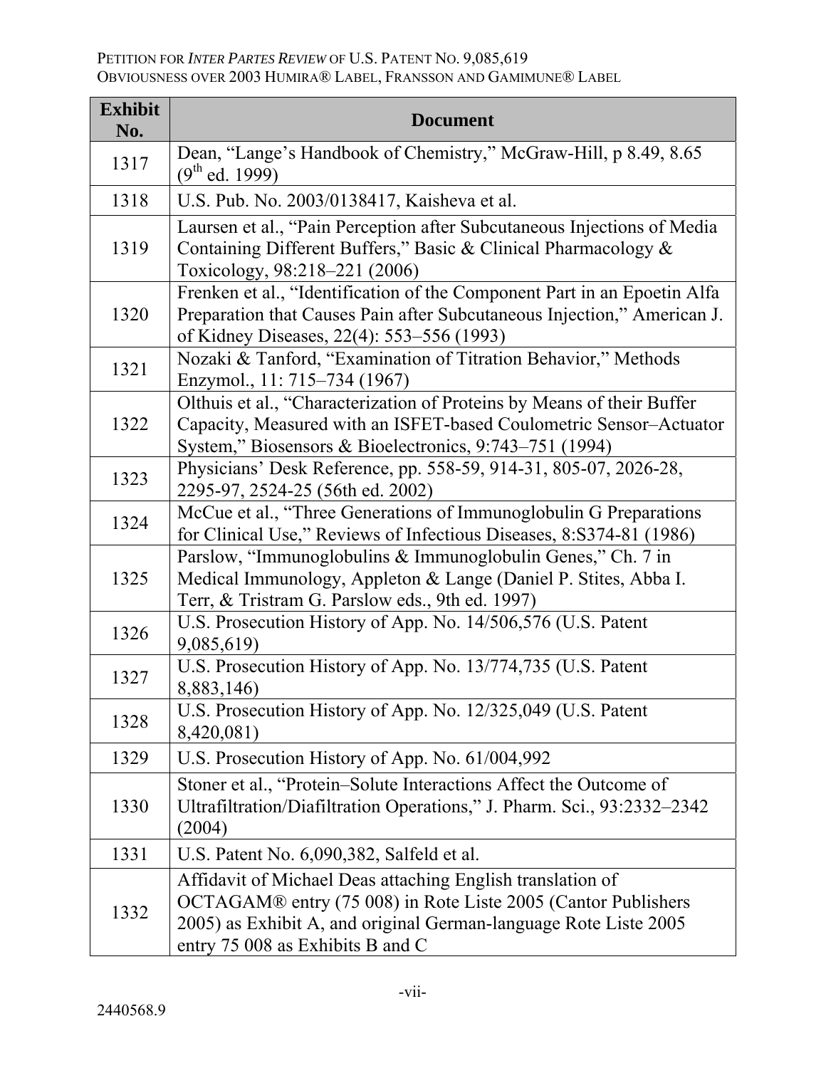| Exhibit No. | Document |
|---|---|
| 1317 | Dean, "Lange's Handbook of Chemistry," McGraw-Hill, p 8.49, 8.65 (9th ed. 1999) |
| 1318 | U.S. Pub. No. 2003/0138417, Kaisheva et al. |
| 1319 | Laursen et al., "Pain Perception after Subcutaneous Injections of Media Containing Different Buffers," Basic & Clinical Pharmacology & Toxicology, 98:218–221 (2006) |
| 1320 | Frenken et al., "Identification of the Component Part in an Epoetin Alfa Preparation that Causes Pain after Subcutaneous Injection," American J. of Kidney Diseases, 22(4): 553–556 (1993) |
| 1321 | Nozaki & Tanford, "Examination of Titration Behavior," Methods Enzymol., 11: 715–734 (1967) |
| 1322 | Olthuis et al., "Characterization of Proteins by Means of their Buffer Capacity, Measured with an ISFET-based Coulometric Sensor–Actuator System," Biosensors & Bioelectronics, 9:743–751 (1994) |
| 1323 | Physicians' Desk Reference, pp. 558-59, 914-31, 805-07, 2026-28, 2295-97, 2524-25 (56th ed. 2002) |
| 1324 | McCue et al., "Three Generations of Immunoglobulin G Preparations for Clinical Use," Reviews of Infectious Diseases, 8:S374-81 (1986) |
| 1325 | Parslow, "Immunoglobulins & Immunoglobulin Genes," Ch. 7 in Medical Immunology, Appleton & Lange (Daniel P. Stites, Abba I. Terr, & Tristram G. Parslow eds., 9th ed. 1997) |
| 1326 | U.S. Prosecution History of App. No. 14/506,576 (U.S. Patent 9,085,619) |
| 1327 | U.S. Prosecution History of App. No. 13/774,735 (U.S. Patent 8,883,146) |
| 1328 | U.S. Prosecution History of App. No. 12/325,049 (U.S. Patent 8,420,081) |
| 1329 | U.S. Prosecution History of App. No. 61/004,992 |
| 1330 | Stoner et al., "Protein–Solute Interactions Affect the Outcome of Ultrafiltration/Diafiltration Operations," J. Pharm. Sci., 93:2332–2342 (2004) |
| 1331 | U.S. Patent No. 6,090,382, Salfeld et al. |
| 1332 | Affidavit of Michael Deas attaching English translation of OCTAGAM® entry (75 008) in Rote Liste 2005 (Cantor Publishers 2005) as Exhibit A, and original German-language Rote Liste 2005 entry 75 008 as Exhibits B and C |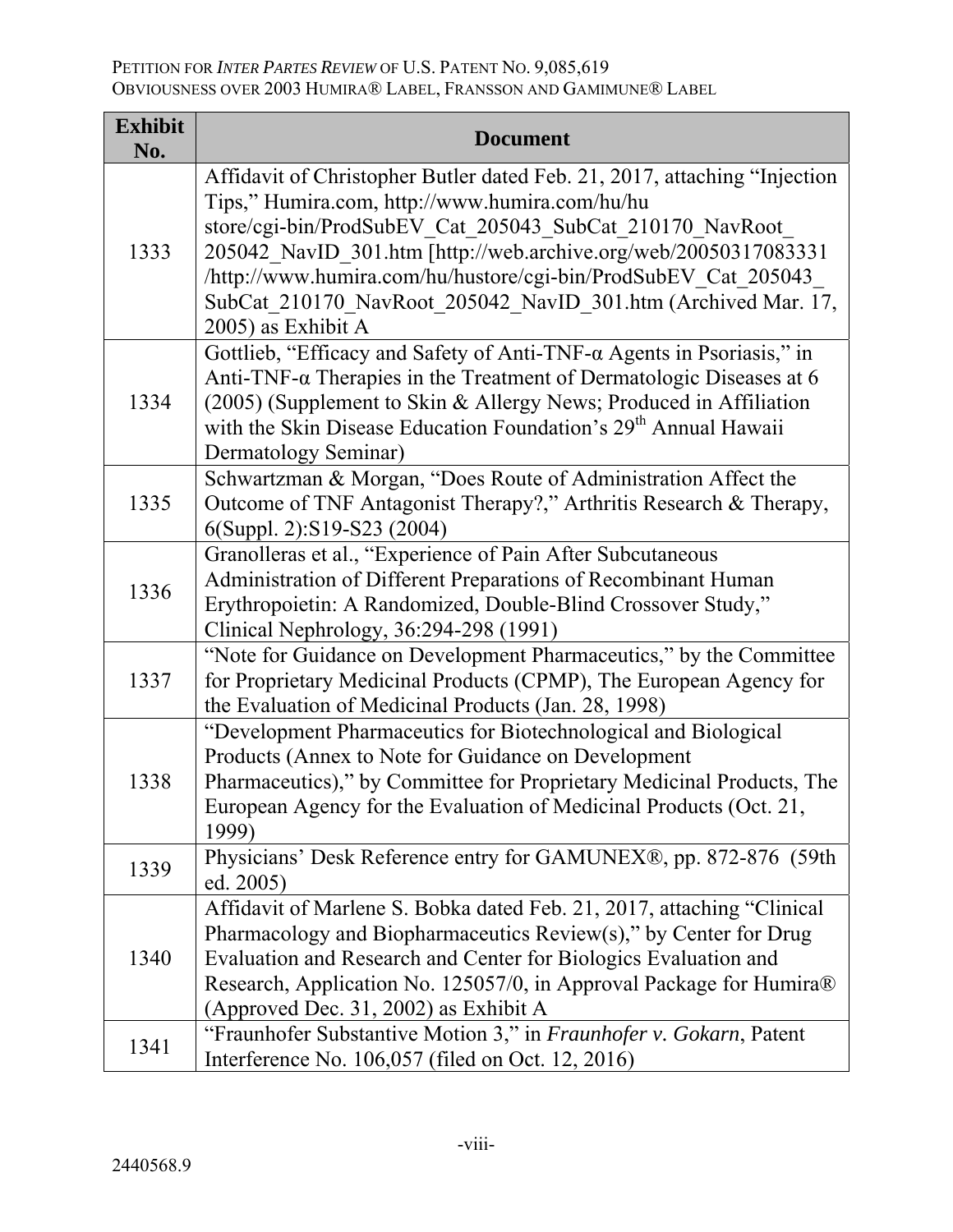| Exhibit No. | Document |
| --- | --- |
| 1333 | Affidavit of Christopher Butler dated Feb. 21, 2017, attaching "Injection Tips," Humira.com, http://www.humira.com/hu/hu store/cgi-bin/ProdSubEV_Cat_205043_SubCat_210170_NavRoot_ 205042_NavID_301.htm [http://web.archive.org/web/20050317083331 /http://www.humira.com/hu/hustore/cgi-bin/ProdSubEV_Cat_205043_ SubCat_210170_NavRoot_205042_NavID_301.htm (Archived Mar. 17, 2005) as Exhibit A |
| 1334 | Gottlieb, "Efficacy and Safety of Anti-TNF-α Agents in Psoriasis," in Anti-TNF-α Therapies in the Treatment of Dermatologic Diseases at 6 (2005) (Supplement to Skin & Allergy News; Produced in Affiliation with the Skin Disease Education Foundation's 29th Annual Hawaii Dermatology Seminar) |
| 1335 | Schwartzman & Morgan, "Does Route of Administration Affect the Outcome of TNF Antagonist Therapy?," Arthritis Research & Therapy, 6(Suppl. 2):S19-S23 (2004) |
| 1336 | Granolleras et al., "Experience of Pain After Subcutaneous Administration of Different Preparations of Recombinant Human Erythropoietin: A Randomized, Double-Blind Crossover Study," Clinical Nephrology, 36:294-298 (1991) |
| 1337 | "Note for Guidance on Development Pharmaceutics," by the Committee for Proprietary Medicinal Products (CPMP), The European Agency for the Evaluation of Medicinal Products (Jan. 28, 1998) |
| 1338 | "Development Pharmaceutics for Biotechnological and Biological Products (Annex to Note for Guidance on Development Pharmaceutics)," by Committee for Proprietary Medicinal Products, The European Agency for the Evaluation of Medicinal Products (Oct. 21, 1999) |
| 1339 | Physicians' Desk Reference entry for GAMUNEX®, pp. 872-876 (59th ed. 2005) |
| 1340 | Affidavit of Marlene S. Bobka dated Feb. 21, 2017, attaching "Clinical Pharmacology and Biopharmaceutics Review(s)," by Center for Drug Evaluation and Research and Center for Biologics Evaluation and Research, Application No. 125057/0, in Approval Package for Humira® (Approved Dec. 31, 2002) as Exhibit A |
| 1341 | "Fraunhofer Substantive Motion 3," in *Fraunhofer v. Gokarn*, Patent Interference No. 106,057 (filed on Oct. 12, 2016) |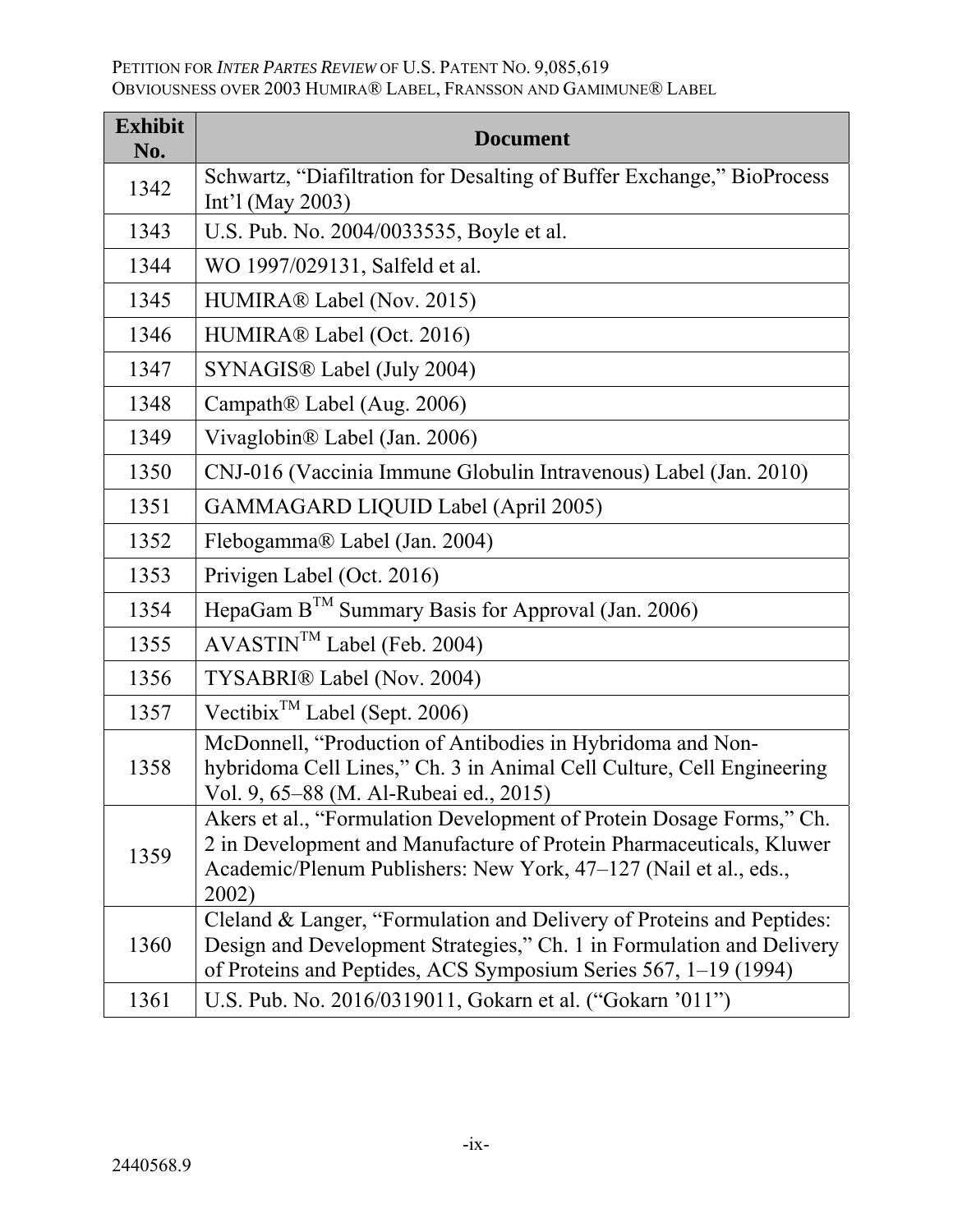| Exhibit No. | Document |
|---|---|
| 1342 | Schwartz, "Diafiltration for Desalting of Buffer Exchange," BioProcess Int'l (May 2003) |
| 1343 | U.S. Pub. No. 2004/0033535, Boyle et al. |
| 1344 | WO 1997/029131, Salfeld et al. |
| 1345 | HUMIRA® Label (Nov. 2015) |
| 1346 | HUMIRA® Label (Oct. 2016) |
| 1347 | SYNAGIS® Label (July 2004) |
| 1348 | Campath® Label (Aug. 2006) |
| 1349 | Vivaglobin® Label (Jan. 2006) |
| 1350 | CNJ-016 (Vaccinia Immune Globulin Intravenous) Label (Jan. 2010) |
| 1351 | GAMMAGARD LIQUID Label (April 2005) |
| 1352 | Flebogamma® Label (Jan. 2004) |
| 1353 | Privigen Label (Oct. 2016) |
| 1354 | HepaGam B™ Summary Basis for Approval (Jan. 2006) |
| 1355 | AVASTIN™ Label (Feb. 2004) |
| 1356 | TYSABRI® Label (Nov. 2004) |
| 1357 | Vectibix™ Label (Sept. 2006) |
| 1358 | McDonnell, "Production of Antibodies in Hybridoma and Non-hybridoma Cell Lines," Ch. 3 in Animal Cell Culture, Cell Engineering Vol. 9, 65–88 (M. Al-Rubeai ed., 2015) |
| 1359 | Akers et al., "Formulation Development of Protein Dosage Forms," Ch. 2 in Development and Manufacture of Protein Pharmaceuticals, Kluwer Academic/Plenum Publishers: New York, 47–127 (Nail et al., eds., 2002) |
| 1360 | Cleland & Langer, "Formulation and Delivery of Proteins and Peptides: Design and Development Strategies," Ch. 1 in Formulation and Delivery of Proteins and Peptides, ACS Symposium Series 567, 1–19 (1994) |
| 1361 | U.S. Pub. No. 2016/0319011, Gokarn et al. ("Gokarn '011") |

2440568.9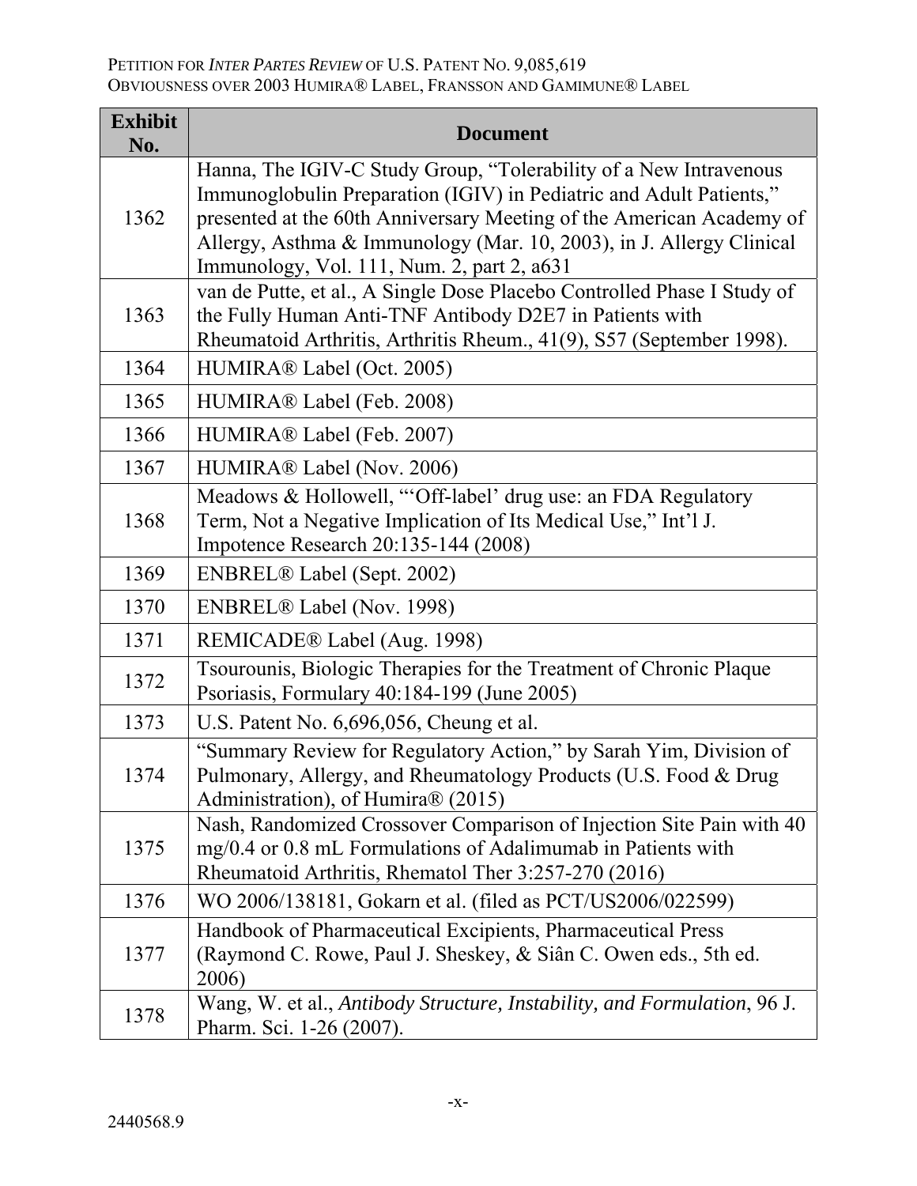| Exhibit No. | Document |
|---|---|
| 1362 | Hanna, The IGIV-C Study Group, "Tolerability of a New Intravenous Immunoglobulin Preparation (IGIV) in Pediatric and Adult Patients," presented at the 60th Anniversary Meeting of the American Academy of Allergy, Asthma & Immunology (Mar. 10, 2003), in J. Allergy Clinical Immunology, Vol. 111, Num. 2, part 2, a631 |
| 1363 | van de Putte, et al., A Single Dose Placebo Controlled Phase I Study of the Fully Human Anti-TNF Antibody D2E7 in Patients with Rheumatoid Arthritis, Arthritis Rheum., 41(9), S57 (September 1998). |
| 1364 | HUMIRA® Label (Oct. 2005) |
| 1365 | HUMIRA® Label (Feb. 2008) |
| 1366 | HUMIRA® Label (Feb. 2007) |
| 1367 | HUMIRA® Label (Nov. 2006) |
| 1368 | Meadows & Hollowell, "'Off-label' drug use: an FDA Regulatory Term, Not a Negative Implication of Its Medical Use," Int'l J. Impotence Research 20:135-144 (2008) |
| 1369 | ENBREL® Label (Sept. 2002) |
| 1370 | ENBREL® Label (Nov. 1998) |
| 1371 | REMICADE® Label (Aug. 1998) |
| 1372 | Tsourounis, Biologic Therapies for the Treatment of Chronic Plaque Psoriasis, Formulary 40:184-199 (June 2005) |
| 1373 | U.S. Patent No. 6,696,056, Cheung et al. |
| 1374 | "Summary Review for Regulatory Action," by Sarah Yim, Division of Pulmonary, Allergy, and Rheumatology Products (U.S. Food & Drug Administration), of Humira® (2015) |
| 1375 | Nash, Randomized Crossover Comparison of Injection Site Pain with 40 mg/0.4 or 0.8 mL Formulations of Adalimumab in Patients with Rheumatoid Arthritis, Rhematol Ther 3:257-270 (2016) |
| 1376 | WO 2006/138181, Gokarn et al. (filed as PCT/US2006/022599) |
| 1377 | Handbook of Pharmaceutical Excipients, Pharmaceutical Press (Raymond C. Rowe, Paul J. Sheskey, & Siân C. Owen eds., 5th ed. 2006) |
| 1378 | Wang, W. et al., *Antibody Structure, Instability, and Formulation*, 96 J. Pharm. Sci. 1-26 (2007). |

2440568.9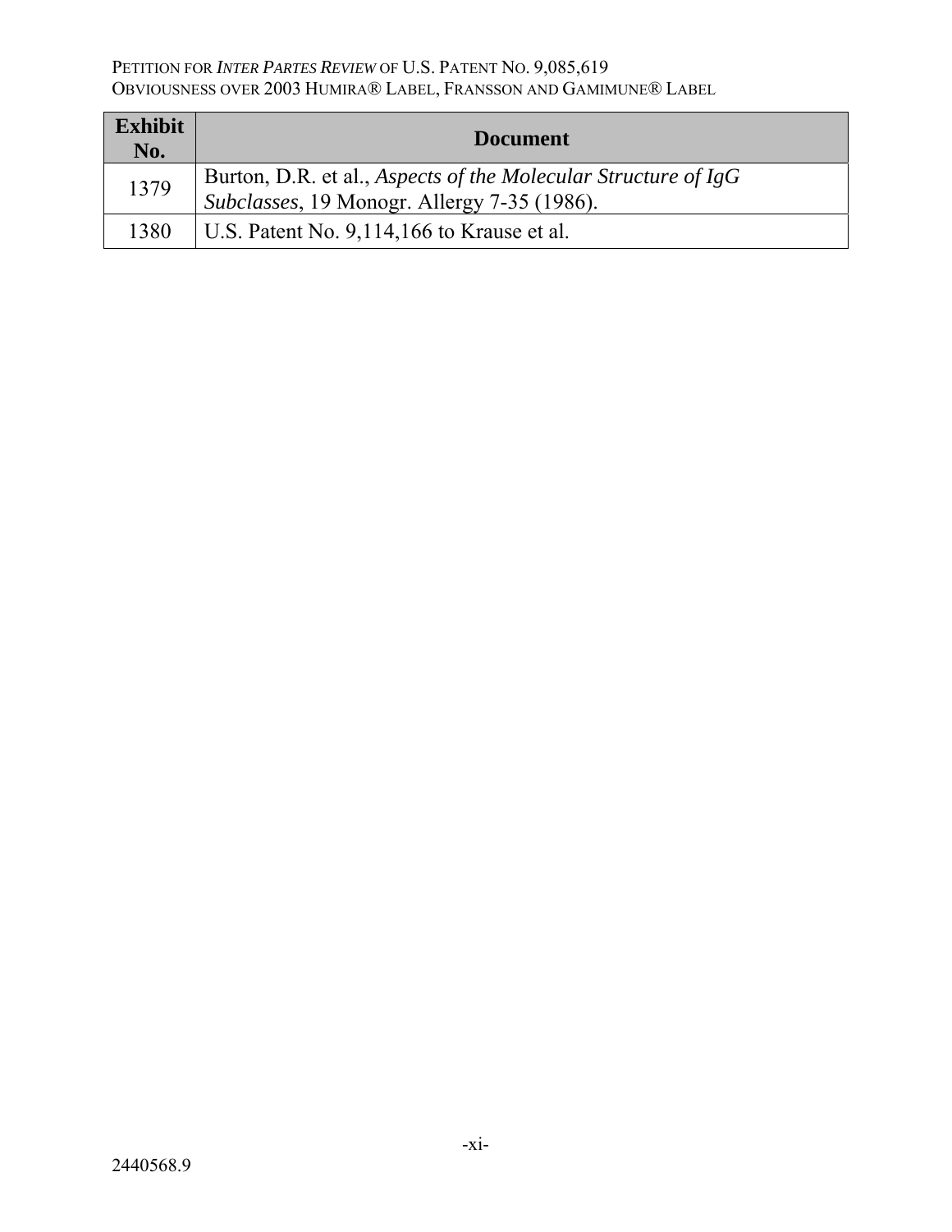| **Exhibit No.** | **Document** |
|---|---|
| 1379 | Burton, D.R. et al., *Aspects of the Molecular Structure of IgG Subclasses*, 19 Monogr. Allergy 7-35 (1986). |
| 1380 | U.S. Patent No. 9,114,166 to Krause et al. |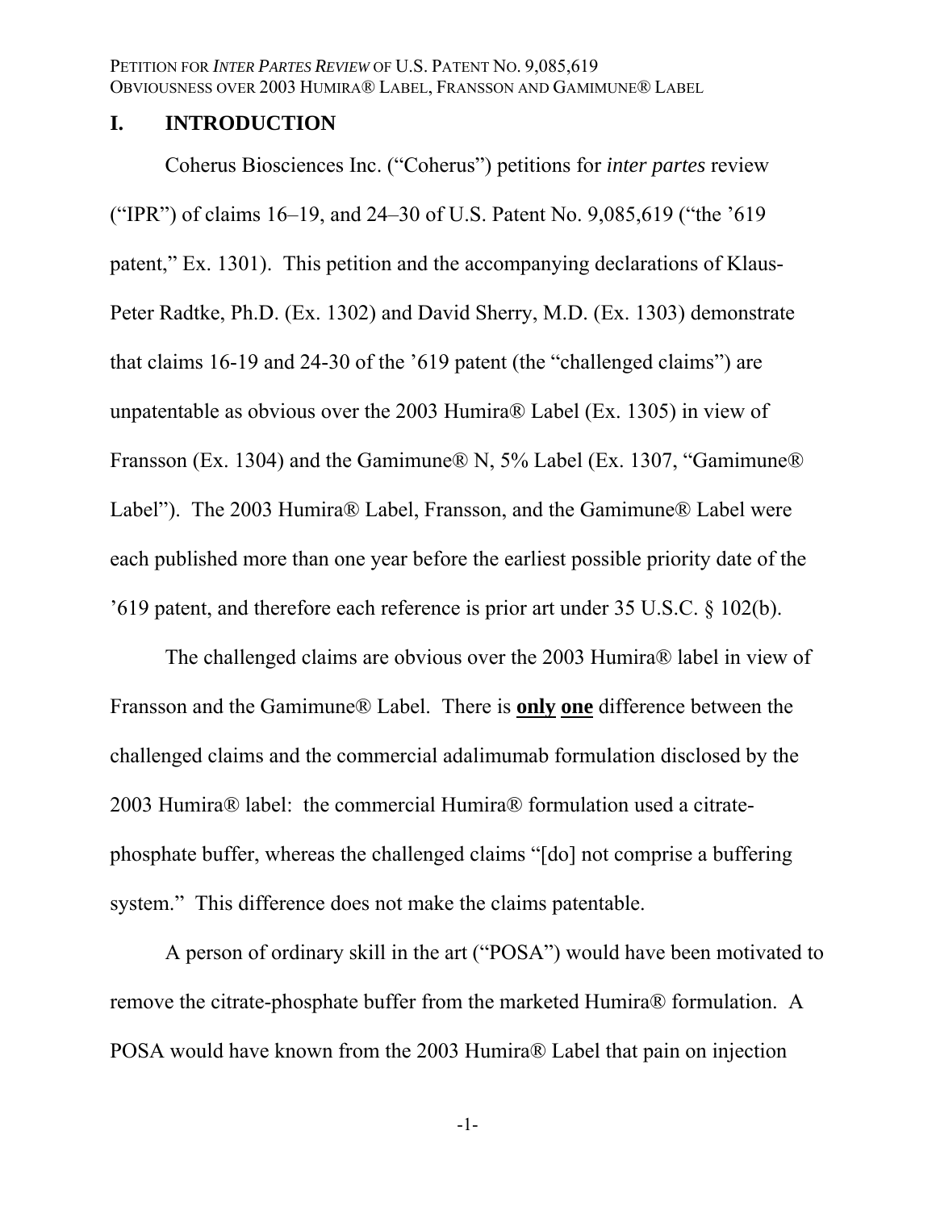## I. INTRODUCTION

Coherus Biosciences Inc. ("Coherus") petitions for *inter partes* review ("IPR") of claims 16–19, and 24–30 of U.S. Patent No. 9,085,619 ("the '619 patent," Ex. 1301). This petition and the accompanying declarations of Klaus-Peter Radtke, Ph.D. (Ex. 1302) and David Sherry, M.D. (Ex. 1303) demonstrate that claims 16-19 and 24-30 of the '619 patent (the "challenged claims") are unpatentable as obvious over the 2003 Humira® Label (Ex. 1305) in view of Fransson (Ex. 1304) and the Gamimune® N, 5% Label (Ex. 1307, "Gamimune® Label"). The 2003 Humira® Label, Fransson, and the Gamimune® Label were each published more than one year before the earliest possible priority date of the '619 patent, and therefore each reference is prior art under 35 U.S.C. § 102(b).

The challenged claims are obvious over the 2003 Humira® label in view of Fransson and the Gamimune® Label. There is **only one** difference between the challenged claims and the commercial adalimumab formulation disclosed by the 2003 Humira® label: the commercial Humira® formulation used a citrate-phosphate buffer, whereas the challenged claims "[do] not comprise a buffering system." This difference does not make the claims patentable.

A person of ordinary skill in the art ("POSA") would have been motivated to remove the citrate-phosphate buffer from the marketed Humira® formulation. A POSA would have known from the 2003 Humira® Label that pain on injection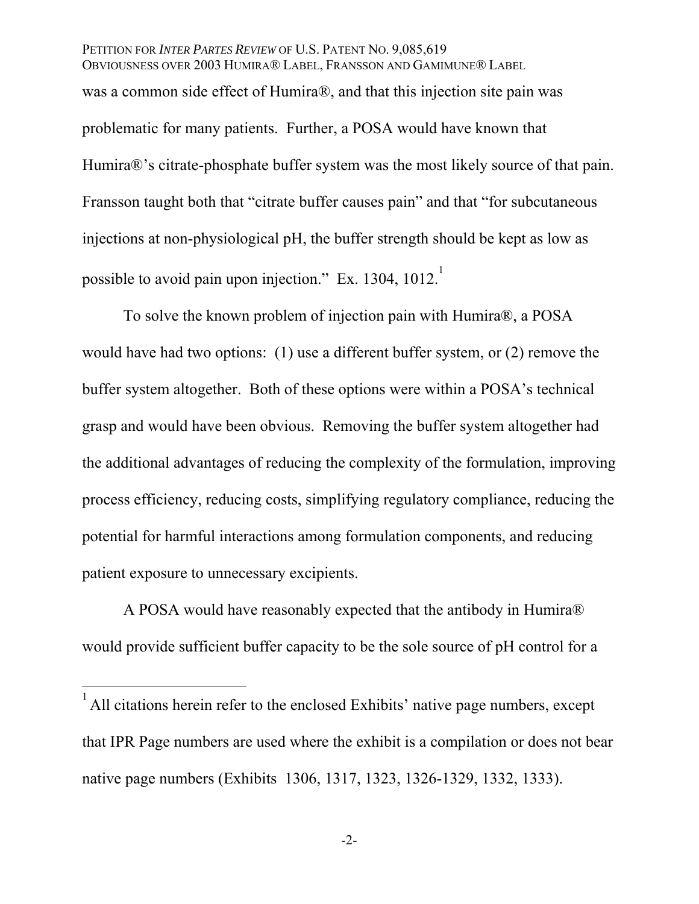was a common side effect of Humira®, and that this injection site pain was problematic for many patients. Further, a POSA would have known that Humira®'s citrate-phosphate buffer system was the most likely source of that pain. Fransson taught both that "citrate buffer causes pain" and that "for subcutaneous injections at non-physiological pH, the buffer strength should be kept as low as possible to avoid pain upon injection." Ex. 1304, 1012.[1]

To solve the known problem of injection pain with Humira®, a POSA would have had two options: (1) use a different buffer system, or (2) remove the buffer system altogether. Both of these options were within a POSA's technical grasp and would have been obvious. Removing the buffer system altogether had the additional advantages of reducing the complexity of the formulation, improving process efficiency, reducing costs, simplifying regulatory compliance, reducing the potential for harmful interactions among formulation components, and reducing patient exposure to unnecessary excipients.

A POSA would have reasonably expected that the antibody in Humira® would provide sufficient buffer capacity to be the sole source of pH control for a

[1] All citations herein refer to the enclosed Exhibits' native page numbers, except that IPR Page numbers are used where the exhibit is a compilation or does not bear native page numbers (Exhibits 1306, 1317, 1323, 1326-1329, 1332, 1333).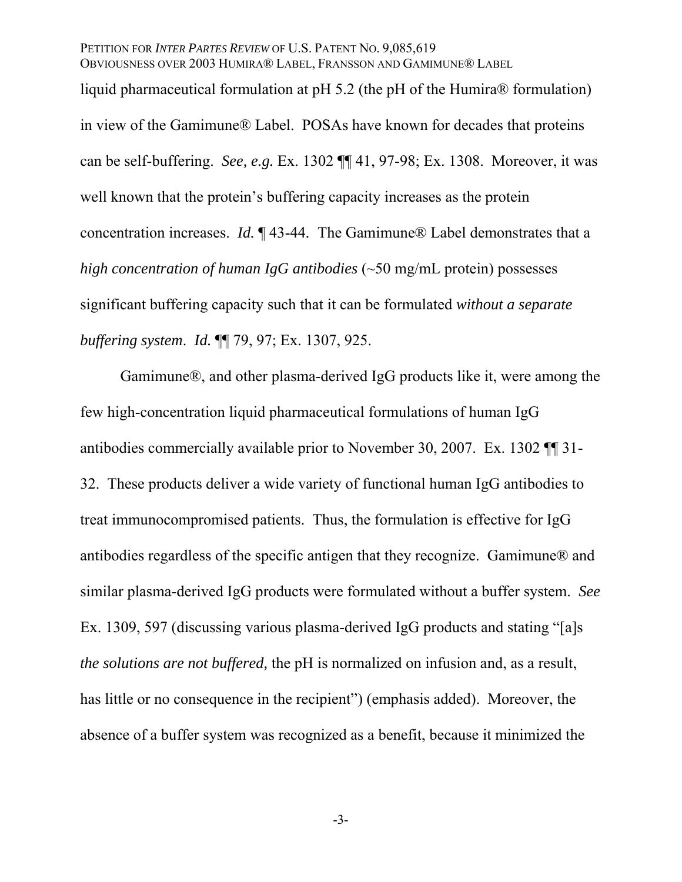liquid pharmaceutical formulation at pH 5.2 (the pH of the Humira® formulation) in view of the Gamimune® Label. POSAs have known for decades that proteins can be self-buffering. *See, e.g.* Ex. 1302 ¶¶ 41, 97-98; Ex. 1308. Moreover, it was well known that the protein's buffering capacity increases as the protein concentration increases. *Id.* ¶ 43-44. The Gamimune® Label demonstrates that a *high concentration of human IgG antibodies* (~50 mg/mL protein) possesses significant buffering capacity such that it can be formulated *without a separate buffering system*. *Id.* ¶¶ 79, 97; Ex. 1307, 925.

Gamimune®, and other plasma-derived IgG products like it, were among the few high-concentration liquid pharmaceutical formulations of human IgG antibodies commercially available prior to November 30, 2007. Ex. 1302 ¶¶ 31-32. These products deliver a wide variety of functional human IgG antibodies to treat immunocompromised patients. Thus, the formulation is effective for IgG antibodies regardless of the specific antigen that they recognize. Gamimune® and similar plasma-derived IgG products were formulated without a buffer system. *See* Ex. 1309, 597 (discussing various plasma-derived IgG products and stating "[a]s *the solutions are not buffered,* the pH is normalized on infusion and, as a result, has little or no consequence in the recipient") (emphasis added). Moreover, the absence of a buffer system was recognized as a benefit, because it minimized the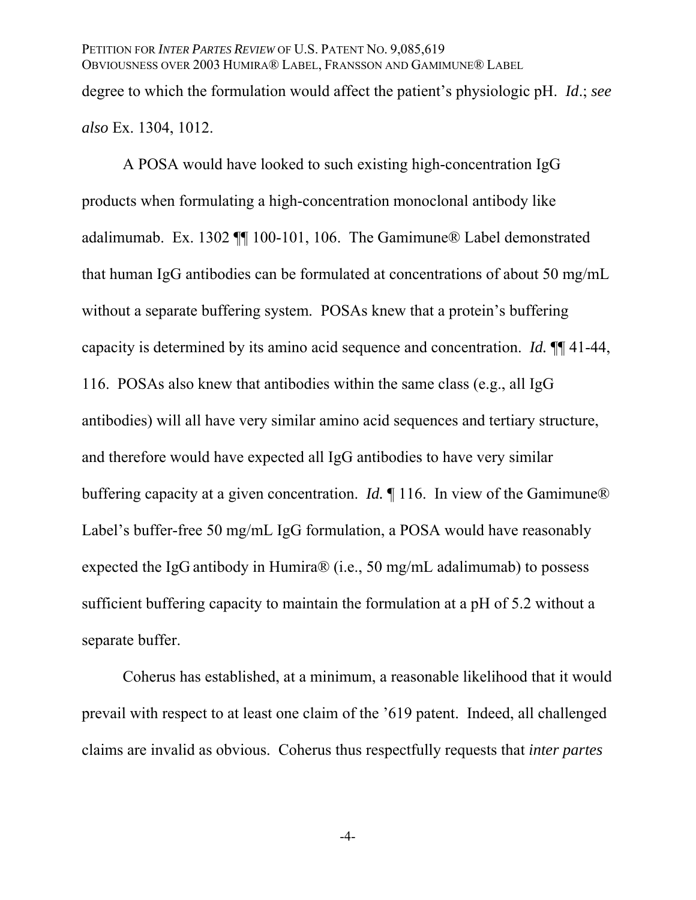degree to which the formulation would affect the patient's physiologic pH. *Id*.; *see also* Ex. 1304, 1012.

A POSA would have looked to such existing high-concentration IgG products when formulating a high-concentration monoclonal antibody like adalimumab. Ex. 1302 ¶¶ 100-101, 106. The Gamimune® Label demonstrated that human IgG antibodies can be formulated at concentrations of about 50 mg/mL without a separate buffering system. POSAs knew that a protein's buffering capacity is determined by its amino acid sequence and concentration. *Id.* ¶¶ 41-44, 116. POSAs also knew that antibodies within the same class (e.g., all IgG antibodies) will all have very similar amino acid sequences and tertiary structure, and therefore would have expected all IgG antibodies to have very similar buffering capacity at a given concentration. *Id.* ¶ 116. In view of the Gamimune® Label's buffer-free 50 mg/mL IgG formulation, a POSA would have reasonably expected the IgG antibody in Humira® (i.e., 50 mg/mL adalimumab) to possess sufficient buffering capacity to maintain the formulation at a pH of 5.2 without a separate buffer.

Coherus has established, at a minimum, a reasonable likelihood that it would prevail with respect to at least one claim of the '619 patent. Indeed, all challenged claims are invalid as obvious. Coherus thus respectfully requests that *inter partes*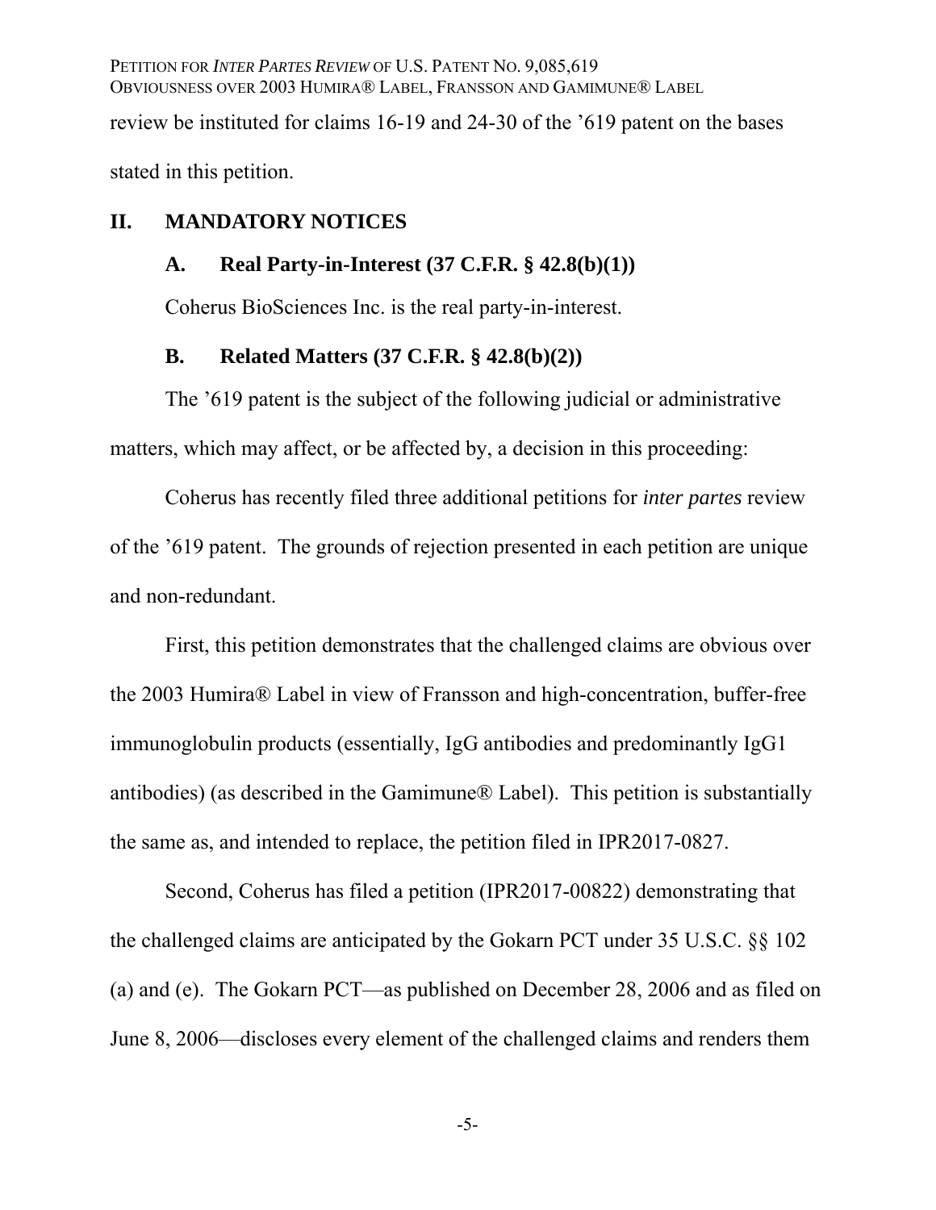review be instituted for claims 16-19 and 24-30 of the '619 patent on the bases stated in this petition.

## II. MANDATORY NOTICES

### A. Real Party-in-Interest (37 C.F.R. § 42.8(b)(1))

Coherus BioSciences Inc. is the real party-in-interest.

### B. Related Matters (37 C.F.R. § 42.8(b)(2))

The '619 patent is the subject of the following judicial or administrative matters, which may affect, or be affected by, a decision in this proceeding:

Coherus has recently filed three additional petitions for *inter partes* review of the '619 patent. The grounds of rejection presented in each petition are unique and non-redundant.

First, this petition demonstrates that the challenged claims are obvious over the 2003 Humira® Label in view of Fransson and high-concentration, buffer-free immunoglobulin products (essentially, IgG antibodies and predominantly IgG1 antibodies) (as described in the Gamimune® Label). This petition is substantially the same as, and intended to replace, the petition filed in IPR2017-0827.

Second, Coherus has filed a petition (IPR2017-00822) demonstrating that the challenged claims are anticipated by the Gokarn PCT under 35 U.S.C. §§ 102 (a) and (e). The Gokarn PCT—as published on December 28, 2006 and as filed on June 8, 2006—discloses every element of the challenged claims and renders them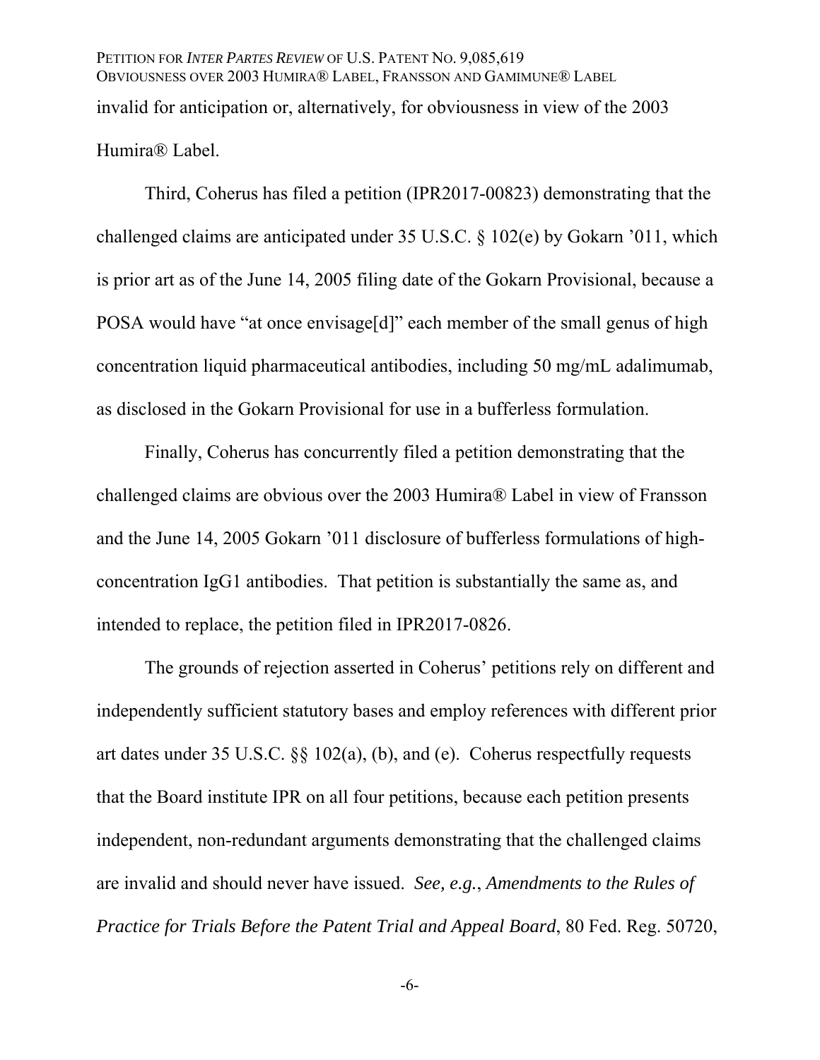invalid for anticipation or, alternatively, for obviousness in view of the 2003 Humira® Label.

Third, Coherus has filed a petition (IPR2017-00823) demonstrating that the challenged claims are anticipated under 35 U.S.C. § 102(e) by Gokarn ’011, which is prior art as of the June 14, 2005 filing date of the Gokarn Provisional, because a POSA would have “at once envisage[d]” each member of the small genus of high concentration liquid pharmaceutical antibodies, including 50 mg/mL adalimumab, as disclosed in the Gokarn Provisional for use in a bufferless formulation.

Finally, Coherus has concurrently filed a petition demonstrating that the challenged claims are obvious over the 2003 Humira® Label in view of Fransson and the June 14, 2005 Gokarn ’011 disclosure of bufferless formulations of high-concentration IgG1 antibodies. That petition is substantially the same as, and intended to replace, the petition filed in IPR2017-0826.

The grounds of rejection asserted in Coherus’ petitions rely on different and independently sufficient statutory bases and employ references with different prior art dates under 35 U.S.C. §§ 102(a), (b), and (e). Coherus respectfully requests that the Board institute IPR on all four petitions, because each petition presents independent, non-redundant arguments demonstrating that the challenged claims are invalid and should never have issued. *See, e.g.*, *Amendments to the Rules of Practice for Trials Before the Patent Trial and Appeal Board*, 80 Fed. Reg. 50720,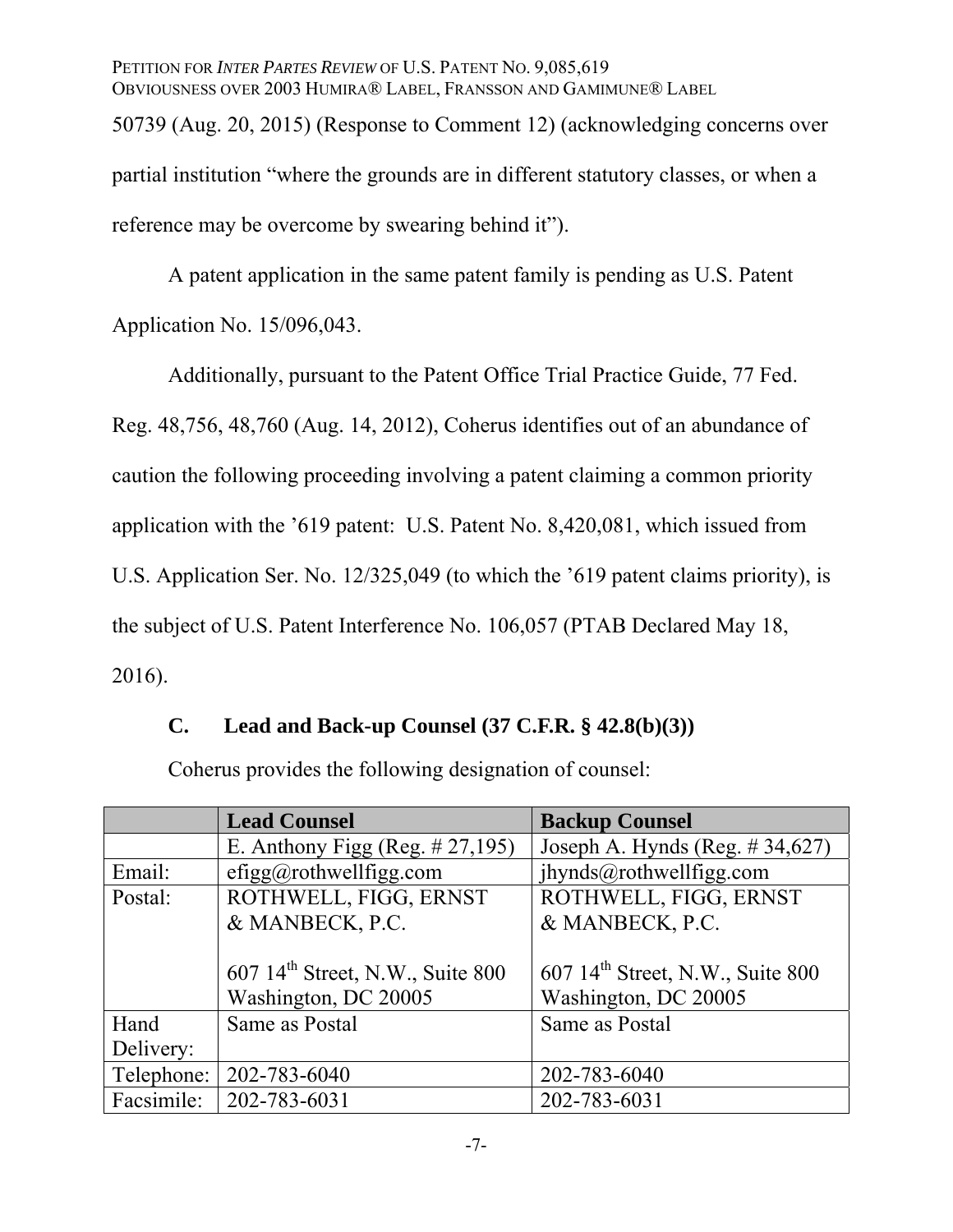50739 (Aug. 20, 2015) (Response to Comment 12) (acknowledging concerns over partial institution "where the grounds are in different statutory classes, or when a reference may be overcome by swearing behind it").

A patent application in the same patent family is pending as U.S. Patent Application No. 15/096,043.

Additionally, pursuant to the Patent Office Trial Practice Guide, 77 Fed. Reg. 48,756, 48,760 (Aug. 14, 2012), Coherus identifies out of an abundance of caution the following proceeding involving a patent claiming a common priority application with the '619 patent: U.S. Patent No. 8,420,081, which issued from U.S. Application Ser. No. 12/325,049 (to which the '619 patent claims priority), is the subject of U.S. Patent Interference No. 106,057 (PTAB Declared May 18, 2016).

### C. Lead and Back-up Counsel (37 C.F.R. § 42.8(b)(3))

Coherus provides the following designation of counsel:

| | **Lead Counsel** | **Backup Counsel** |
|---|---|---|
| | E. Anthony Figg (Reg. # 27,195) | Joseph A. Hynds (Reg. # 34,627) |
| Email: | efigg@rothwellfigg.com | jhynds@rothwellfigg.com |
| Postal: | ROTHWELL, FIGG, ERNST & MANBECK, P.C. 607 14th Street, N.W., Suite 800 Washington, DC 20005 | ROTHWELL, FIGG, ERNST & MANBECK, P.C. 607 14th Street, N.W., Suite 800 Washington, DC 20005 |
| Hand Delivery: | Same as Postal | Same as Postal |
| Telephone: | 202-783-6040 | 202-783-6040 |
| Facsimile: | 202-783-6031 | 202-783-6031 |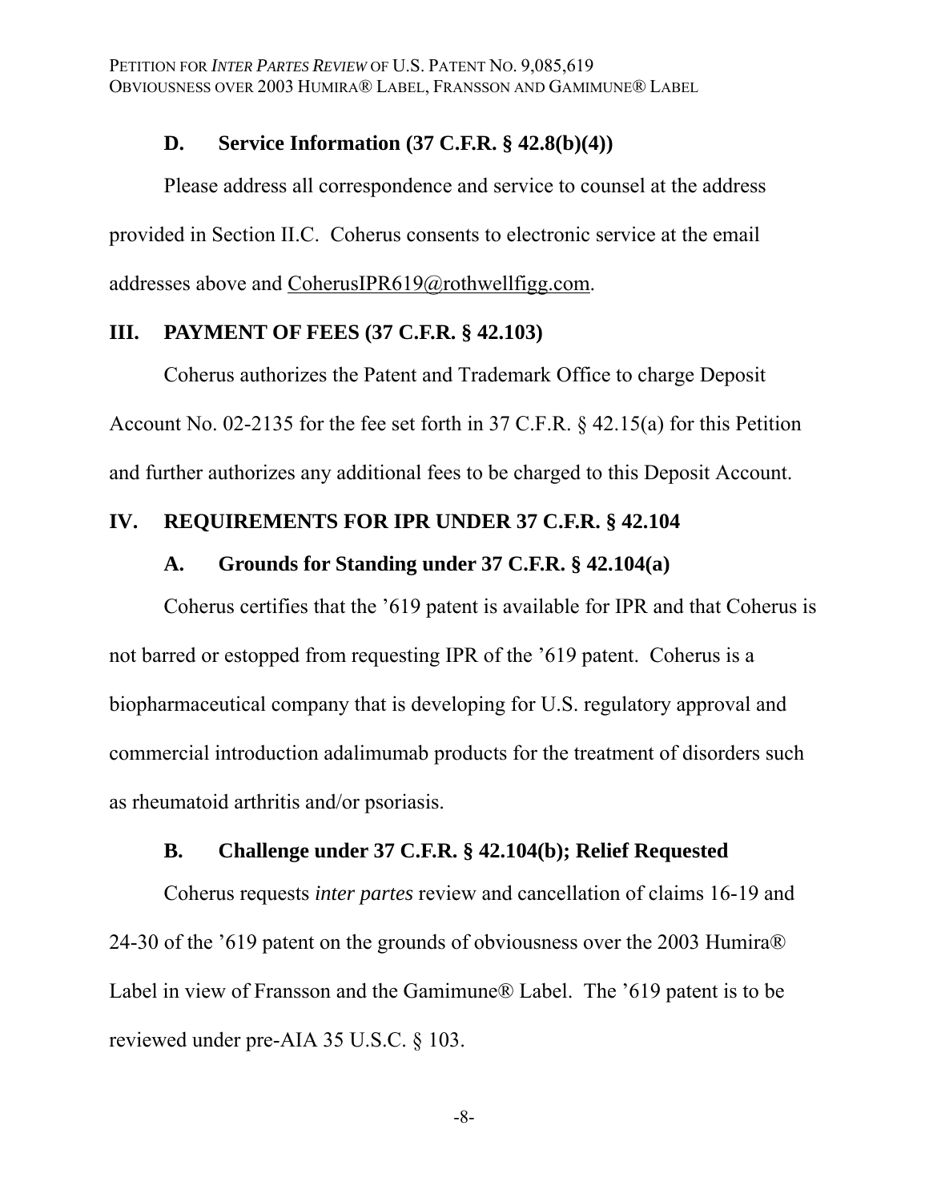### D. Service Information (37 C.F.R. § 42.8(b)(4))

Please address all correspondence and service to counsel at the address provided in Section II.C. Coherus consents to electronic service at the email addresses above and CoherusIPR619@rothwellfigg.com.

## III. PAYMENT OF FEES (37 C.F.R. § 42.103)

Coherus authorizes the Patent and Trademark Office to charge Deposit Account No. 02-2135 for the fee set forth in 37 C.F.R. § 42.15(a) for this Petition and further authorizes any additional fees to be charged to this Deposit Account.

## IV. REQUIREMENTS FOR IPR UNDER 37 C.F.R. § 42.104

### A. Grounds for Standing under 37 C.F.R. § 42.104(a)

Coherus certifies that the '619 patent is available for IPR and that Coherus is not barred or estopped from requesting IPR of the '619 patent. Coherus is a biopharmaceutical company that is developing for U.S. regulatory approval and commercial introduction adalimumab products for the treatment of disorders such as rheumatoid arthritis and/or psoriasis.

### B. Challenge under 37 C.F.R. § 42.104(b); Relief Requested

Coherus requests *inter partes* review and cancellation of claims 16-19 and 24-30 of the '619 patent on the grounds of obviousness over the 2003 Humira® Label in view of Fransson and the Gamimune® Label. The '619 patent is to be reviewed under pre-AIA 35 U.S.C. § 103.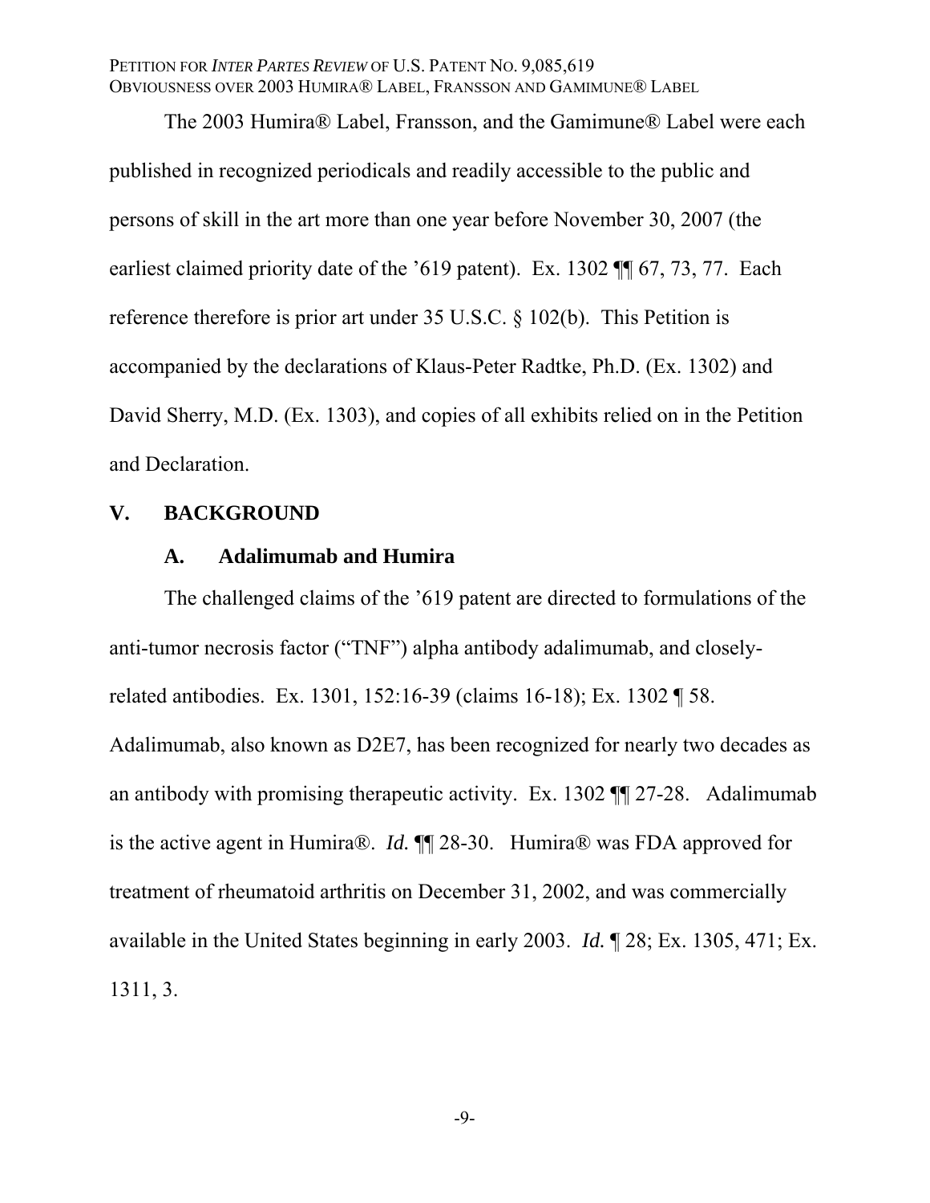The 2003 Humira® Label, Fransson, and the Gamimune® Label were each published in recognized periodicals and readily accessible to the public and persons of skill in the art more than one year before November 30, 2007 (the earliest claimed priority date of the ’619 patent). Ex. 1302 ¶¶ 67, 73, 77. Each reference therefore is prior art under 35 U.S.C. § 102(b). This Petition is accompanied by the declarations of Klaus-Peter Radtke, Ph.D. (Ex. 1302) and David Sherry, M.D. (Ex. 1303), and copies of all exhibits relied on in the Petition and Declaration.

## V. BACKGROUND

### A. Adalimumab and Humira

The challenged claims of the ’619 patent are directed to formulations of the anti-tumor necrosis factor (“TNF”) alpha antibody adalimumab, and closely-related antibodies. Ex. 1301, 152:16-39 (claims 16-18); Ex. 1302 ¶ 58. Adalimumab, also known as D2E7, has been recognized for nearly two decades as an antibody with promising therapeutic activity. Ex. 1302 ¶¶ 27-28. Adalimumab is the active agent in Humira®. *Id.* ¶¶ 28-30. Humira® was FDA approved for treatment of rheumatoid arthritis on December 31, 2002, and was commercially available in the United States beginning in early 2003. *Id.* ¶ 28; Ex. 1305, 471; Ex. 1311, 3.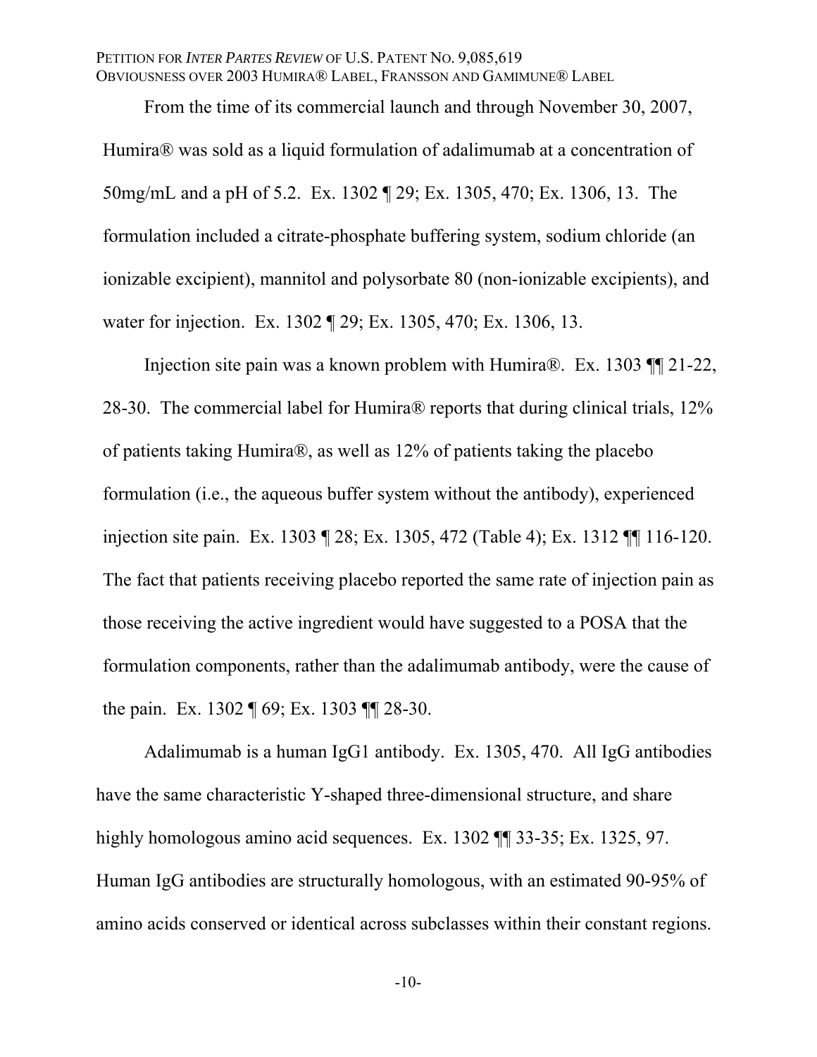From the time of its commercial launch and through November 30, 2007, Humira® was sold as a liquid formulation of adalimumab at a concentration of 50mg/mL and a pH of 5.2. Ex. 1302 ¶ 29; Ex. 1305, 470; Ex. 1306, 13. The formulation included a citrate-phosphate buffering system, sodium chloride (an ionizable excipient), mannitol and polysorbate 80 (non-ionizable excipients), and water for injection. Ex. 1302 ¶ 29; Ex. 1305, 470; Ex. 1306, 13.

Injection site pain was a known problem with Humira®. Ex. 1303 ¶¶ 21-22, 28-30. The commercial label for Humira® reports that during clinical trials, 12% of patients taking Humira®, as well as 12% of patients taking the placebo formulation (i.e., the aqueous buffer system without the antibody), experienced injection site pain. Ex. 1303 ¶ 28; Ex. 1305, 472 (Table 4); Ex. 1312 ¶¶ 116-120. The fact that patients receiving placebo reported the same rate of injection pain as those receiving the active ingredient would have suggested to a POSA that the formulation components, rather than the adalimumab antibody, were the cause of the pain. Ex. 1302 ¶ 69; Ex. 1303 ¶¶ 28-30.

Adalimumab is a human IgG1 antibody. Ex. 1305, 470. All IgG antibodies have the same characteristic Y-shaped three-dimensional structure, and share highly homologous amino acid sequences. Ex. 1302 ¶¶ 33-35; Ex. 1325, 97. Human IgG antibodies are structurally homologous, with an estimated 90-95% of amino acids conserved or identical across subclasses within their constant regions.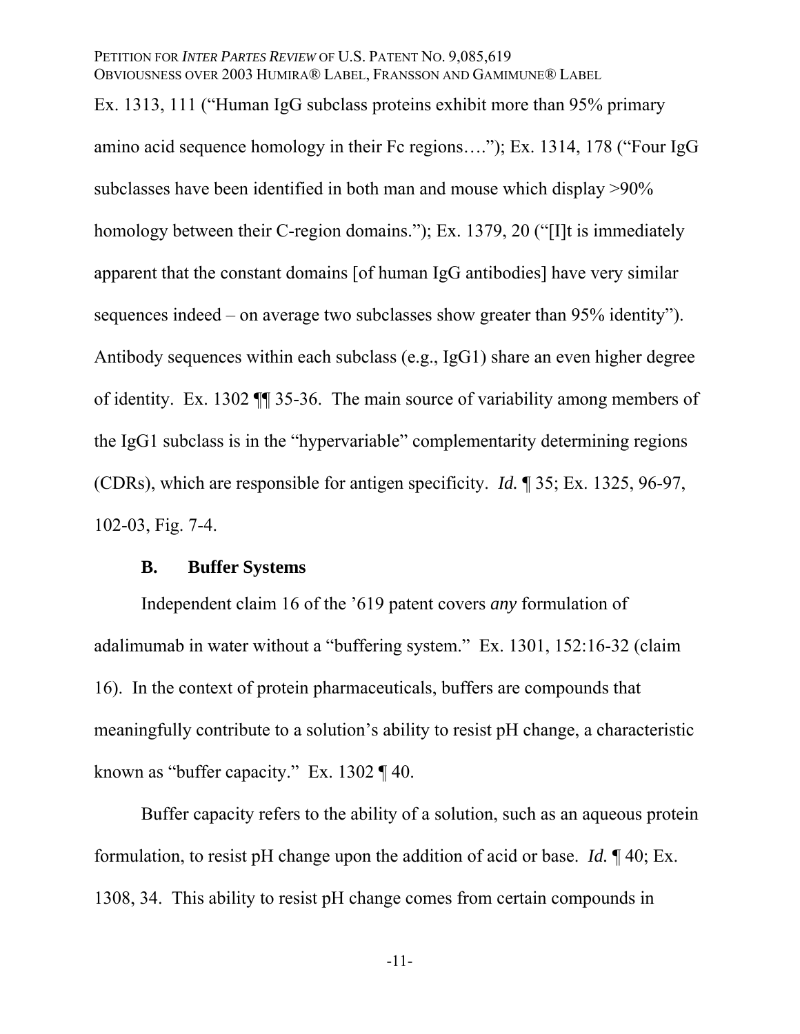Ex. 1313, 111 ("Human IgG subclass proteins exhibit more than 95% primary amino acid sequence homology in their Fc regions…."); Ex. 1314, 178 ("Four IgG subclasses have been identified in both man and mouse which display >90% homology between their C-region domains."); Ex. 1379, 20 ("[I]t is immediately apparent that the constant domains [of human IgG antibodies] have very similar sequences indeed – on average two subclasses show greater than 95% identity"). Antibody sequences within each subclass (e.g., IgG1) share an even higher degree of identity. Ex. 1302 ¶¶ 35-36. The main source of variability among members of the IgG1 subclass is in the "hypervariable" complementarity determining regions (CDRs), which are responsible for antigen specificity. *Id.* ¶ 35; Ex. 1325, 96-97, 102-03, Fig. 7-4.

### B. Buffer Systems

Independent claim 16 of the '619 patent covers *any* formulation of adalimumab in water without a "buffering system." Ex. 1301, 152:16-32 (claim 16). In the context of protein pharmaceuticals, buffers are compounds that meaningfully contribute to a solution's ability to resist pH change, a characteristic known as "buffer capacity." Ex. 1302 ¶ 40.

Buffer capacity refers to the ability of a solution, such as an aqueous protein formulation, to resist pH change upon the addition of acid or base. *Id.* ¶ 40; Ex. 1308, 34. This ability to resist pH change comes from certain compounds in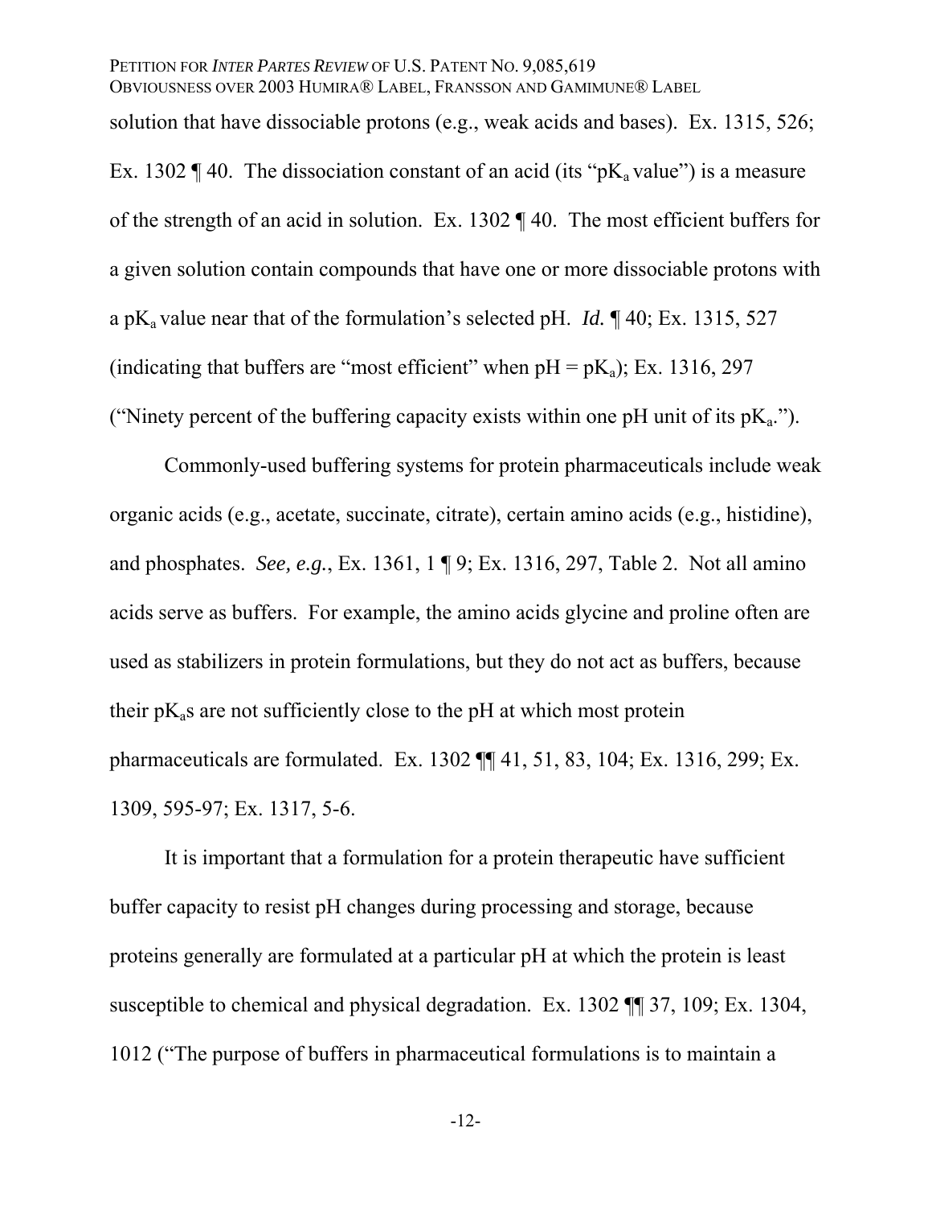solution that have dissociable protons (e.g., weak acids and bases). Ex. 1315, 526; Ex. 1302 ¶ 40. The dissociation constant of an acid (its "$pK_a$ value") is a measure of the strength of an acid in solution. Ex. 1302 ¶ 40. The most efficient buffers for a given solution contain compounds that have one or more dissociable protons with a $pK_a$ value near that of the formulation's selected pH. *Id.* ¶ 40; Ex. 1315, 527 (indicating that buffers are "most efficient" when pH = $pK_a$); Ex. 1316, 297 ("Ninety percent of the buffering capacity exists within one pH unit of its $pK_a$.").

Commonly-used buffering systems for protein pharmaceuticals include weak organic acids (e.g., acetate, succinate, citrate), certain amino acids (e.g., histidine), and phosphates. *See, e.g.*, Ex. 1361, 1 ¶ 9; Ex. 1316, 297, Table 2. Not all amino acids serve as buffers. For example, the amino acids glycine and proline often are used as stabilizers in protein formulations, but they do not act as buffers, because their $pK_a$s are not sufficiently close to the pH at which most protein pharmaceuticals are formulated. Ex. 1302 ¶¶ 41, 51, 83, 104; Ex. 1316, 299; Ex. 1309, 595-97; Ex. 1317, 5-6.

It is important that a formulation for a protein therapeutic have sufficient buffer capacity to resist pH changes during processing and storage, because proteins generally are formulated at a particular pH at which the protein is least susceptible to chemical and physical degradation. Ex. 1302 ¶¶ 37, 109; Ex. 1304, 1012 ("The purpose of buffers in pharmaceutical formulations is to maintain a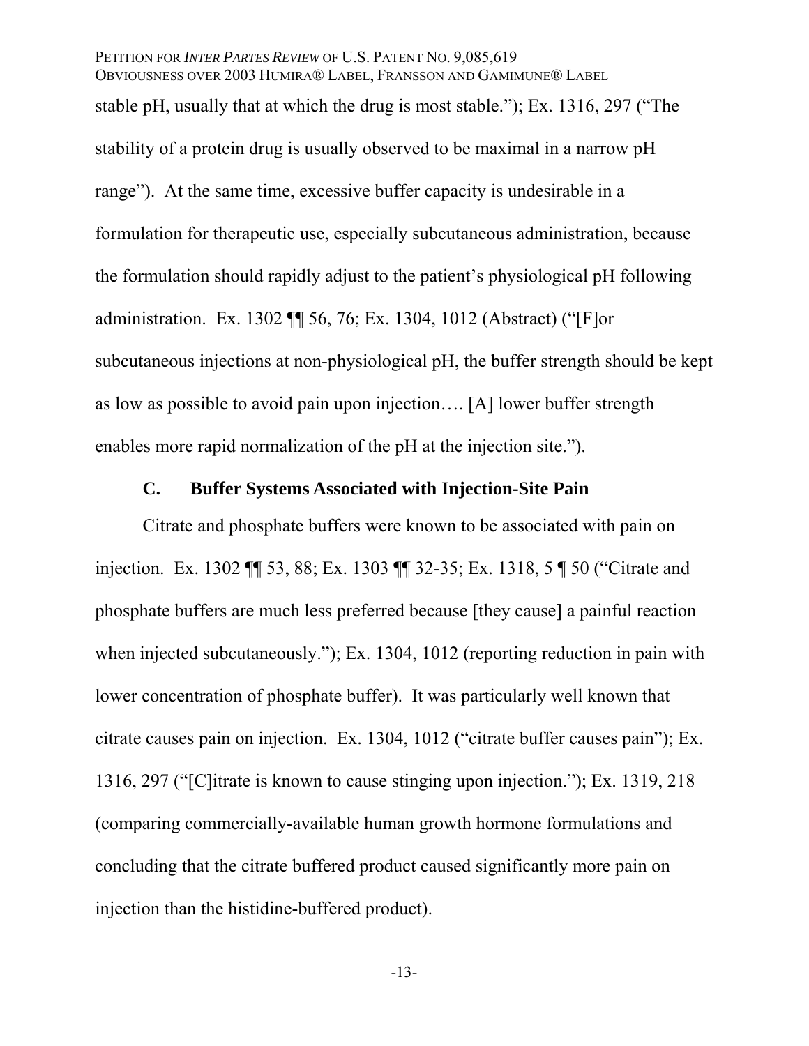stable pH, usually that at which the drug is most stable."); Ex. 1316, 297 ("The stability of a protein drug is usually observed to be maximal in a narrow pH range"). At the same time, excessive buffer capacity is undesirable in a formulation for therapeutic use, especially subcutaneous administration, because the formulation should rapidly adjust to the patient's physiological pH following administration. Ex. 1302 ¶¶ 56, 76; Ex. 1304, 1012 (Abstract) ("[F]or subcutaneous injections at non-physiological pH, the buffer strength should be kept as low as possible to avoid pain upon injection…. [A] lower buffer strength enables more rapid normalization of the pH at the injection site.").

### C. Buffer Systems Associated with Injection-Site Pain

Citrate and phosphate buffers were known to be associated with pain on injection. Ex. 1302 ¶¶ 53, 88; Ex. 1303 ¶¶ 32-35; Ex. 1318, 5 ¶ 50 ("Citrate and phosphate buffers are much less preferred because [they cause] a painful reaction when injected subcutaneously."); Ex. 1304, 1012 (reporting reduction in pain with lower concentration of phosphate buffer). It was particularly well known that citrate causes pain on injection. Ex. 1304, 1012 ("citrate buffer causes pain"); Ex. 1316, 297 ("[C]itrate is known to cause stinging upon injection."); Ex. 1319, 218 (comparing commercially-available human growth hormone formulations and concluding that the citrate buffered product caused significantly more pain on injection than the histidine-buffered product).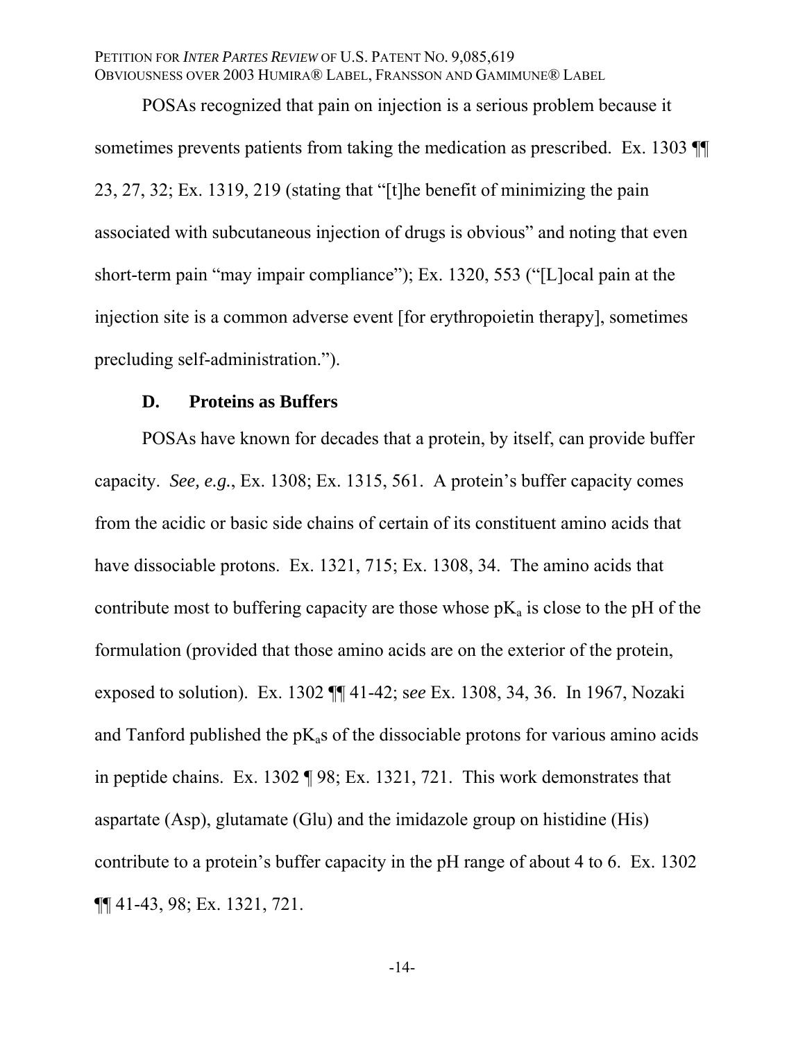POSAs recognized that pain on injection is a serious problem because it sometimes prevents patients from taking the medication as prescribed. Ex. 1303 ¶¶ 23, 27, 32; Ex. 1319, 219 (stating that "[t]he benefit of minimizing the pain associated with subcutaneous injection of drugs is obvious" and noting that even short-term pain "may impair compliance"); Ex. 1320, 553 ("[L]ocal pain at the injection site is a common adverse event [for erythropoietin therapy], sometimes precluding self-administration.").

### D. Proteins as Buffers

POSAs have known for decades that a protein, by itself, can provide buffer capacity. *See, e.g.*, Ex. 1308; Ex. 1315, 561. A protein's buffer capacity comes from the acidic or basic side chains of certain of its constituent amino acids that have dissociable protons. Ex. 1321, 715; Ex. 1308, 34. The amino acids that contribute most to buffering capacity are those whose $pK_a$ is close to the pH of the formulation (provided that those amino acids are on the exterior of the protein, exposed to solution). Ex. 1302 ¶¶ 41-42; s*ee* Ex. 1308, 34, 36. In 1967, Nozaki and Tanford published the $pK_a$s of the dissociable protons for various amino acids in peptide chains. Ex. 1302 ¶ 98; Ex. 1321, 721. This work demonstrates that aspartate (Asp), glutamate (Glu) and the imidazole group on histidine (His) contribute to a protein's buffer capacity in the pH range of about 4 to 6. Ex. 1302 ¶¶ 41-43, 98; Ex. 1321, 721.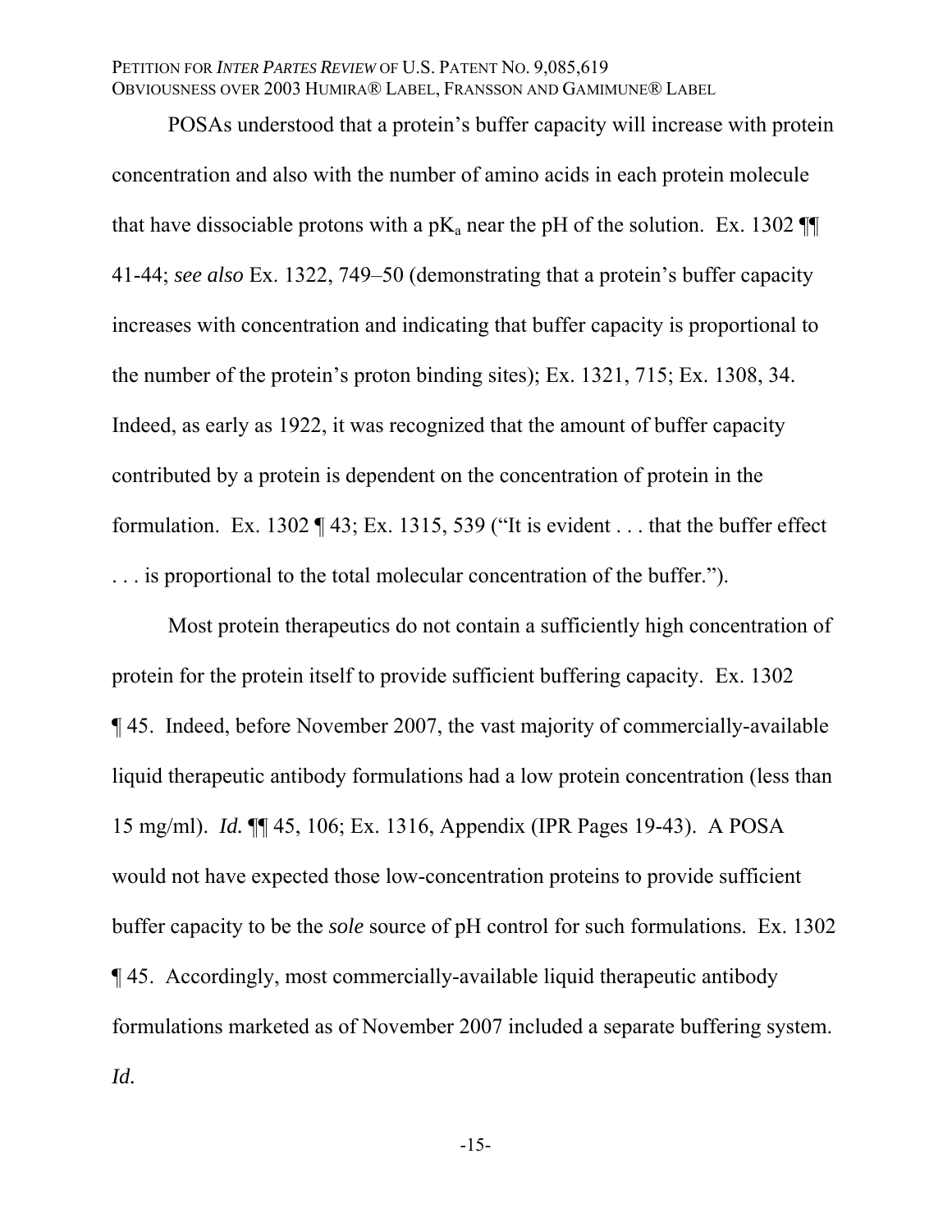POSAs understood that a protein's buffer capacity will increase with protein concentration and also with the number of amino acids in each protein molecule that have dissociable protons with a $pK_a$ near the pH of the solution. Ex. 1302 ¶¶ 41-44; *see also* Ex. 1322, 749–50 (demonstrating that a protein's buffer capacity increases with concentration and indicating that buffer capacity is proportional to the number of the protein's proton binding sites); Ex. 1321, 715; Ex. 1308, 34. Indeed, as early as 1922, it was recognized that the amount of buffer capacity contributed by a protein is dependent on the concentration of protein in the formulation. Ex. 1302 ¶ 43; Ex. 1315, 539 ("It is evident . . . that the buffer effect . . . is proportional to the total molecular concentration of the buffer.").

Most protein therapeutics do not contain a sufficiently high concentration of protein for the protein itself to provide sufficient buffering capacity. Ex. 1302 ¶ 45. Indeed, before November 2007, the vast majority of commercially-available liquid therapeutic antibody formulations had a low protein concentration (less than 15 mg/ml). *Id.* ¶¶ 45, 106; Ex. 1316, Appendix (IPR Pages 19-43). A POSA would not have expected those low-concentration proteins to provide sufficient buffer capacity to be the *sole* source of pH control for such formulations. Ex. 1302 ¶ 45. Accordingly, most commercially-available liquid therapeutic antibody formulations marketed as of November 2007 included a separate buffering system. *Id.*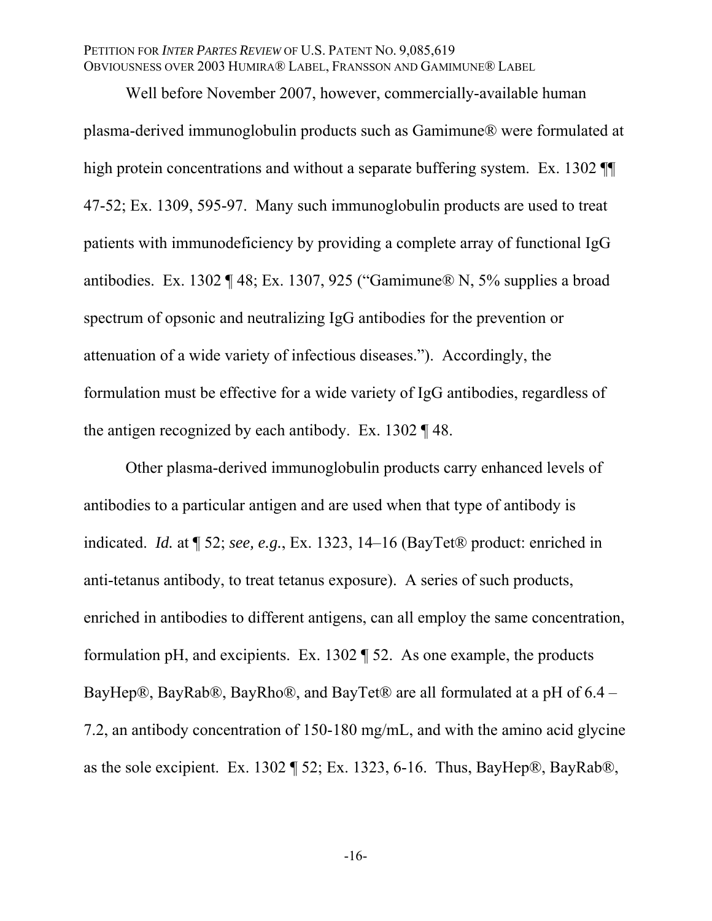Well before November 2007, however, commercially-available human plasma-derived immunoglobulin products such as Gamimune® were formulated at high protein concentrations and without a separate buffering system. Ex. 1302 ¶¶ 47-52; Ex. 1309, 595-97. Many such immunoglobulin products are used to treat patients with immunodeficiency by providing a complete array of functional IgG antibodies. Ex. 1302 ¶ 48; Ex. 1307, 925 ("Gamimune® N, 5% supplies a broad spectrum of opsonic and neutralizing IgG antibodies for the prevention or attenuation of a wide variety of infectious diseases."). Accordingly, the formulation must be effective for a wide variety of IgG antibodies, regardless of the antigen recognized by each antibody. Ex. 1302 ¶ 48.

Other plasma-derived immunoglobulin products carry enhanced levels of antibodies to a particular antigen and are used when that type of antibody is indicated. *Id.* at ¶ 52; *see, e.g.*, Ex. 1323, 14–16 (BayTet® product: enriched in anti-tetanus antibody, to treat tetanus exposure). A series of such products, enriched in antibodies to different antigens, can all employ the same concentration, formulation pH, and excipients. Ex. 1302 ¶ 52. As one example, the products BayHep®, BayRab®, BayRho®, and BayTet® are all formulated at a pH of 6.4 – 7.2, an antibody concentration of 150-180 mg/mL, and with the amino acid glycine as the sole excipient. Ex. 1302 ¶ 52; Ex. 1323, 6-16. Thus, BayHep®, BayRab®,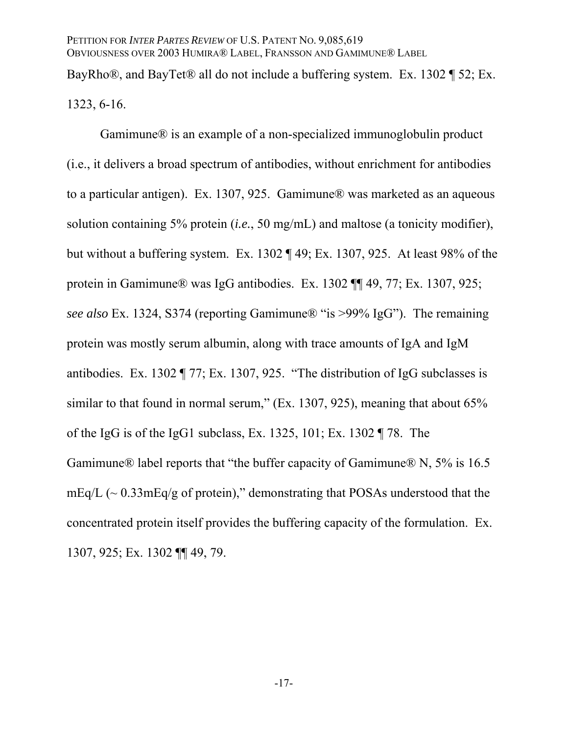BayRho®, and BayTet® all do not include a buffering system. Ex. 1302 ¶ 52; Ex. 1323, 6-16.

Gamimune® is an example of a non-specialized immunoglobulin product (i.e., it delivers a broad spectrum of antibodies, without enrichment for antibodies to a particular antigen). Ex. 1307, 925. Gamimune® was marketed as an aqueous solution containing 5% protein (*i.e.*, 50 mg/mL) and maltose (a tonicity modifier), but without a buffering system. Ex. 1302 ¶ 49; Ex. 1307, 925. At least 98% of the protein in Gamimune® was IgG antibodies. Ex. 1302 ¶¶ 49, 77; Ex. 1307, 925; *see also* Ex. 1324, S374 (reporting Gamimune® "is >99% IgG"). The remaining protein was mostly serum albumin, along with trace amounts of IgA and IgM antibodies. Ex. 1302 ¶ 77; Ex. 1307, 925. "The distribution of IgG subclasses is similar to that found in normal serum," (Ex. 1307, 925), meaning that about 65% of the IgG is of the IgG1 subclass, Ex. 1325, 101; Ex. 1302 ¶ 78. The Gamimune® label reports that "the buffer capacity of Gamimune® N, 5% is 16.5 mEq/L (~ 0.33mEq/g of protein)," demonstrating that POSAs understood that the concentrated protein itself provides the buffering capacity of the formulation. Ex. 1307, 925; Ex. 1302 ¶¶ 49, 79.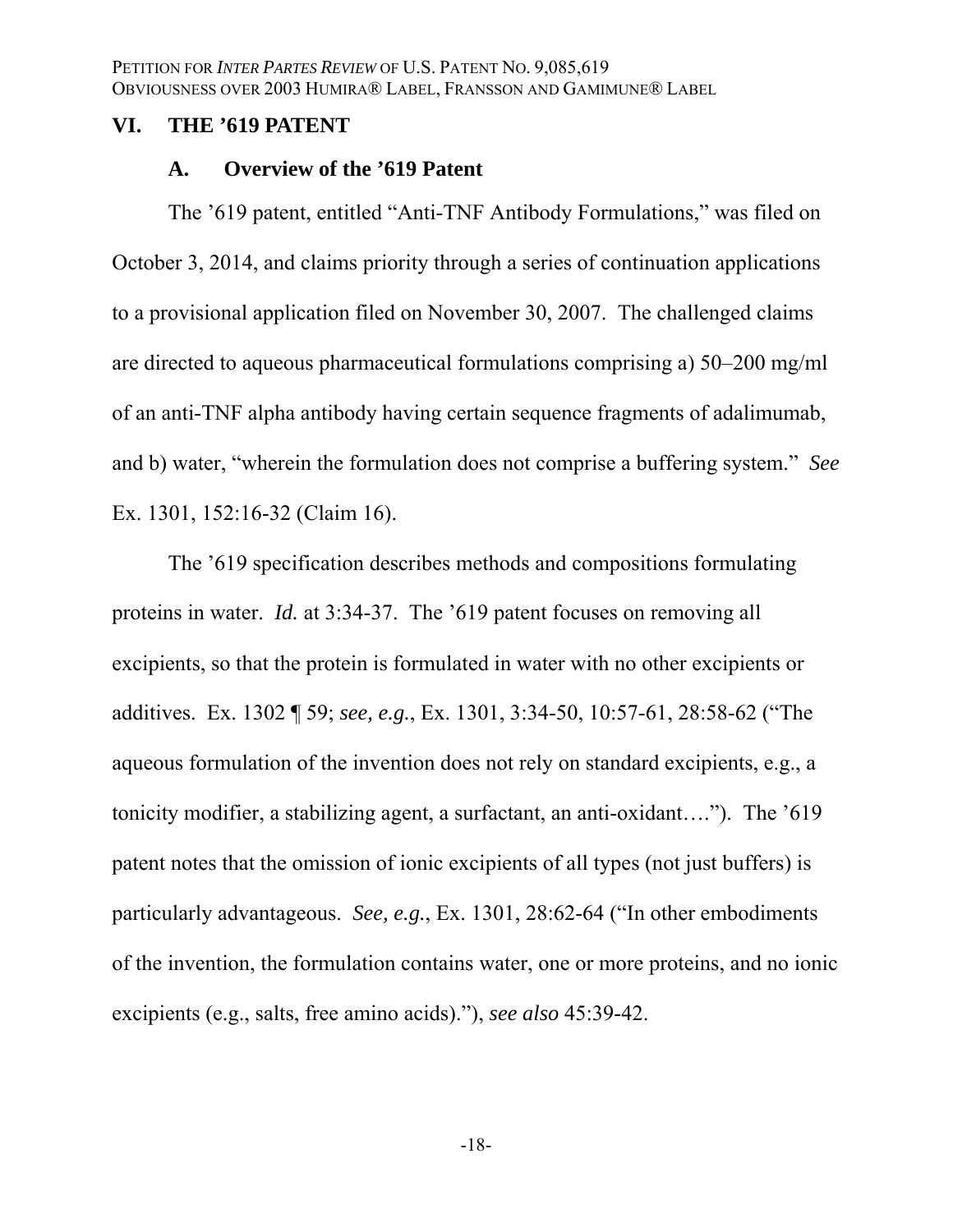## VI. THE '619 PATENT

### A. Overview of the '619 Patent

The '619 patent, entitled "Anti-TNF Antibody Formulations," was filed on October 3, 2014, and claims priority through a series of continuation applications to a provisional application filed on November 30, 2007. The challenged claims are directed to aqueous pharmaceutical formulations comprising a) 50–200 mg/ml of an anti-TNF alpha antibody having certain sequence fragments of adalimumab, and b) water, "wherein the formulation does not comprise a buffering system." *See* Ex. 1301, 152:16-32 (Claim 16).

The '619 specification describes methods and compositions formulating proteins in water. *Id.* at 3:34-37. The '619 patent focuses on removing all excipients, so that the protein is formulated in water with no other excipients or additives. Ex. 1302 ¶ 59; *see, e.g.*, Ex. 1301, 3:34-50, 10:57-61, 28:58-62 ("The aqueous formulation of the invention does not rely on standard excipients, e.g., a tonicity modifier, a stabilizing agent, a surfactant, an anti-oxidant…."). The '619 patent notes that the omission of ionic excipients of all types (not just buffers) is particularly advantageous. *See, e.g.*, Ex. 1301, 28:62-64 ("In other embodiments of the invention, the formulation contains water, one or more proteins, and no ionic excipients (e.g., salts, free amino acids)."), *see also* 45:39-42.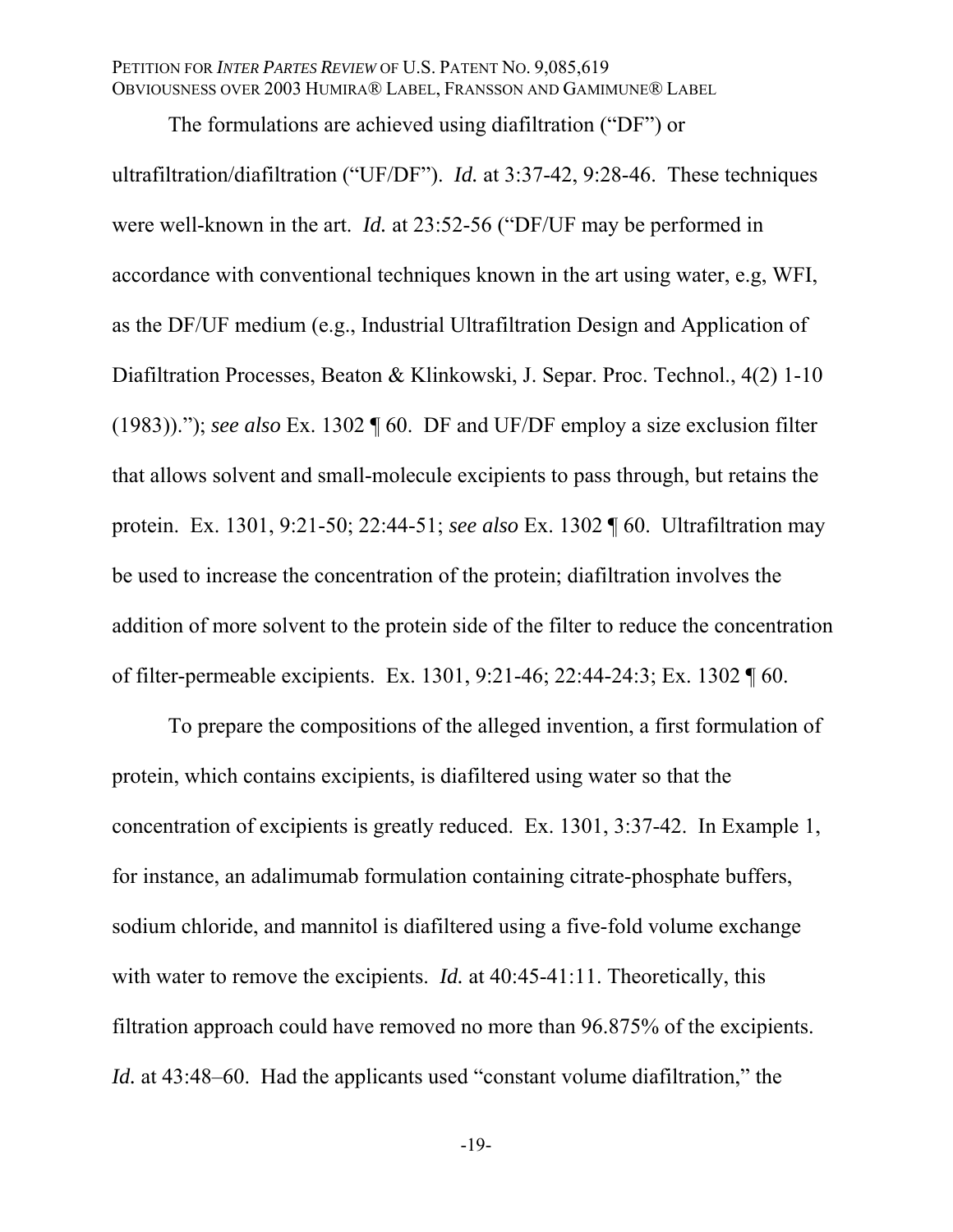The formulations are achieved using diafiltration ("DF") or ultrafiltration/diafiltration ("UF/DF"). *Id.* at 3:37-42, 9:28-46. These techniques were well-known in the art. *Id.* at 23:52-56 ("DF/UF may be performed in accordance with conventional techniques known in the art using water, e.g, WFI, as the DF/UF medium (e.g., Industrial Ultrafiltration Design and Application of Diafiltration Processes, Beaton & Klinkowski, J. Separ. Proc. Technol., 4(2) 1-10 (1983))."); *see also* Ex. 1302 ¶ 60. DF and UF/DF employ a size exclusion filter that allows solvent and small-molecule excipients to pass through, but retains the protein. Ex. 1301, 9:21-50; 22:44-51; *see also* Ex. 1302 ¶ 60. Ultrafiltration may be used to increase the concentration of the protein; diafiltration involves the addition of more solvent to the protein side of the filter to reduce the concentration of filter-permeable excipients. Ex. 1301, 9:21-46; 22:44-24:3; Ex. 1302 ¶ 60.

To prepare the compositions of the alleged invention, a first formulation of protein, which contains excipients, is diafiltered using water so that the concentration of excipients is greatly reduced. Ex. 1301, 3:37-42. In Example 1, for instance, an adalimumab formulation containing citrate-phosphate buffers, sodium chloride, and mannitol is diafiltered using a five-fold volume exchange with water to remove the excipients. *Id.* at 40:45-41:11. Theoretically, this filtration approach could have removed no more than 96.875% of the excipients. *Id.* at 43:48–60. Had the applicants used "constant volume diafiltration," the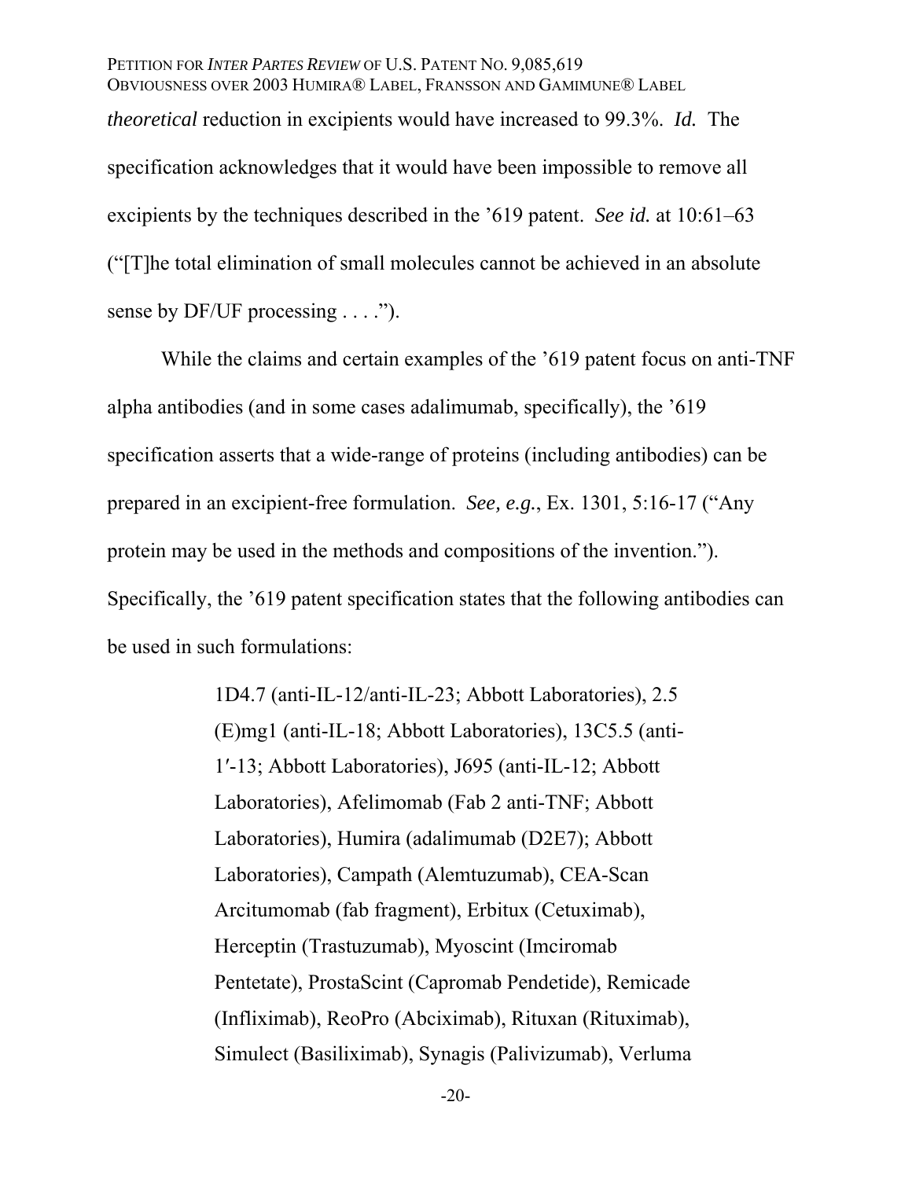*theoretical* reduction in excipients would have increased to 99.3%. *Id.* The specification acknowledges that it would have been impossible to remove all excipients by the techniques described in the '619 patent. *See id.* at 10:61–63 ("[T]he total elimination of small molecules cannot be achieved in an absolute sense by DF/UF processing . . . .").

While the claims and certain examples of the '619 patent focus on anti-TNF alpha antibodies (and in some cases adalimumab, specifically), the '619 specification asserts that a wide-range of proteins (including antibodies) can be prepared in an excipient-free formulation. *See, e.g.*, Ex. 1301, 5:16-17 ("Any protein may be used in the methods and compositions of the invention."). Specifically, the '619 patent specification states that the following antibodies can be used in such formulations:

> 1D4.7 (anti-IL-12/anti-IL-23; Abbott Laboratories), 2.5 (E)mg1 (anti-IL-18; Abbott Laboratories), 13C5.5 (anti-1′-13; Abbott Laboratories), J695 (anti-IL-12; Abbott Laboratories), Afelimomab (Fab 2 anti-TNF; Abbott Laboratories), Humira (adalimumab (D2E7); Abbott Laboratories), Campath (Alemtuzumab), CEA-Scan Arcitumomab (fab fragment), Erbitux (Cetuximab), Herceptin (Trastuzumab), Myoscint (Imciromab Pentetate), ProstaScint (Capromab Pendetide), Remicade (Infliximab), ReoPro (Abciximab), Rituxan (Rituximab), Simulect (Basiliximab), Synagis (Palivizumab), Verluma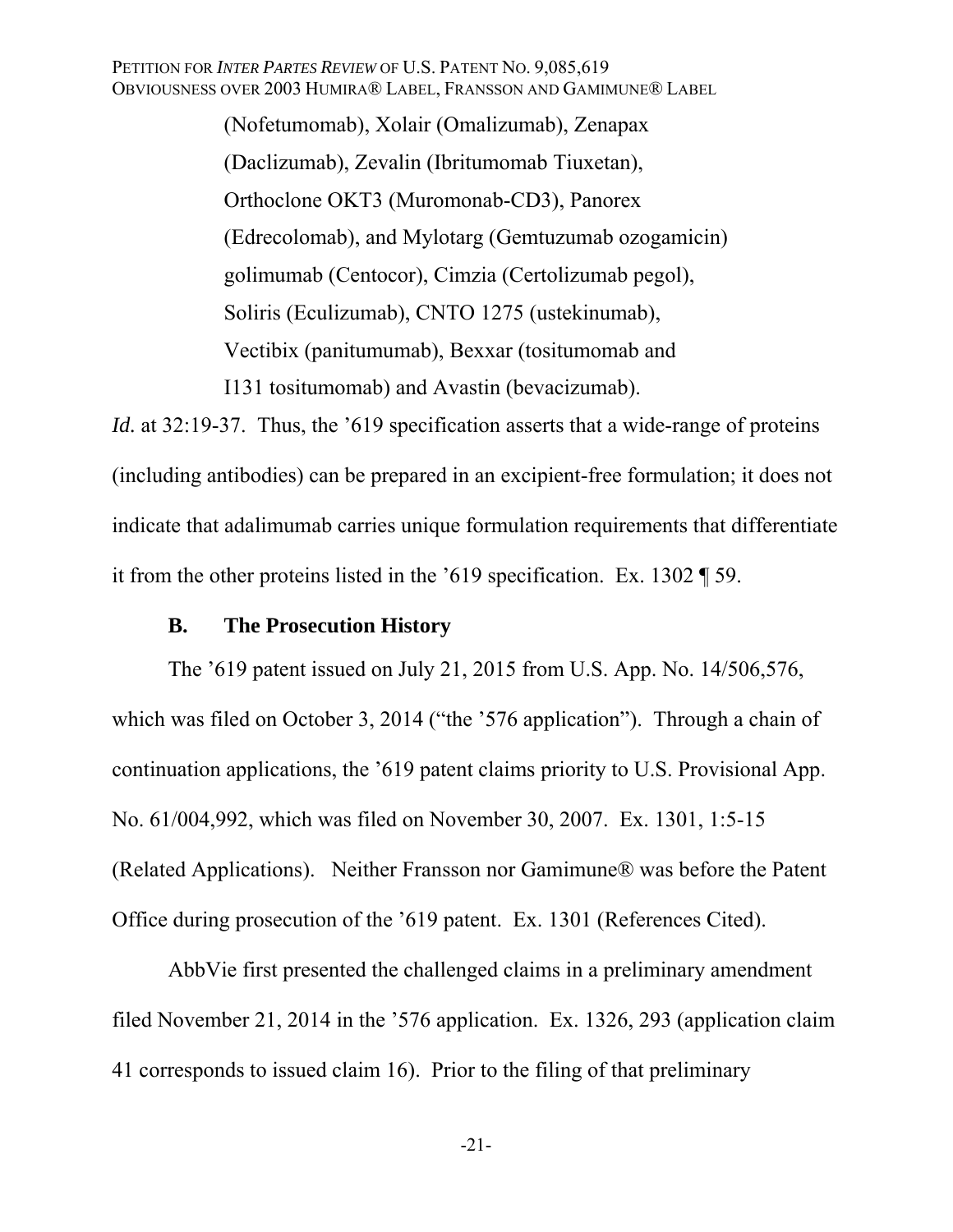(Nofetumomab), Xolair (Omalizumab), Zenapax (Daclizumab), Zevalin (Ibritumomab Tiuxetan), Orthoclone OKT3 (Muromonab-CD3), Panorex (Edrecolomab), and Mylotarg (Gemtuzumab ozogamicin) golimumab (Centocor), Cimzia (Certolizumab pegol), Soliris (Eculizumab), CNTO 1275 (ustekinumab), Vectibix (panitumumab), Bexxar (tositumomab and I131 tositumomab) and Avastin (bevacizumab).

*Id.* at 32:19-37. Thus, the '619 specification asserts that a wide-range of proteins (including antibodies) can be prepared in an excipient-free formulation; it does not indicate that adalimumab carries unique formulation requirements that differentiate it from the other proteins listed in the '619 specification. Ex. 1302 ¶ 59.

### B. The Prosecution History

The '619 patent issued on July 21, 2015 from U.S. App. No. 14/506,576, which was filed on October 3, 2014 ("the '576 application"). Through a chain of continuation applications, the '619 patent claims priority to U.S. Provisional App. No. 61/004,992, which was filed on November 30, 2007. Ex. 1301, 1:5-15 (Related Applications). Neither Fransson nor Gamimune® was before the Patent Office during prosecution of the '619 patent. Ex. 1301 (References Cited).

AbbVie first presented the challenged claims in a preliminary amendment filed November 21, 2014 in the '576 application. Ex. 1326, 293 (application claim 41 corresponds to issued claim 16). Prior to the filing of that preliminary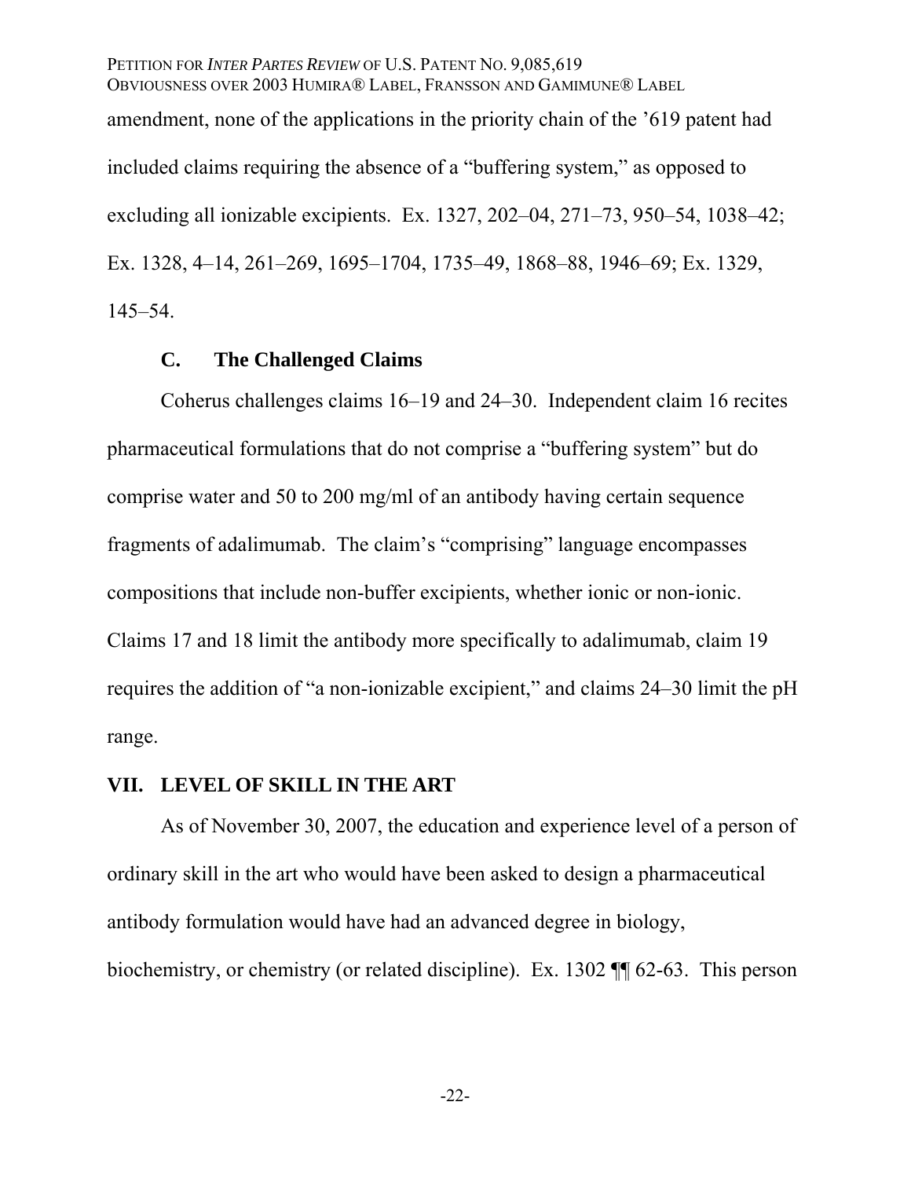amendment, none of the applications in the priority chain of the ’619 patent had included claims requiring the absence of a “buffering system,” as opposed to excluding all ionizable excipients. Ex. 1327, 202–04, 271–73, 950–54, 1038–42; Ex. 1328, 4–14, 261–269, 1695–1704, 1735–49, 1868–88, 1946–69; Ex. 1329, 145–54.

### C. The Challenged Claims

Coherus challenges claims 16–19 and 24–30. Independent claim 16 recites pharmaceutical formulations that do not comprise a “buffering system” but do comprise water and 50 to 200 mg/ml of an antibody having certain sequence fragments of adalimumab. The claim’s “comprising” language encompasses compositions that include non-buffer excipients, whether ionic or non-ionic. Claims 17 and 18 limit the antibody more specifically to adalimumab, claim 19 requires the addition of “a non-ionizable excipient,” and claims 24–30 limit the pH range.

## VII. LEVEL OF SKILL IN THE ART

As of November 30, 2007, the education and experience level of a person of ordinary skill in the art who would have been asked to design a pharmaceutical antibody formulation would have had an advanced degree in biology, biochemistry, or chemistry (or related discipline). Ex. 1302 ¶¶ 62-63. This person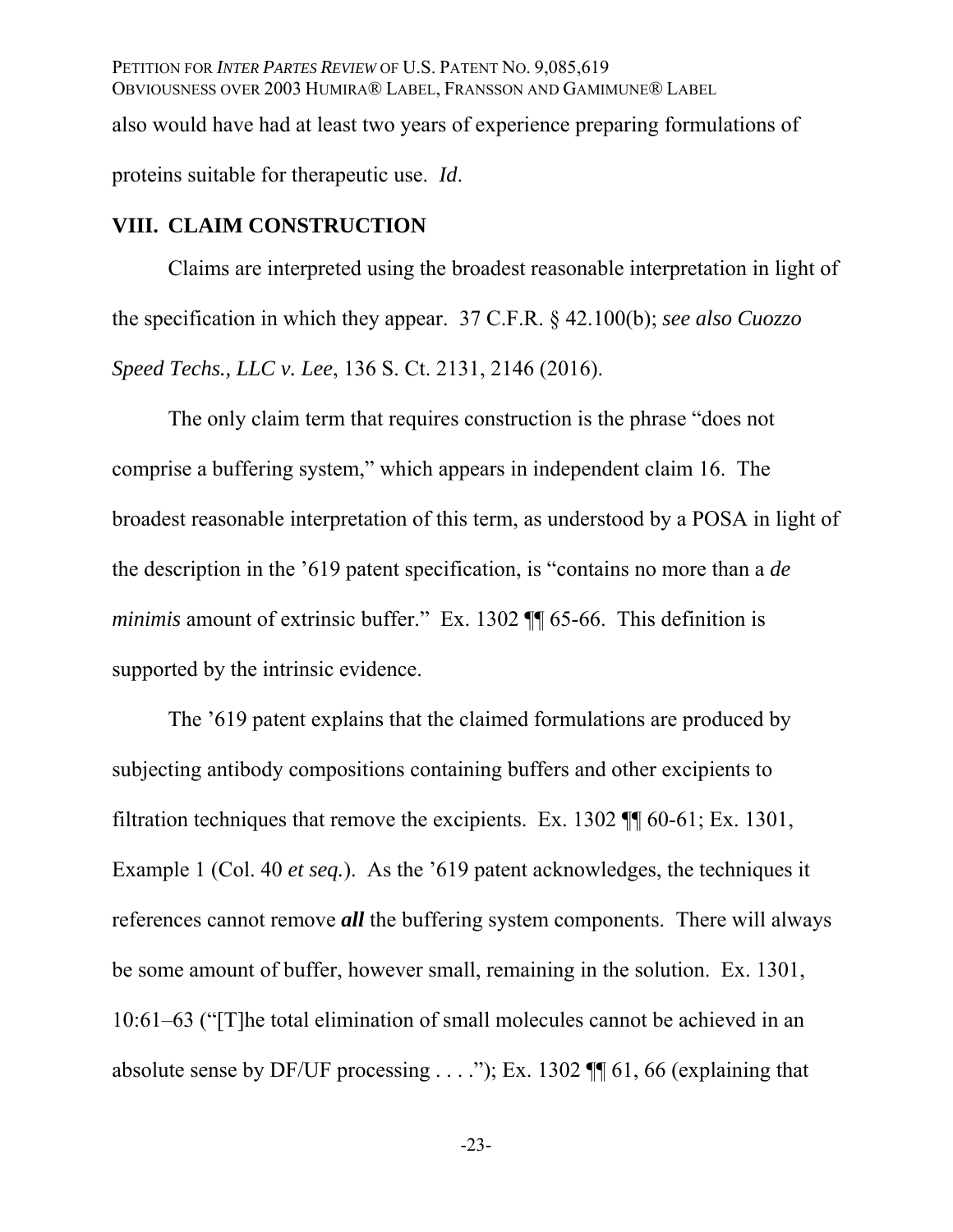also would have had at least two years of experience preparing formulations of proteins suitable for therapeutic use. *Id*.

## VIII. CLAIM CONSTRUCTION

Claims are interpreted using the broadest reasonable interpretation in light of the specification in which they appear. 37 C.F.R. § 42.100(b); *see also Cuozzo Speed Techs., LLC v. Lee*, 136 S. Ct. 2131, 2146 (2016).

The only claim term that requires construction is the phrase "does not comprise a buffering system," which appears in independent claim 16. The broadest reasonable interpretation of this term, as understood by a POSA in light of the description in the '619 patent specification, is "contains no more than a *de minimis* amount of extrinsic buffer." Ex. 1302 ¶¶ 65-66. This definition is supported by the intrinsic evidence.

The '619 patent explains that the claimed formulations are produced by subjecting antibody compositions containing buffers and other excipients to filtration techniques that remove the excipients. Ex. 1302 ¶¶ 60-61; Ex. 1301, Example 1 (Col. 40 *et seq.*). As the '619 patent acknowledges, the techniques it references cannot remove ***all*** the buffering system components. There will always be some amount of buffer, however small, remaining in the solution. Ex. 1301, 10:61–63 ("[T]he total elimination of small molecules cannot be achieved in an absolute sense by DF/UF processing . . . ."); Ex. 1302 ¶¶ 61, 66 (explaining that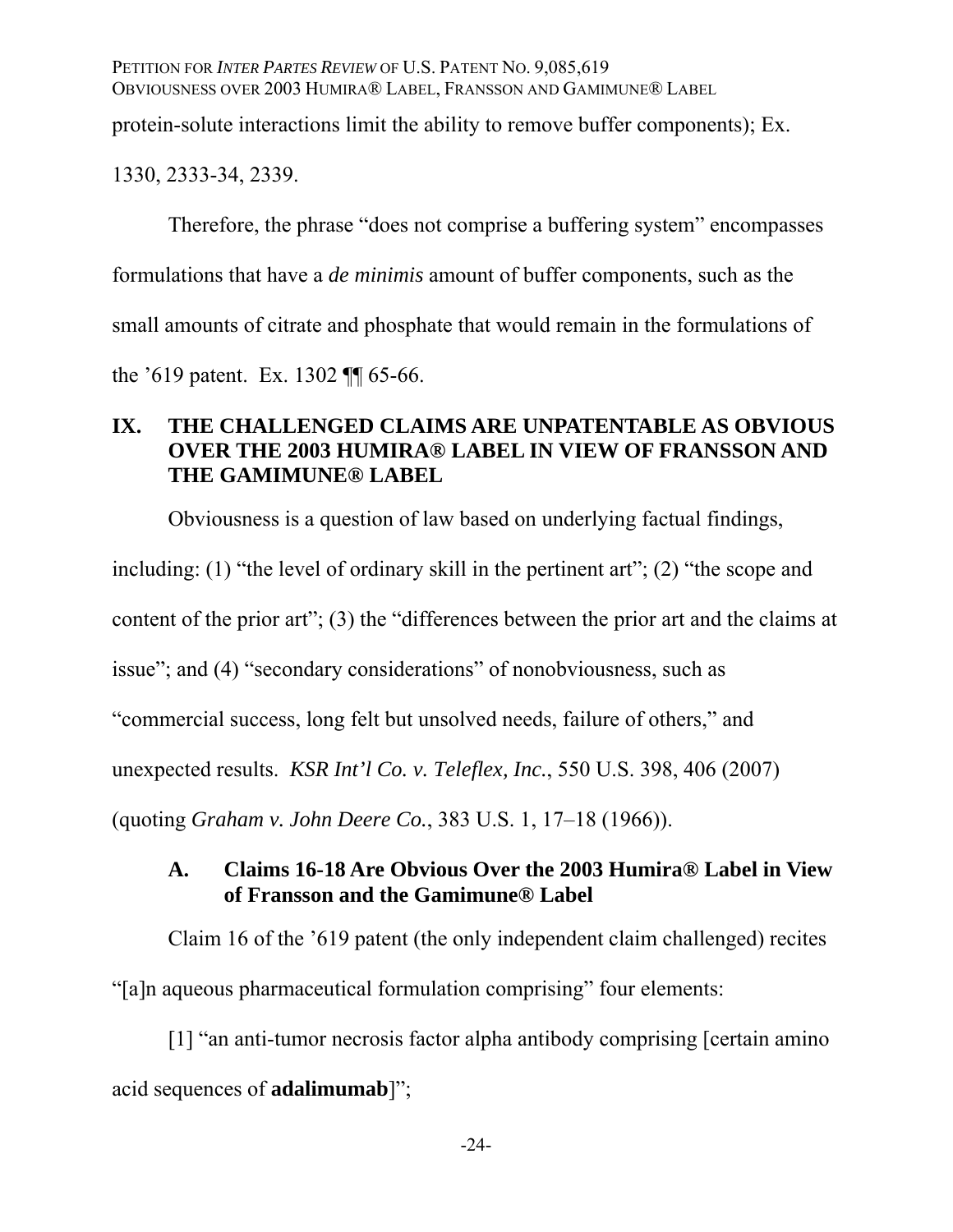protein-solute interactions limit the ability to remove buffer components); Ex. 1330, 2333-34, 2339.

Therefore, the phrase "does not comprise a buffering system" encompasses formulations that have a *de minimis* amount of buffer components, such as the small amounts of citrate and phosphate that would remain in the formulations of the '619 patent. Ex. 1302 ¶¶ 65-66.

# IX. THE CHALLENGED CLAIMS ARE UNPATENTABLE AS OBVIOUS OVER THE 2003 HUMIRA® LABEL IN VIEW OF FRANSSON AND THE GAMIMUNE® LABEL

Obviousness is a question of law based on underlying factual findings, including: (1) "the level of ordinary skill in the pertinent art"; (2) "the scope and content of the prior art"; (3) the "differences between the prior art and the claims at issue"; and (4) "secondary considerations" of nonobviousness, such as "commercial success, long felt but unsolved needs, failure of others," and unexpected results. *KSR Int'l Co. v. Teleflex, Inc.*, 550 U.S. 398, 406 (2007) (quoting *Graham v. John Deere Co.*, 383 U.S. 1, 17–18 (1966)).

## A. Claims 16-18 Are Obvious Over the 2003 Humira® Label in View of Fransson and the Gamimune® Label

Claim 16 of the '619 patent (the only independent claim challenged) recites "[a]n aqueous pharmaceutical formulation comprising" four elements:

[1] "an anti-tumor necrosis factor alpha antibody comprising [certain amino acid sequences of **adalimumab**]";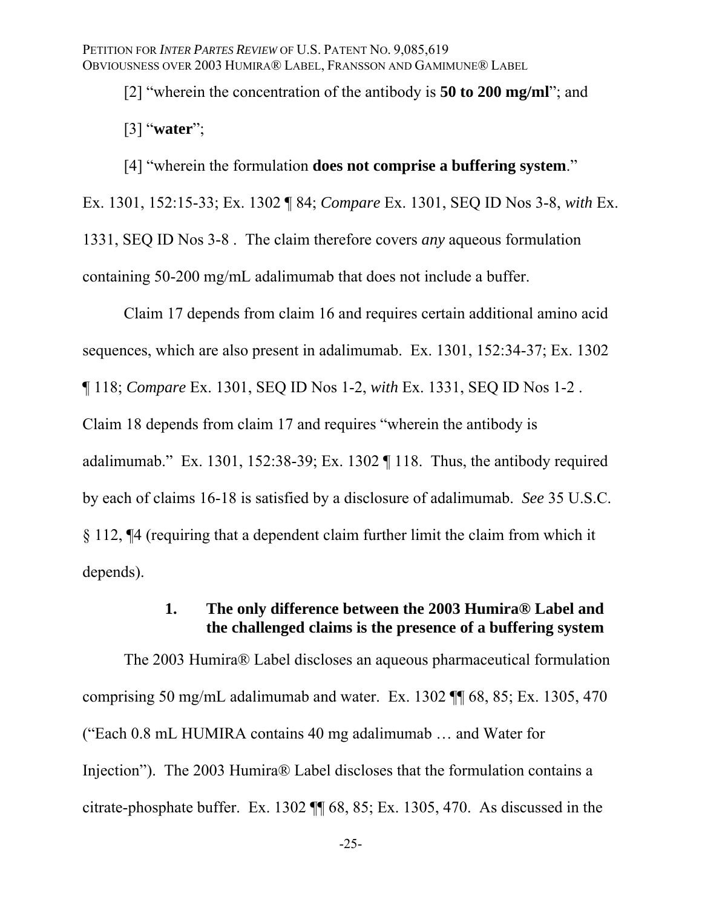[2] "wherein the concentration of the antibody is **50 to 200 mg/ml**"; and

[3] "**water**";

[4] "wherein the formulation **does not comprise a buffering system**."

Ex. 1301, 152:15-33; Ex. 1302 ¶ 84; *Compare* Ex. 1301, SEQ ID Nos 3-8, *with* Ex. 1331, SEQ ID Nos 3-8 . The claim therefore covers *any* aqueous formulation containing 50-200 mg/mL adalimumab that does not include a buffer.

Claim 17 depends from claim 16 and requires certain additional amino acid sequences, which are also present in adalimumab. Ex. 1301, 152:34-37; Ex. 1302 ¶ 118; *Compare* Ex. 1301, SEQ ID Nos 1-2, *with* Ex. 1331, SEQ ID Nos 1-2 . Claim 18 depends from claim 17 and requires "wherein the antibody is adalimumab." Ex. 1301, 152:38-39; Ex. 1302 ¶ 118. Thus, the antibody required by each of claims 16-18 is satisfied by a disclosure of adalimumab. *See* 35 U.S.C. § 112, ¶4 (requiring that a dependent claim further limit the claim from which it depends).

### 1. The only difference between the 2003 Humira® Label and the challenged claims is the presence of a buffering system

The 2003 Humira® Label discloses an aqueous pharmaceutical formulation comprising 50 mg/mL adalimumab and water. Ex. 1302 ¶¶ 68, 85; Ex. 1305, 470 ("Each 0.8 mL HUMIRA contains 40 mg adalimumab … and Water for Injection"). The 2003 Humira® Label discloses that the formulation contains a citrate-phosphate buffer. Ex. 1302 ¶¶ 68, 85; Ex. 1305, 470. As discussed in the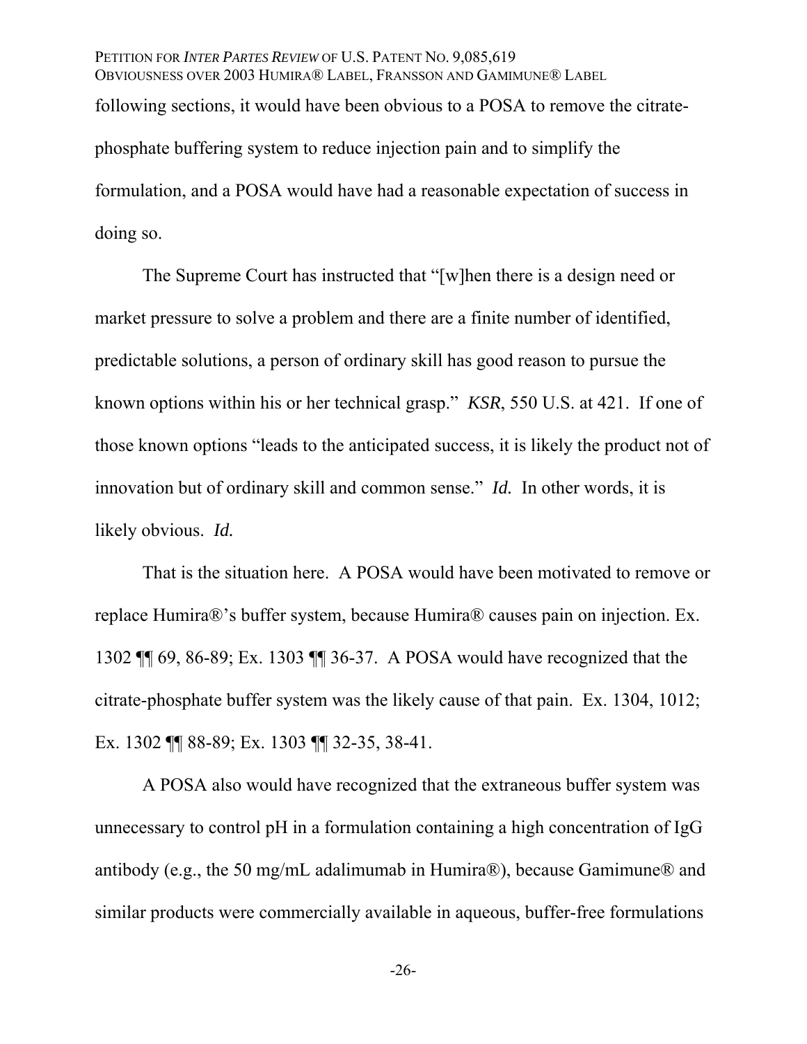following sections, it would have been obvious to a POSA to remove the citrate-phosphate buffering system to reduce injection pain and to simplify the formulation, and a POSA would have had a reasonable expectation of success in doing so.

The Supreme Court has instructed that "[w]hen there is a design need or market pressure to solve a problem and there are a finite number of identified, predictable solutions, a person of ordinary skill has good reason to pursue the known options within his or her technical grasp." *KSR*, 550 U.S. at 421. If one of those known options "leads to the anticipated success, it is likely the product not of innovation but of ordinary skill and common sense." *Id.* In other words, it is likely obvious. *Id.*

That is the situation here. A POSA would have been motivated to remove or replace Humira®'s buffer system, because Humira® causes pain on injection. Ex. 1302 ¶¶ 69, 86-89; Ex. 1303 ¶¶ 36-37. A POSA would have recognized that the citrate-phosphate buffer system was the likely cause of that pain. Ex. 1304, 1012; Ex. 1302 ¶¶ 88-89; Ex. 1303 ¶¶ 32-35, 38-41.

A POSA also would have recognized that the extraneous buffer system was unnecessary to control pH in a formulation containing a high concentration of IgG antibody (e.g., the 50 mg/mL adalimumab in Humira®), because Gamimune® and similar products were commercially available in aqueous, buffer-free formulations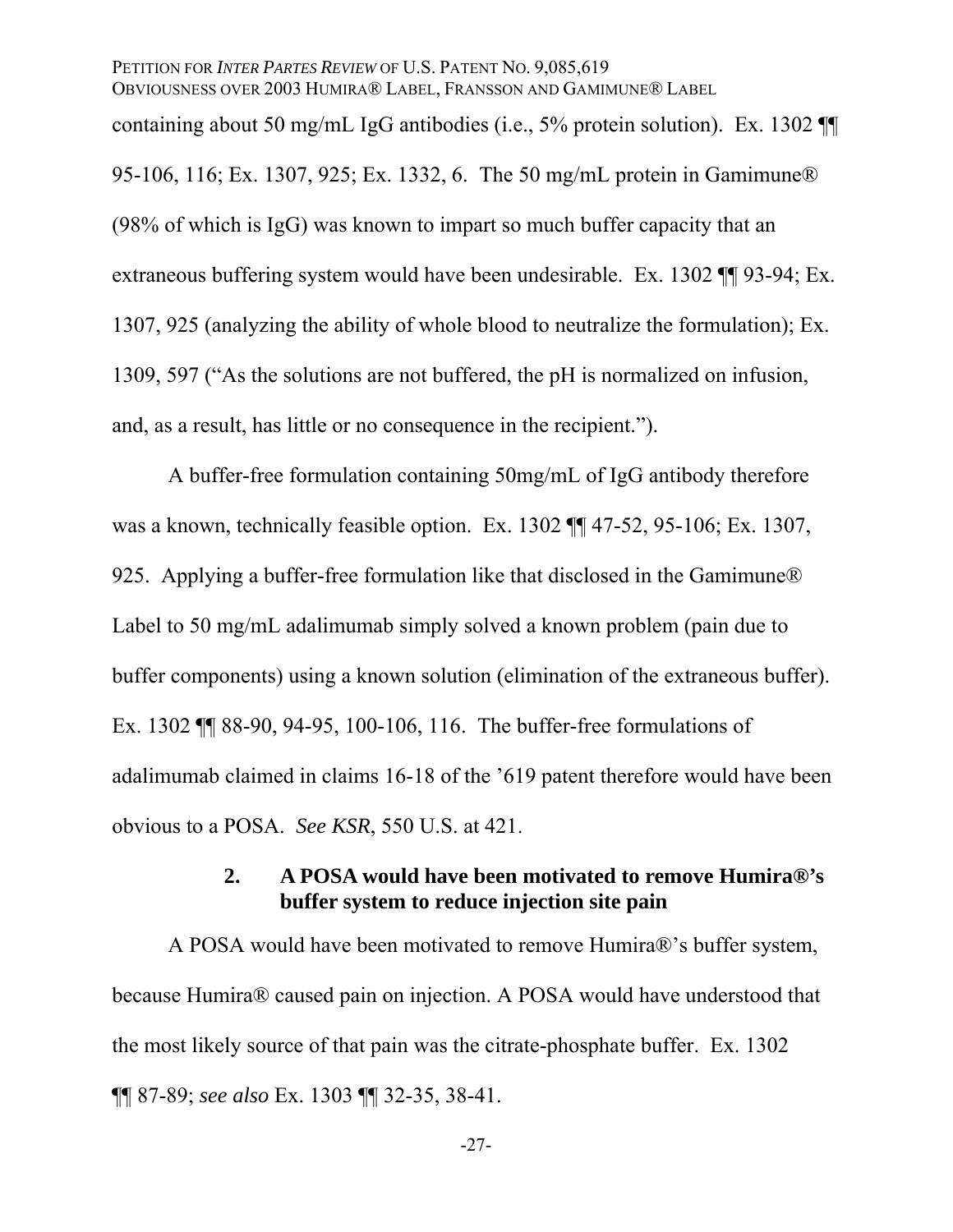containing about 50 mg/mL IgG antibodies (i.e., 5% protein solution). Ex. 1302 ¶¶ 95-106, 116; Ex. 1307, 925; Ex. 1332, 6. The 50 mg/mL protein in Gamimune® (98% of which is IgG) was known to impart so much buffer capacity that an extraneous buffering system would have been undesirable. Ex. 1302 ¶¶ 93-94; Ex. 1307, 925 (analyzing the ability of whole blood to neutralize the formulation); Ex. 1309, 597 ("As the solutions are not buffered, the pH is normalized on infusion, and, as a result, has little or no consequence in the recipient.").

A buffer-free formulation containing 50mg/mL of IgG antibody therefore was a known, technically feasible option. Ex. 1302 ¶¶ 47-52, 95-106; Ex. 1307, 925. Applying a buffer-free formulation like that disclosed in the Gamimune® Label to 50 mg/mL adalimumab simply solved a known problem (pain due to buffer components) using a known solution (elimination of the extraneous buffer). Ex. 1302 ¶¶ 88-90, 94-95, 100-106, 116. The buffer-free formulations of adalimumab claimed in claims 16-18 of the '619 patent therefore would have been obvious to a POSA. *See KSR*, 550 U.S. at 421.

### 2. A POSA would have been motivated to remove Humira®'s buffer system to reduce injection site pain

A POSA would have been motivated to remove Humira®'s buffer system, because Humira® caused pain on injection. A POSA would have understood that the most likely source of that pain was the citrate-phosphate buffer. Ex. 1302 ¶¶ 87-89; *see also* Ex. 1303 ¶¶ 32-35, 38-41.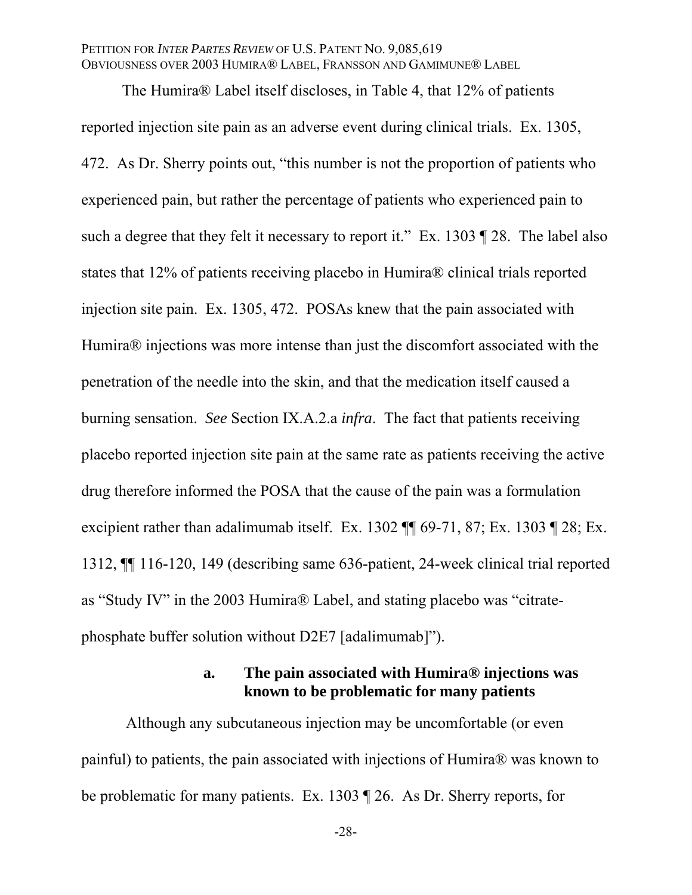The Humira® Label itself discloses, in Table 4, that 12% of patients reported injection site pain as an adverse event during clinical trials. Ex. 1305, 472. As Dr. Sherry points out, "this number is not the proportion of patients who experienced pain, but rather the percentage of patients who experienced pain to such a degree that they felt it necessary to report it." Ex. 1303 ¶ 28. The label also states that 12% of patients receiving placebo in Humira® clinical trials reported injection site pain. Ex. 1305, 472. POSAs knew that the pain associated with Humira® injections was more intense than just the discomfort associated with the penetration of the needle into the skin, and that the medication itself caused a burning sensation. *See* Section IX.A.2.a *infra*. The fact that patients receiving placebo reported injection site pain at the same rate as patients receiving the active drug therefore informed the POSA that the cause of the pain was a formulation excipient rather than adalimumab itself. Ex. 1302 ¶¶ 69-71, 87; Ex. 1303 ¶ 28; Ex. 1312, ¶¶ 116-120, 149 (describing same 636-patient, 24-week clinical trial reported as "Study IV" in the 2003 Humira® Label, and stating placebo was "citrate-phosphate buffer solution without D2E7 [adalimumab]").

#### a. The pain associated with Humira® injections was known to be problematic for many patients

Although any subcutaneous injection may be uncomfortable (or even painful) to patients, the pain associated with injections of Humira® was known to be problematic for many patients. Ex. 1303 ¶ 26. As Dr. Sherry reports, for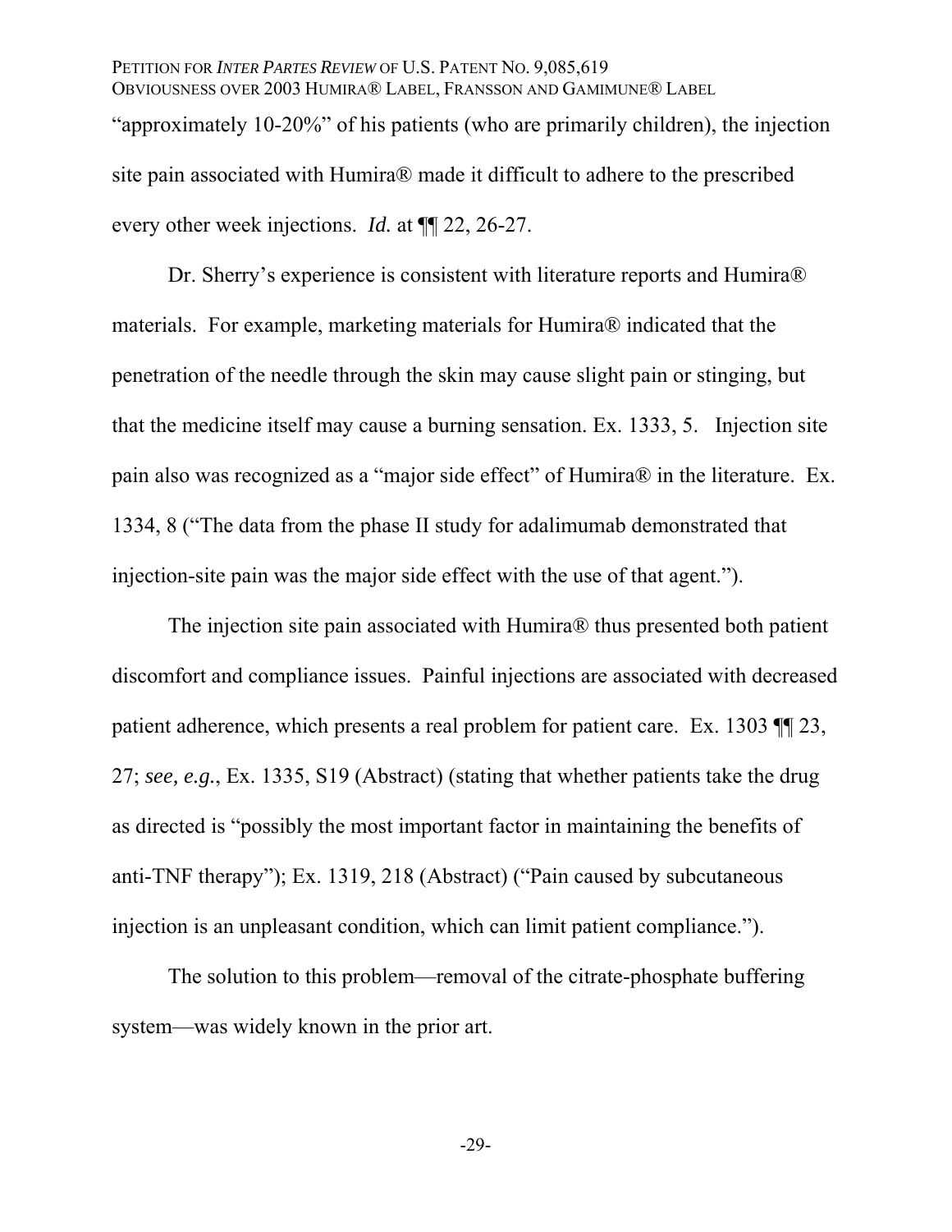"approximately 10-20%" of his patients (who are primarily children), the injection site pain associated with Humira® made it difficult to adhere to the prescribed every other week injections. *Id.* at ¶¶ 22, 26-27.

Dr. Sherry's experience is consistent with literature reports and Humira® materials. For example, marketing materials for Humira® indicated that the penetration of the needle through the skin may cause slight pain or stinging, but that the medicine itself may cause a burning sensation. Ex. 1333, 5. Injection site pain also was recognized as a "major side effect" of Humira® in the literature. Ex. 1334, 8 ("The data from the phase II study for adalimumab demonstrated that injection-site pain was the major side effect with the use of that agent.").

The injection site pain associated with Humira® thus presented both patient discomfort and compliance issues. Painful injections are associated with decreased patient adherence, which presents a real problem for patient care. Ex. 1303 ¶¶ 23, 27; *see, e.g.*, Ex. 1335, S19 (Abstract) (stating that whether patients take the drug as directed is "possibly the most important factor in maintaining the benefits of anti-TNF therapy"); Ex. 1319, 218 (Abstract) ("Pain caused by subcutaneous injection is an unpleasant condition, which can limit patient compliance.").

The solution to this problem—removal of the citrate-phosphate buffering system—was widely known in the prior art.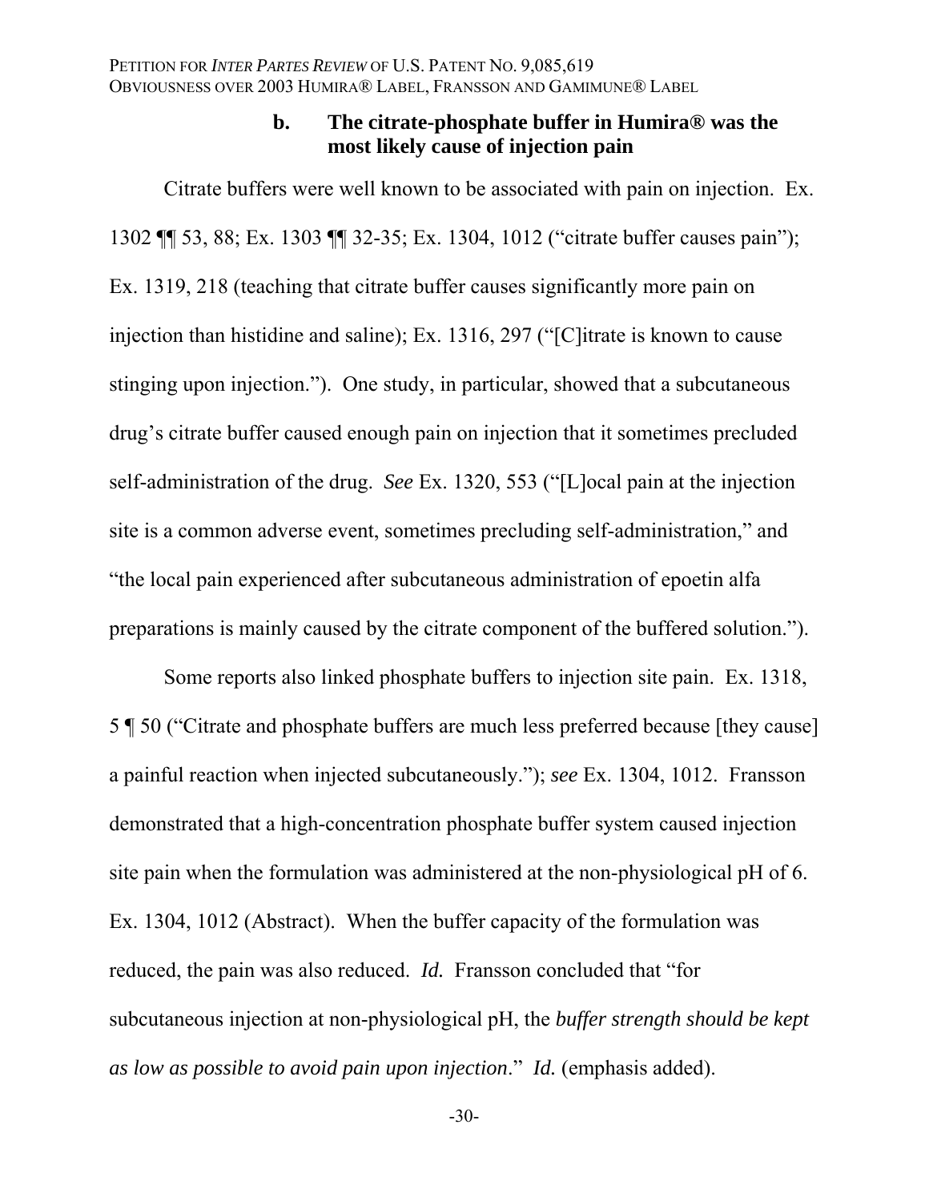### b. The citrate-phosphate buffer in Humira® was the most likely cause of injection pain

Citrate buffers were well known to be associated with pain on injection. Ex. 1302 ¶¶ 53, 88; Ex. 1303 ¶¶ 32-35; Ex. 1304, 1012 ("citrate buffer causes pain"); Ex. 1319, 218 (teaching that citrate buffer causes significantly more pain on injection than histidine and saline); Ex. 1316, 297 ("[C]itrate is known to cause stinging upon injection."). One study, in particular, showed that a subcutaneous drug's citrate buffer caused enough pain on injection that it sometimes precluded self-administration of the drug. *See* Ex. 1320, 553 ("[L]ocal pain at the injection site is a common adverse event, sometimes precluding self-administration," and "the local pain experienced after subcutaneous administration of epoetin alfa preparations is mainly caused by the citrate component of the buffered solution.").

Some reports also linked phosphate buffers to injection site pain. Ex. 1318, 5 ¶ 50 ("Citrate and phosphate buffers are much less preferred because [they cause] a painful reaction when injected subcutaneously."); *see* Ex. 1304, 1012. Fransson demonstrated that a high-concentration phosphate buffer system caused injection site pain when the formulation was administered at the non-physiological pH of 6. Ex. 1304, 1012 (Abstract). When the buffer capacity of the formulation was reduced, the pain was also reduced. *Id.* Fransson concluded that "for subcutaneous injection at non-physiological pH, the *buffer strength should be kept as low as possible to avoid pain upon injection*." *Id.* (emphasis added).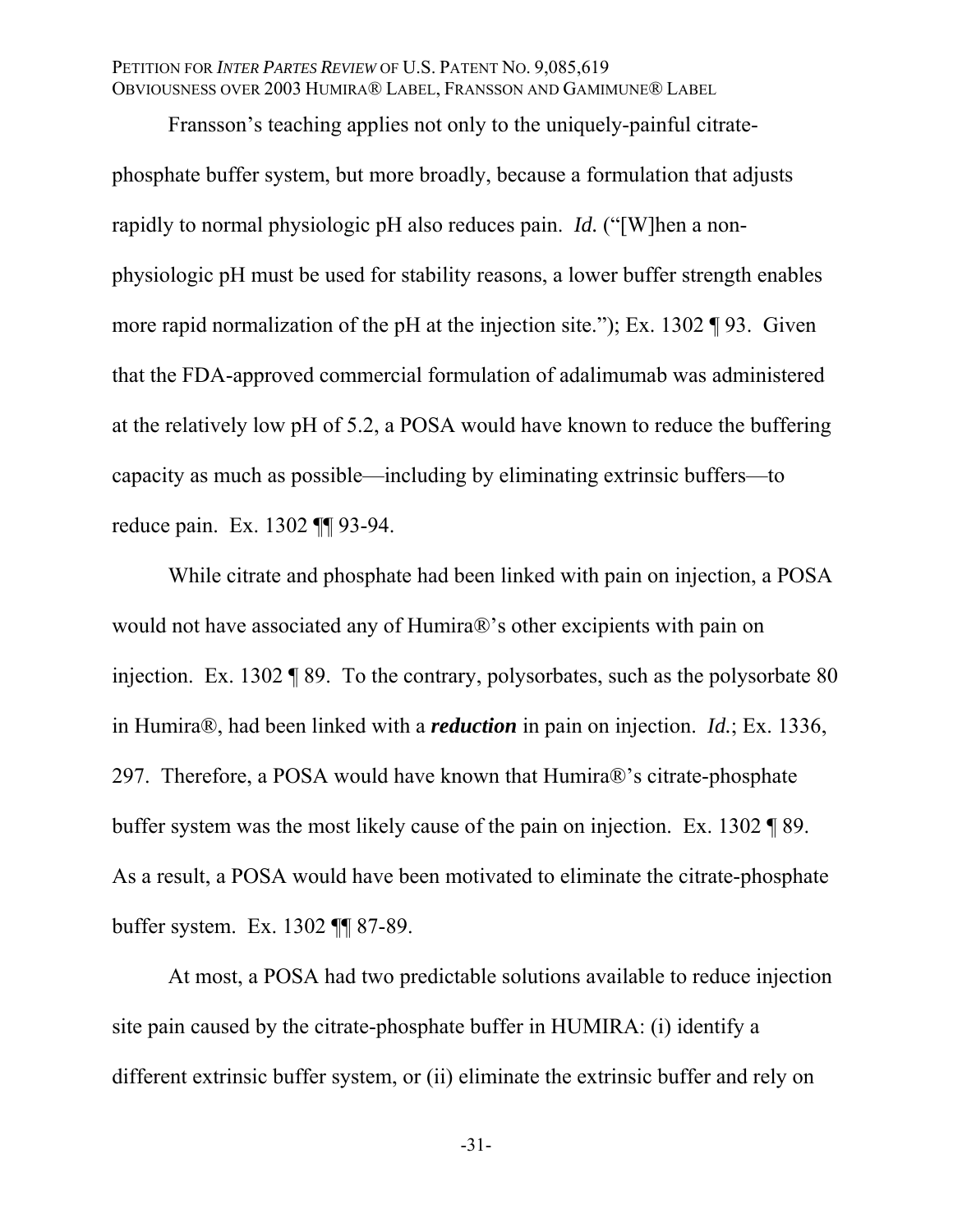Fransson's teaching applies not only to the uniquely-painful citrate-phosphate buffer system, but more broadly, because a formulation that adjusts rapidly to normal physiologic pH also reduces pain. *Id.* ("[W]hen a non-physiologic pH must be used for stability reasons, a lower buffer strength enables more rapid normalization of the pH at the injection site."); Ex. 1302 ¶ 93. Given that the FDA-approved commercial formulation of adalimumab was administered at the relatively low pH of 5.2, a POSA would have known to reduce the buffering capacity as much as possible—including by eliminating extrinsic buffers—to reduce pain. Ex. 1302 ¶¶ 93-94.

While citrate and phosphate had been linked with pain on injection, a POSA would not have associated any of Humira®'s other excipients with pain on injection. Ex. 1302 ¶ 89. To the contrary, polysorbates, such as the polysorbate 80 in Humira®, had been linked with a ***reduction*** in pain on injection. *Id.*; Ex. 1336, 297. Therefore, a POSA would have known that Humira®'s citrate-phosphate buffer system was the most likely cause of the pain on injection. Ex. 1302 ¶ 89. As a result, a POSA would have been motivated to eliminate the citrate-phosphate buffer system. Ex. 1302 ¶¶ 87-89.

At most, a POSA had two predictable solutions available to reduce injection site pain caused by the citrate-phosphate buffer in HUMIRA: (i) identify a different extrinsic buffer system, or (ii) eliminate the extrinsic buffer and rely on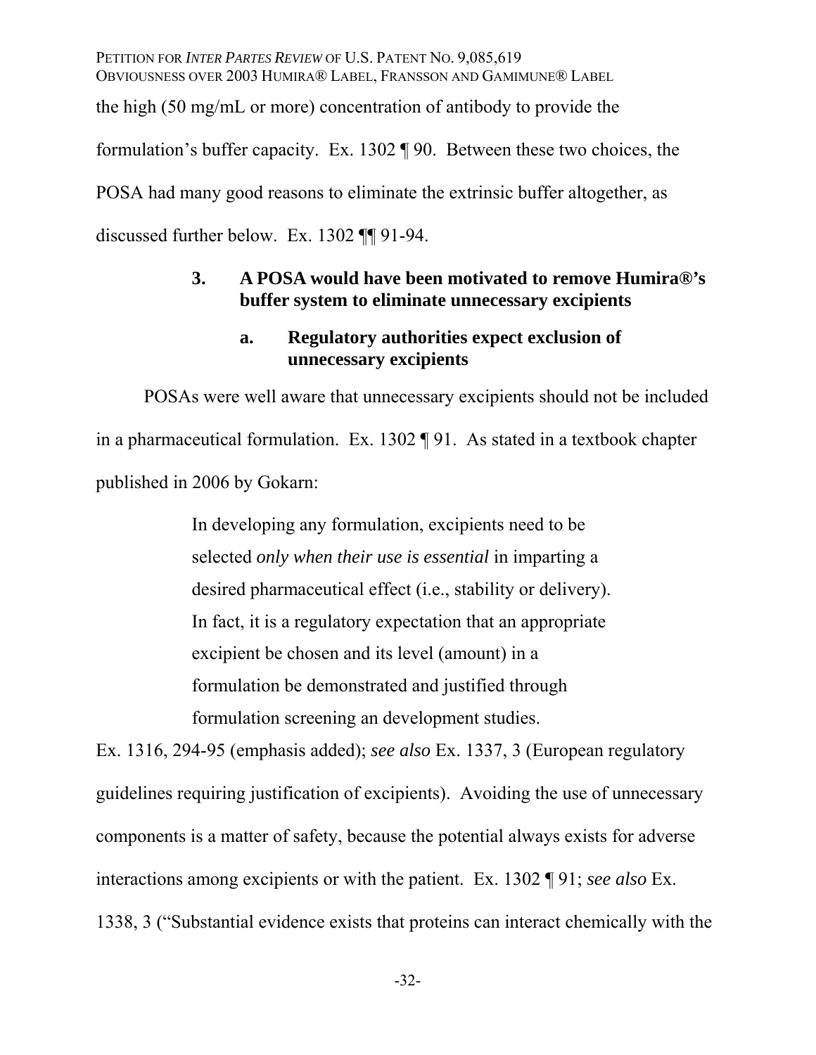the high (50 mg/mL or more) concentration of antibody to provide the formulation's buffer capacity. Ex. 1302 ¶ 90. Between these two choices, the POSA had many good reasons to eliminate the extrinsic buffer altogether, as discussed further below. Ex. 1302 ¶¶ 91-94.

### 3. A POSA would have been motivated to remove Humira®'s buffer system to eliminate unnecessary excipients

#### a. Regulatory authorities expect exclusion of unnecessary excipients

POSAs were well aware that unnecessary excipients should not be included in a pharmaceutical formulation. Ex. 1302 ¶ 91. As stated in a textbook chapter published in 2006 by Gokarn:

> In developing any formulation, excipients need to be selected *only when their use is essential* in imparting a desired pharmaceutical effect (i.e., stability or delivery). In fact, it is a regulatory expectation that an appropriate excipient be chosen and its level (amount) in a formulation be demonstrated and justified through formulation screening an development studies.

Ex. 1316, 294-95 (emphasis added); *see also* Ex. 1337, 3 (European regulatory guidelines requiring justification of excipients). Avoiding the use of unnecessary components is a matter of safety, because the potential always exists for adverse interactions among excipients or with the patient. Ex. 1302 ¶ 91; *see also* Ex. 1338, 3 ("Substantial evidence exists that proteins can interact chemically with the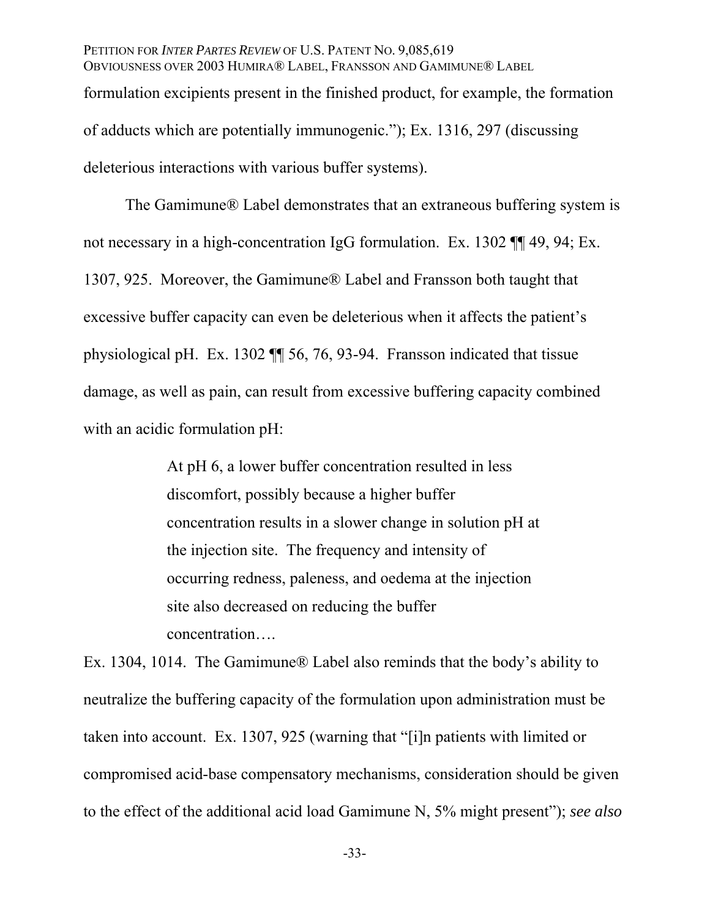formulation excipients present in the finished product, for example, the formation of adducts which are potentially immunogenic."); Ex. 1316, 297 (discussing deleterious interactions with various buffer systems).

The Gamimune® Label demonstrates that an extraneous buffering system is not necessary in a high-concentration IgG formulation. Ex. 1302 ¶¶ 49, 94; Ex. 1307, 925. Moreover, the Gamimune® Label and Fransson both taught that excessive buffer capacity can even be deleterious when it affects the patient's physiological pH. Ex. 1302 ¶¶ 56, 76, 93-94. Fransson indicated that tissue damage, as well as pain, can result from excessive buffering capacity combined with an acidic formulation pH:

> At pH 6, a lower buffer concentration resulted in less discomfort, possibly because a higher buffer concentration results in a slower change in solution pH at the injection site. The frequency and intensity of occurring redness, paleness, and oedema at the injection site also decreased on reducing the buffer concentration….

Ex. 1304, 1014. The Gamimune® Label also reminds that the body's ability to neutralize the buffering capacity of the formulation upon administration must be taken into account. Ex. 1307, 925 (warning that "[i]n patients with limited or compromised acid-base compensatory mechanisms, consideration should be given to the effect of the additional acid load Gamimune N, 5% might present"); *see also*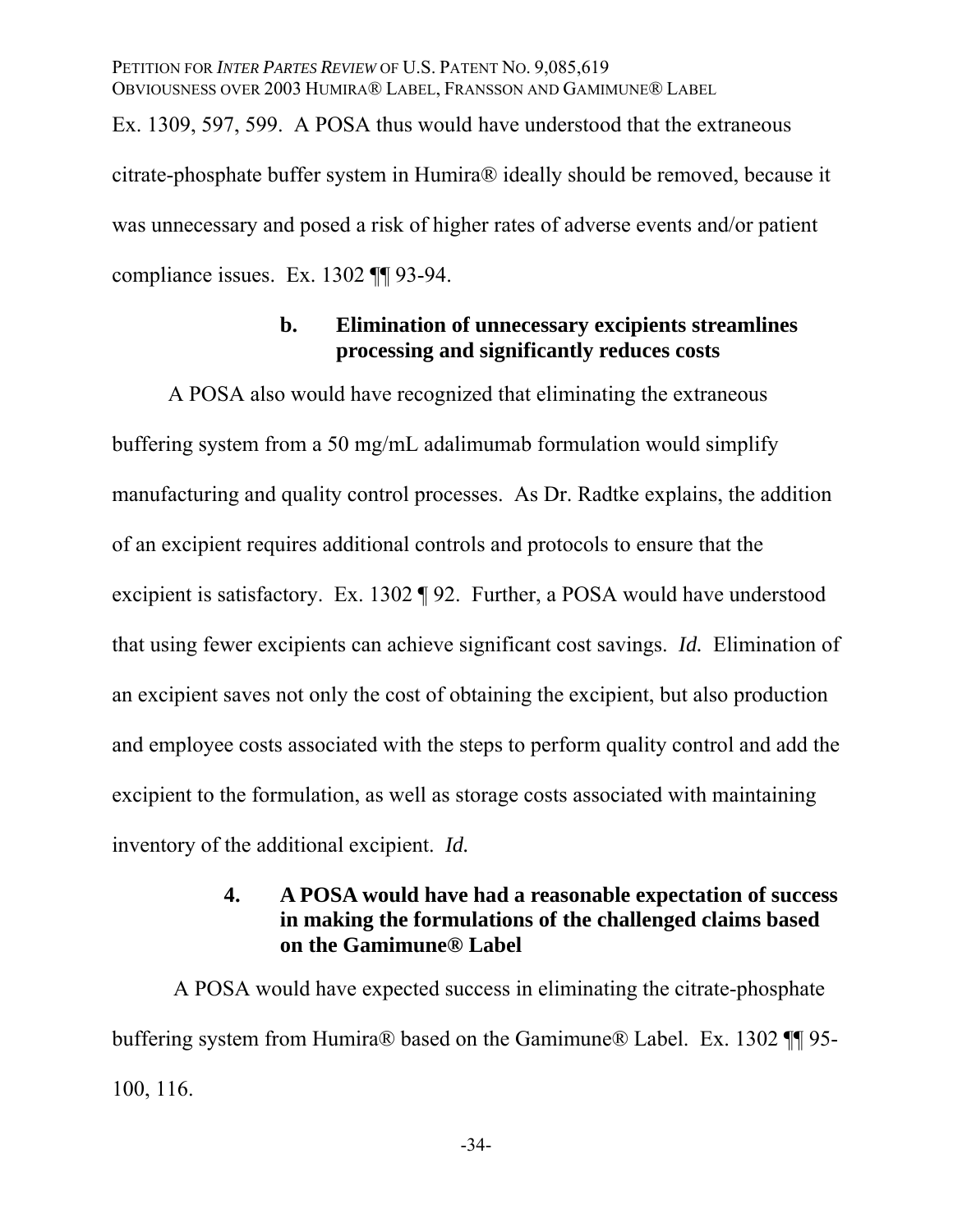Ex. 1309, 597, 599. A POSA thus would have understood that the extraneous citrate-phosphate buffer system in Humira® ideally should be removed, because it was unnecessary and posed a risk of higher rates of adverse events and/or patient compliance issues. Ex. 1302 ¶¶ 93-94.

#### b. Elimination of unnecessary excipients streamlines processing and significantly reduces costs

A POSA also would have recognized that eliminating the extraneous buffering system from a 50 mg/mL adalimumab formulation would simplify manufacturing and quality control processes. As Dr. Radtke explains, the addition of an excipient requires additional controls and protocols to ensure that the excipient is satisfactory. Ex. 1302 ¶ 92. Further, a POSA would have understood that using fewer excipients can achieve significant cost savings. *Id.* Elimination of an excipient saves not only the cost of obtaining the excipient, but also production and employee costs associated with the steps to perform quality control and add the excipient to the formulation, as well as storage costs associated with maintaining inventory of the additional excipient. *Id.*

### 4. A POSA would have had a reasonable expectation of success in making the formulations of the challenged claims based on the Gamimune® Label

A POSA would have expected success in eliminating the citrate-phosphate buffering system from Humira® based on the Gamimune® Label. Ex. 1302 ¶¶ 95-100, 116.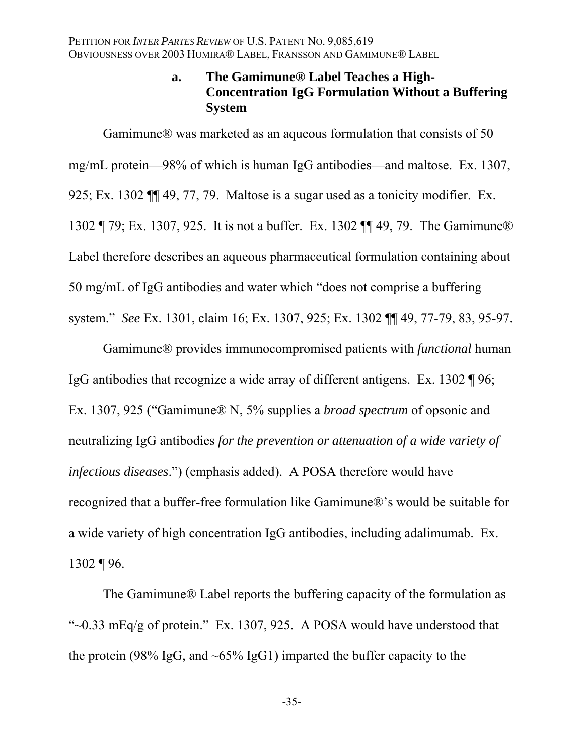#### a. The Gamimune® Label Teaches a High-Concentration IgG Formulation Without a Buffering System

Gamimune® was marketed as an aqueous formulation that consists of 50 mg/mL protein—98% of which is human IgG antibodies—and maltose. Ex. 1307, 925; Ex. 1302 ¶¶ 49, 77, 79. Maltose is a sugar used as a tonicity modifier. Ex. 1302 ¶ 79; Ex. 1307, 925. It is not a buffer. Ex. 1302 ¶¶ 49, 79. The Gamimune® Label therefore describes an aqueous pharmaceutical formulation containing about 50 mg/mL of IgG antibodies and water which "does not comprise a buffering system." *See* Ex. 1301, claim 16; Ex. 1307, 925; Ex. 1302 ¶¶ 49, 77-79, 83, 95-97.

Gamimune® provides immunocompromised patients with *functional* human IgG antibodies that recognize a wide array of different antigens. Ex. 1302 ¶ 96; Ex. 1307, 925 ("Gamimune® N, 5% supplies a *broad spectrum* of opsonic and neutralizing IgG antibodies *for the prevention or attenuation of a wide variety of infectious diseases*.") (emphasis added). A POSA therefore would have recognized that a buffer-free formulation like Gamimune®'s would be suitable for a wide variety of high concentration IgG antibodies, including adalimumab. Ex. 1302 ¶ 96.

The Gamimune® Label reports the buffering capacity of the formulation as "~0.33 mEq/g of protein." Ex. 1307, 925. A POSA would have understood that the protein (98% IgG, and ~65% IgG1) imparted the buffer capacity to the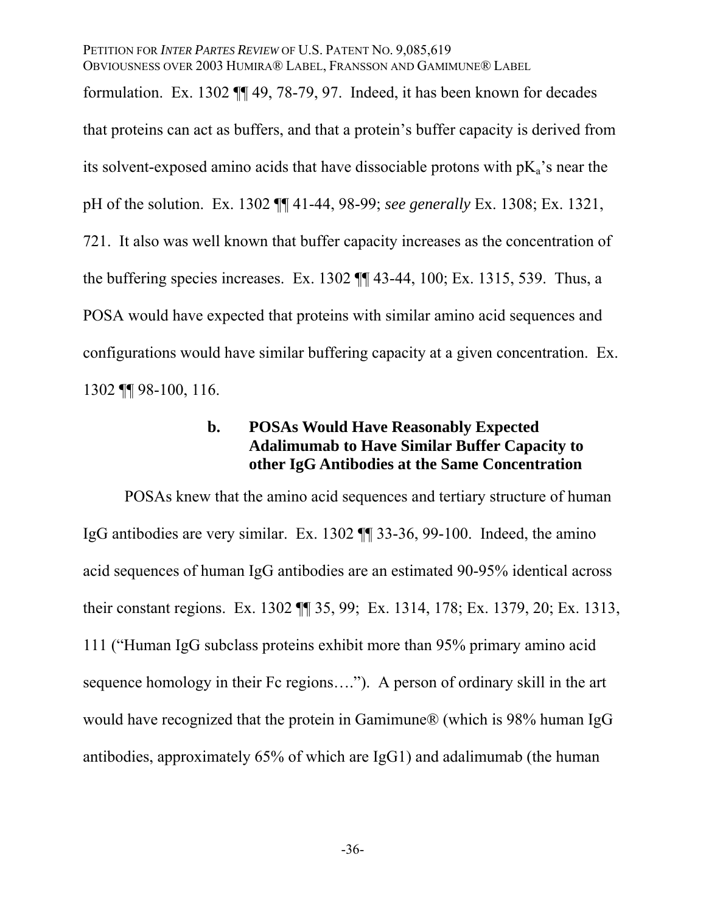formulation. Ex. 1302 ¶¶ 49, 78-79, 97. Indeed, it has been known for decades that proteins can act as buffers, and that a protein's buffer capacity is derived from its solvent-exposed amino acids that have dissociable protons with $pK_a$'s near the pH of the solution. Ex. 1302 ¶¶ 41-44, 98-99; *see generally* Ex. 1308; Ex. 1321, 721. It also was well known that buffer capacity increases as the concentration of the buffering species increases. Ex. 1302 ¶¶ 43-44, 100; Ex. 1315, 539. Thus, a POSA would have expected that proteins with similar amino acid sequences and configurations would have similar buffering capacity at a given concentration. Ex. 1302 ¶¶ 98-100, 116.

#### b. POSAs Would Have Reasonably Expected Adalimumab to Have Similar Buffer Capacity to other IgG Antibodies at the Same Concentration

POSAs knew that the amino acid sequences and tertiary structure of human IgG antibodies are very similar. Ex. 1302 ¶¶ 33-36, 99-100. Indeed, the amino acid sequences of human IgG antibodies are an estimated 90-95% identical across their constant regions. Ex. 1302 ¶¶ 35, 99; Ex. 1314, 178; Ex. 1379, 20; Ex. 1313, 111 ("Human IgG subclass proteins exhibit more than 95% primary amino acid sequence homology in their Fc regions…."). A person of ordinary skill in the art would have recognized that the protein in Gamimune® (which is 98% human IgG antibodies, approximately 65% of which are IgG1) and adalimumab (the human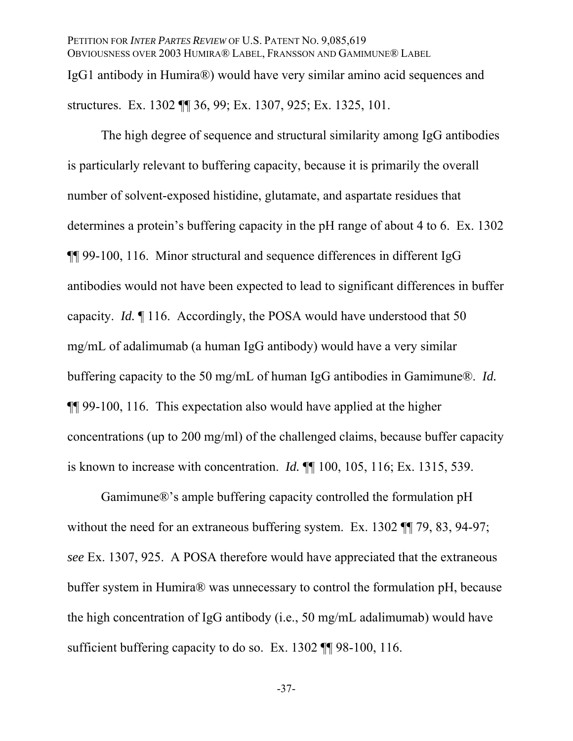IgG1 antibody in Humira®) would have very similar amino acid sequences and structures. Ex. 1302 ¶¶ 36, 99; Ex. 1307, 925; Ex. 1325, 101.

The high degree of sequence and structural similarity among IgG antibodies is particularly relevant to buffering capacity, because it is primarily the overall number of solvent-exposed histidine, glutamate, and aspartate residues that determines a protein's buffering capacity in the pH range of about 4 to 6. Ex. 1302 ¶¶ 99-100, 116. Minor structural and sequence differences in different IgG antibodies would not have been expected to lead to significant differences in buffer capacity. *Id.* ¶ 116. Accordingly, the POSA would have understood that 50 mg/mL of adalimumab (a human IgG antibody) would have a very similar buffering capacity to the 50 mg/mL of human IgG antibodies in Gamimune®. *Id.* ¶¶ 99-100, 116. This expectation also would have applied at the higher concentrations (up to 200 mg/ml) of the challenged claims, because buffer capacity is known to increase with concentration. *Id.* ¶¶ 100, 105, 116; Ex. 1315, 539.

Gamimune®'s ample buffering capacity controlled the formulation pH without the need for an extraneous buffering system. Ex. 1302 ¶¶ 79, 83, 94-97; *see* Ex. 1307, 925. A POSA therefore would have appreciated that the extraneous buffer system in Humira® was unnecessary to control the formulation pH, because the high concentration of IgG antibody (i.e., 50 mg/mL adalimumab) would have sufficient buffering capacity to do so. Ex. 1302 ¶¶ 98-100, 116.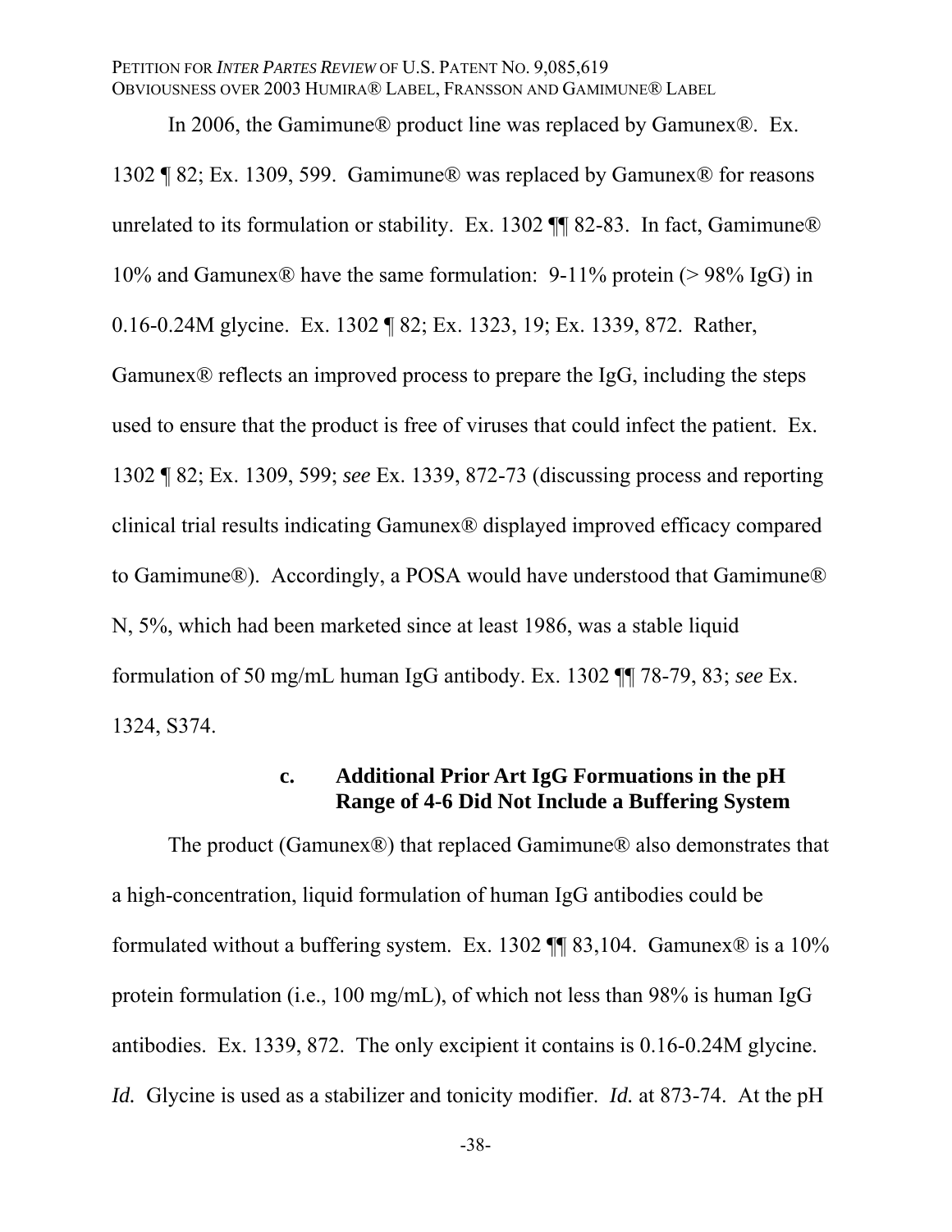In 2006, the Gamimune® product line was replaced by Gamunex®. Ex. 1302 ¶ 82; Ex. 1309, 599. Gamimune® was replaced by Gamunex® for reasons unrelated to its formulation or stability. Ex. 1302 ¶¶ 82-83. In fact, Gamimune® 10% and Gamunex® have the same formulation: 9-11% protein (> 98% IgG) in 0.16-0.24M glycine. Ex. 1302 ¶ 82; Ex. 1323, 19; Ex. 1339, 872. Rather, Gamunex® reflects an improved process to prepare the IgG, including the steps used to ensure that the product is free of viruses that could infect the patient. Ex. 1302 ¶ 82; Ex. 1309, 599; *see* Ex. 1339, 872-73 (discussing process and reporting clinical trial results indicating Gamunex® displayed improved efficacy compared to Gamimune®). Accordingly, a POSA would have understood that Gamimune® N, 5%, which had been marketed since at least 1986, was a stable liquid formulation of 50 mg/mL human IgG antibody. Ex. 1302 ¶¶ 78-79, 83; *see* Ex. 1324, S374.

#### c. Additional Prior Art IgG Formuations in the pH Range of 4-6 Did Not Include a Buffering System

The product (Gamunex®) that replaced Gamimune® also demonstrates that a high-concentration, liquid formulation of human IgG antibodies could be formulated without a buffering system. Ex. 1302 ¶¶ 83,104. Gamunex® is a 10% protein formulation (i.e., 100 mg/mL), of which not less than 98% is human IgG antibodies. Ex. 1339, 872. The only excipient it contains is 0.16-0.24M glycine. *Id.* Glycine is used as a stabilizer and tonicity modifier. *Id.* at 873-74. At the pH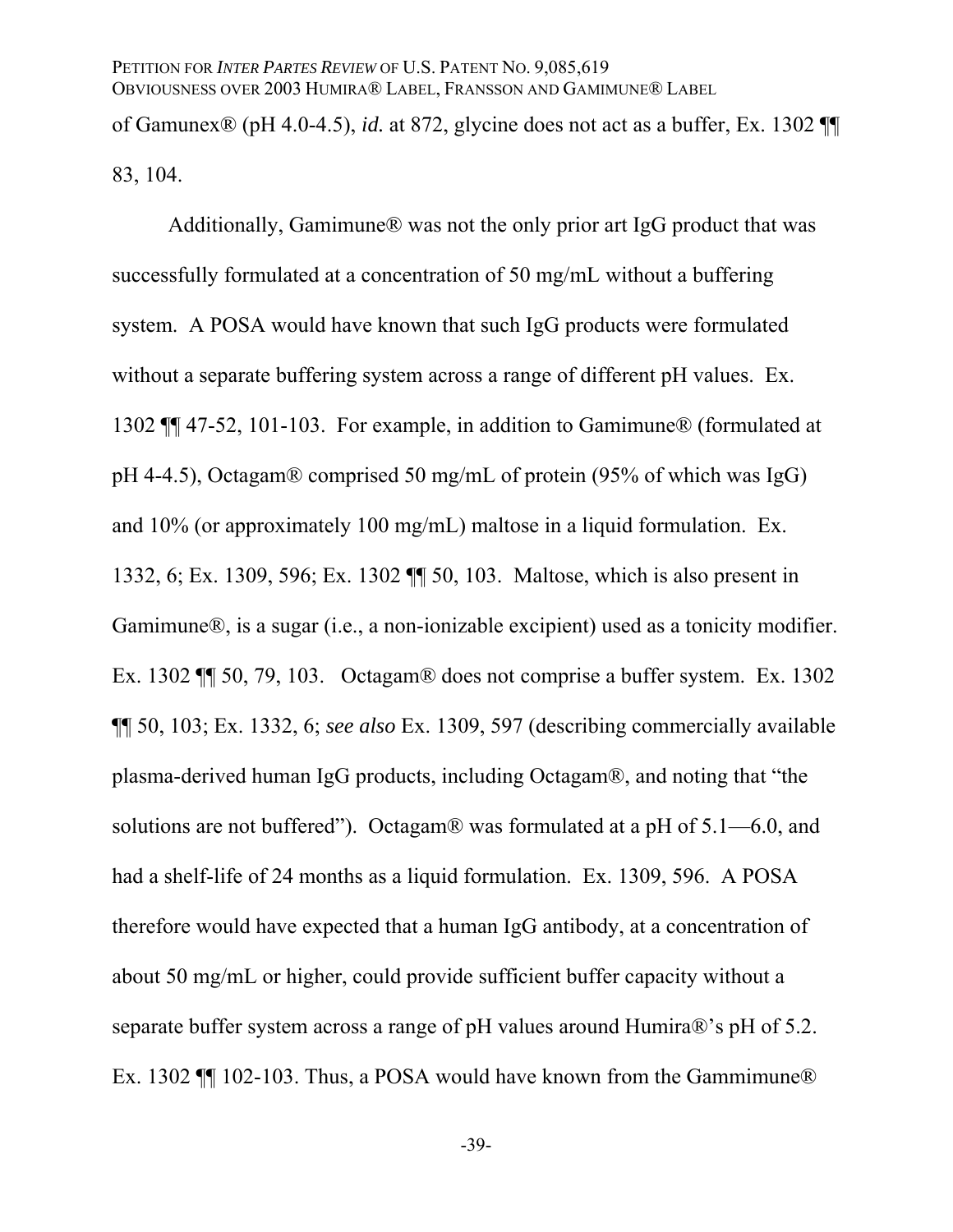of Gamunex® (pH 4.0-4.5), *id.* at 872, glycine does not act as a buffer, Ex. 1302 ¶¶ 83, 104.

Additionally, Gamimune® was not the only prior art IgG product that was successfully formulated at a concentration of 50 mg/mL without a buffering system. A POSA would have known that such IgG products were formulated without a separate buffering system across a range of different pH values. Ex. 1302 ¶¶ 47-52, 101-103. For example, in addition to Gamimune® (formulated at pH 4-4.5), Octagam® comprised 50 mg/mL of protein (95% of which was IgG) and 10% (or approximately 100 mg/mL) maltose in a liquid formulation. Ex. 1332, 6; Ex. 1309, 596; Ex. 1302 ¶¶ 50, 103. Maltose, which is also present in Gamimune®, is a sugar (i.e., a non-ionizable excipient) used as a tonicity modifier. Ex. 1302 ¶¶ 50, 79, 103. Octagam® does not comprise a buffer system. Ex. 1302 ¶¶ 50, 103; Ex. 1332, 6; *see also* Ex. 1309, 597 (describing commercially available plasma-derived human IgG products, including Octagam®, and noting that "the solutions are not buffered"). Octagam® was formulated at a pH of 5.1—6.0, and had a shelf-life of 24 months as a liquid formulation. Ex. 1309, 596. A POSA therefore would have expected that a human IgG antibody, at a concentration of about 50 mg/mL or higher, could provide sufficient buffer capacity without a separate buffer system across a range of pH values around Humira®'s pH of 5.2. Ex. 1302 ¶¶ 102-103. Thus, a POSA would have known from the Gammimune®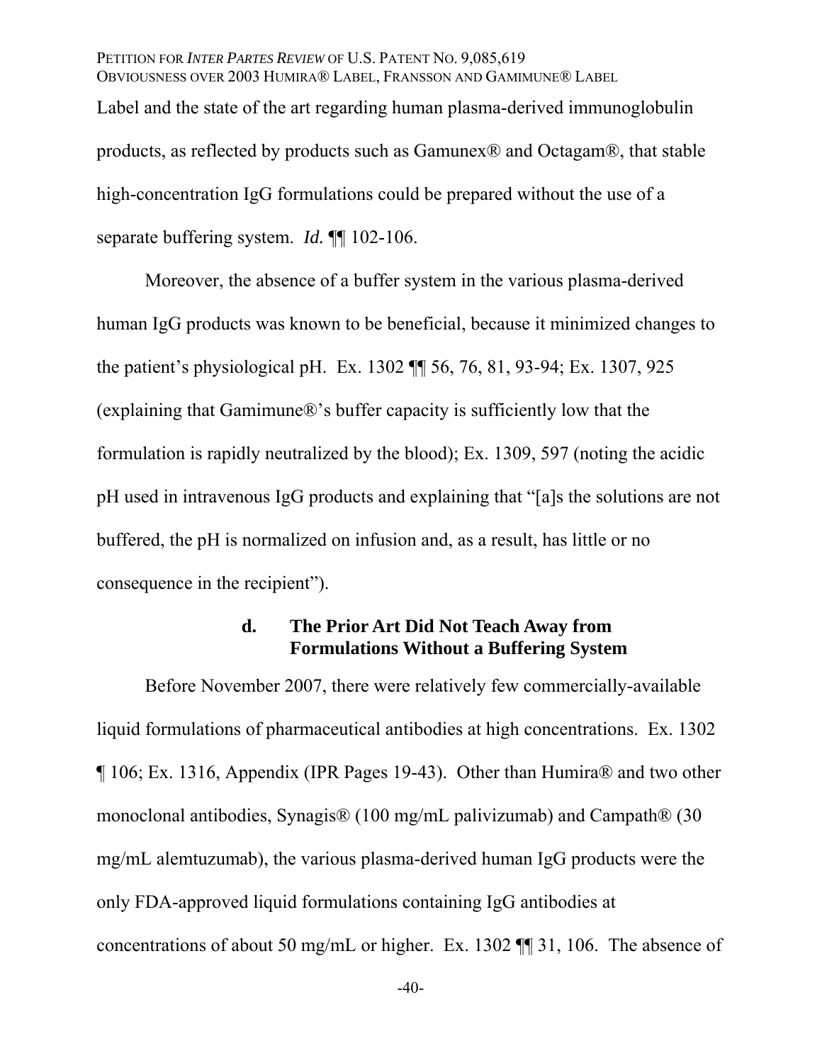Label and the state of the art regarding human plasma-derived immunoglobulin products, as reflected by products such as Gamunex® and Octagam®, that stable high-concentration IgG formulations could be prepared without the use of a separate buffering system. *Id.* ¶¶ 102-106.

Moreover, the absence of a buffer system in the various plasma-derived human IgG products was known to be beneficial, because it minimized changes to the patient's physiological pH. Ex. 1302 ¶¶ 56, 76, 81, 93-94; Ex. 1307, 925 (explaining that Gamimune®'s buffer capacity is sufficiently low that the formulation is rapidly neutralized by the blood); Ex. 1309, 597 (noting the acidic pH used in intravenous IgG products and explaining that "[a]s the solutions are not buffered, the pH is normalized on infusion and, as a result, has little or no consequence in the recipient").

#### d. The Prior Art Did Not Teach Away from Formulations Without a Buffering System

Before November 2007, there were relatively few commercially-available liquid formulations of pharmaceutical antibodies at high concentrations. Ex. 1302 ¶ 106; Ex. 1316, Appendix (IPR Pages 19-43). Other than Humira® and two other monoclonal antibodies, Synagis® (100 mg/mL palivizumab) and Campath® (30 mg/mL alemtuzumab), the various plasma-derived human IgG products were the only FDA-approved liquid formulations containing IgG antibodies at concentrations of about 50 mg/mL or higher. Ex. 1302 ¶¶ 31, 106. The absence of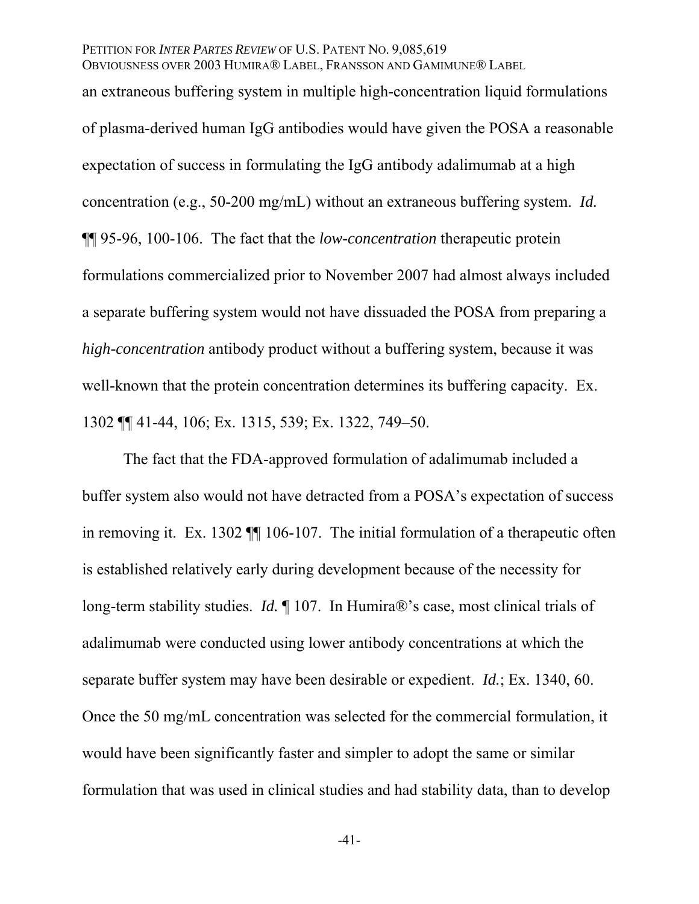an extraneous buffering system in multiple high-concentration liquid formulations of plasma-derived human IgG antibodies would have given the POSA a reasonable expectation of success in formulating the IgG antibody adalimumab at a high concentration (e.g., 50-200 mg/mL) without an extraneous buffering system. *Id.* ¶¶ 95-96, 100-106. The fact that the *low-concentration* therapeutic protein formulations commercialized prior to November 2007 had almost always included a separate buffering system would not have dissuaded the POSA from preparing a *high-concentration* antibody product without a buffering system, because it was well-known that the protein concentration determines its buffering capacity. Ex. 1302 ¶¶ 41-44, 106; Ex. 1315, 539; Ex. 1322, 749–50.

The fact that the FDA-approved formulation of adalimumab included a buffer system also would not have detracted from a POSA's expectation of success in removing it. Ex. 1302 ¶¶ 106-107. The initial formulation of a therapeutic often is established relatively early during development because of the necessity for long-term stability studies. *Id.* ¶ 107. In Humira®'s case, most clinical trials of adalimumab were conducted using lower antibody concentrations at which the separate buffer system may have been desirable or expedient. *Id.*; Ex. 1340, 60. Once the 50 mg/mL concentration was selected for the commercial formulation, it would have been significantly faster and simpler to adopt the same or similar formulation that was used in clinical studies and had stability data, than to develop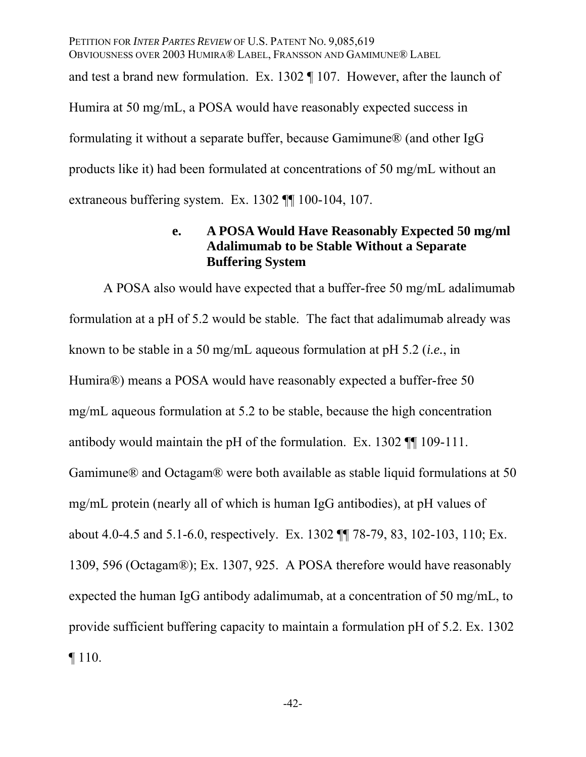and test a brand new formulation. Ex. 1302 ¶ 107. However, after the launch of Humira at 50 mg/mL, a POSA would have reasonably expected success in formulating it without a separate buffer, because Gamimune® (and other IgG products like it) had been formulated at concentrations of 50 mg/mL without an extraneous buffering system. Ex. 1302 ¶¶ 100-104, 107.

#### e. A POSA Would Have Reasonably Expected 50 mg/ml Adalimumab to be Stable Without a Separate Buffering System

A POSA also would have expected that a buffer-free 50 mg/mL adalimumab formulation at a pH of 5.2 would be stable. The fact that adalimumab already was known to be stable in a 50 mg/mL aqueous formulation at pH 5.2 (*i.e.*, in Humira®) means a POSA would have reasonably expected a buffer-free 50 mg/mL aqueous formulation at 5.2 to be stable, because the high concentration antibody would maintain the pH of the formulation. Ex. 1302 ¶¶ 109-111. Gamimune® and Octagam® were both available as stable liquid formulations at 50 mg/mL protein (nearly all of which is human IgG antibodies), at pH values of about 4.0-4.5 and 5.1-6.0, respectively. Ex. 1302 ¶¶ 78-79, 83, 102-103, 110; Ex. 1309, 596 (Octagam®); Ex. 1307, 925. A POSA therefore would have reasonably expected the human IgG antibody adalimumab, at a concentration of 50 mg/mL, to provide sufficient buffering capacity to maintain a formulation pH of 5.2. Ex. 1302 ¶ 110.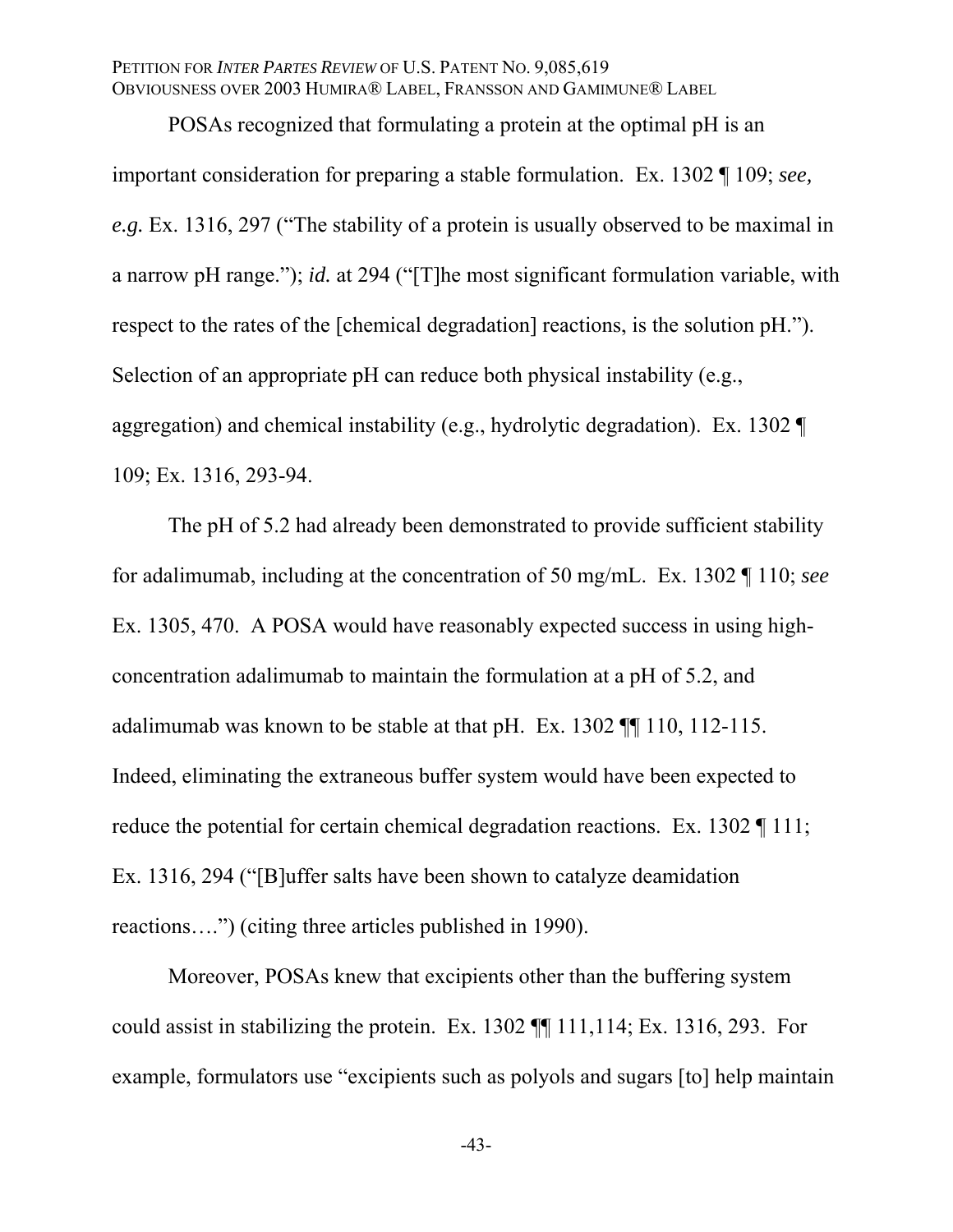POSAs recognized that formulating a protein at the optimal pH is an important consideration for preparing a stable formulation. Ex. 1302 ¶ 109; *see, e.g.* Ex. 1316, 297 ("The stability of a protein is usually observed to be maximal in a narrow pH range."); *id.* at 294 ("[T]he most significant formulation variable, with respect to the rates of the [chemical degradation] reactions, is the solution pH."). Selection of an appropriate pH can reduce both physical instability (e.g., aggregation) and chemical instability (e.g., hydrolytic degradation). Ex. 1302 ¶ 109; Ex. 1316, 293-94.

The pH of 5.2 had already been demonstrated to provide sufficient stability for adalimumab, including at the concentration of 50 mg/mL. Ex. 1302 ¶ 110; *see* Ex. 1305, 470. A POSA would have reasonably expected success in using high-concentration adalimumab to maintain the formulation at a pH of 5.2, and adalimumab was known to be stable at that pH. Ex. 1302 ¶¶ 110, 112-115. Indeed, eliminating the extraneous buffer system would have been expected to reduce the potential for certain chemical degradation reactions. Ex. 1302 ¶ 111; Ex. 1316, 294 ("[B]uffer salts have been shown to catalyze deamidation reactions….") (citing three articles published in 1990).

Moreover, POSAs knew that excipients other than the buffering system could assist in stabilizing the protein. Ex. 1302 ¶¶ 111,114; Ex. 1316, 293. For example, formulators use "excipients such as polyols and sugars [to] help maintain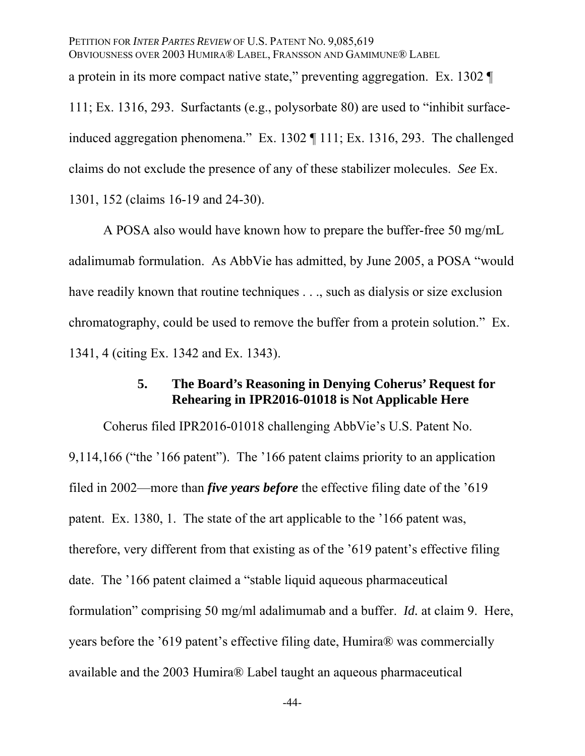a protein in its more compact native state," preventing aggregation. Ex. 1302 ¶ 111; Ex. 1316, 293. Surfactants (e.g., polysorbate 80) are used to "inhibit surface-induced aggregation phenomena." Ex. 1302 ¶ 111; Ex. 1316, 293. The challenged claims do not exclude the presence of any of these stabilizer molecules. *See* Ex. 1301, 152 (claims 16-19 and 24-30).

A POSA also would have known how to prepare the buffer-free 50 mg/mL adalimumab formulation. As AbbVie has admitted, by June 2005, a POSA "would have readily known that routine techniques . . ., such as dialysis or size exclusion chromatography, could be used to remove the buffer from a protein solution." Ex. 1341, 4 (citing Ex. 1342 and Ex. 1343).

#### 5. The Board's Reasoning in Denying Coherus' Request for Rehearing in IPR2016-01018 is Not Applicable Here

Coherus filed IPR2016-01018 challenging AbbVie's U.S. Patent No. 9,114,166 ("the '166 patent"). The '166 patent claims priority to an application filed in 2002—more than ***five years before*** the effective filing date of the '619 patent. Ex. 1380, 1. The state of the art applicable to the '166 patent was, therefore, very different from that existing as of the '619 patent's effective filing date. The '166 patent claimed a "stable liquid aqueous pharmaceutical formulation" comprising 50 mg/ml adalimumab and a buffer. *Id.* at claim 9. Here, years before the '619 patent's effective filing date, Humira® was commercially available and the 2003 Humira® Label taught an aqueous pharmaceutical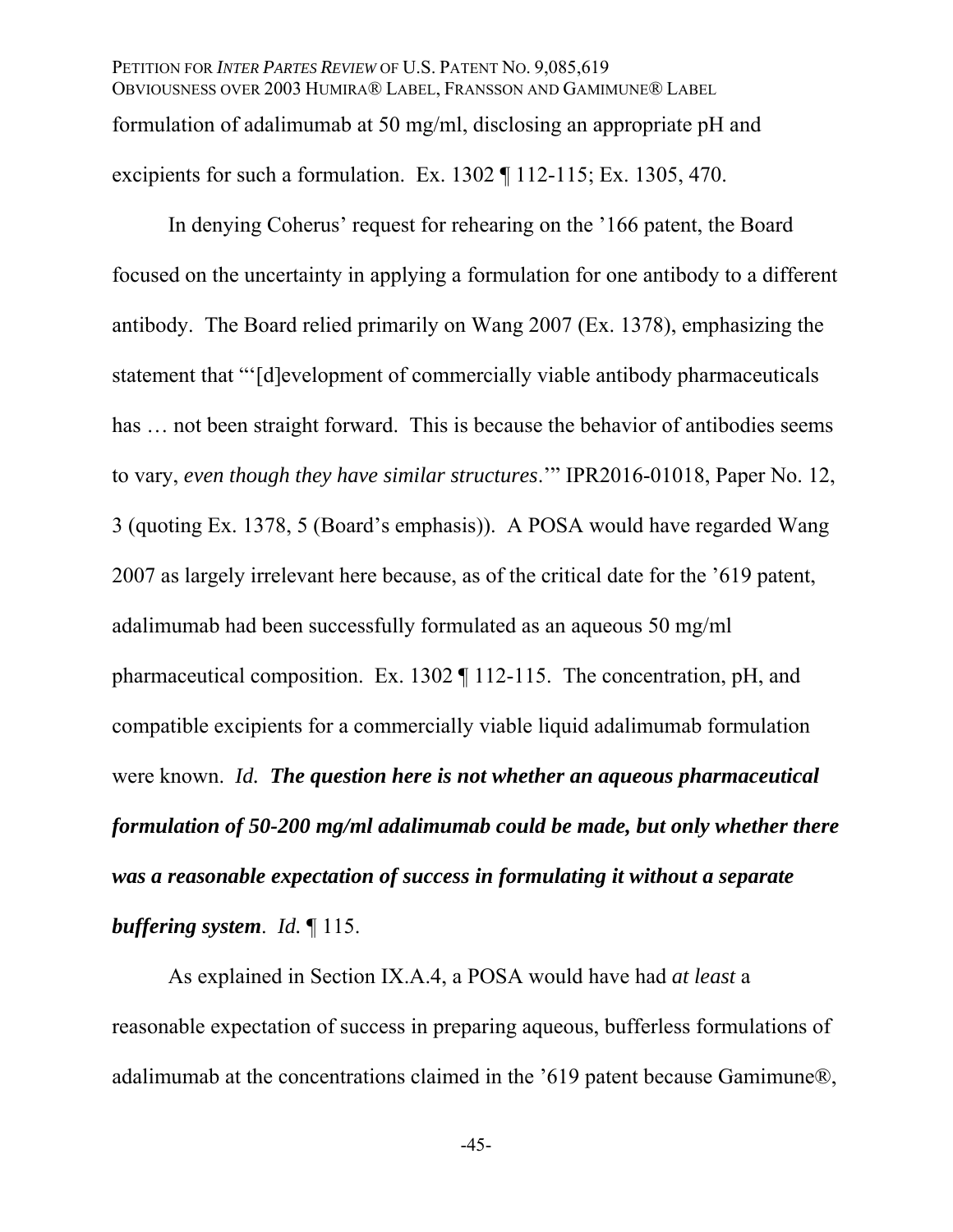formulation of adalimumab at 50 mg/ml, disclosing an appropriate pH and excipients for such a formulation. Ex. 1302 ¶ 112-115; Ex. 1305, 470.

In denying Coherus' request for rehearing on the '166 patent, the Board focused on the uncertainty in applying a formulation for one antibody to a different antibody. The Board relied primarily on Wang 2007 (Ex. 1378), emphasizing the statement that "'[d]evelopment of commercially viable antibody pharmaceuticals has … not been straight forward. This is because the behavior of antibodies seems to vary, *even though they have similar structures*.'" IPR2016-01018, Paper No. 12, 3 (quoting Ex. 1378, 5 (Board's emphasis)). A POSA would have regarded Wang 2007 as largely irrelevant here because, as of the critical date for the '619 patent, adalimumab had been successfully formulated as an aqueous 50 mg/ml pharmaceutical composition. Ex. 1302 ¶ 112-115. The concentration, pH, and compatible excipients for a commercially viable liquid adalimumab formulation were known. *Id.* ***The question here is not whether an aqueous pharmaceutical formulation of 50-200 mg/ml adalimumab could be made, but only whether there was a reasonable expectation of success in formulating it without a separate buffering system***. *Id.* ¶ 115.

As explained in Section IX.A.4, a POSA would have had *at least* a reasonable expectation of success in preparing aqueous, bufferless formulations of adalimumab at the concentrations claimed in the '619 patent because Gamimune®,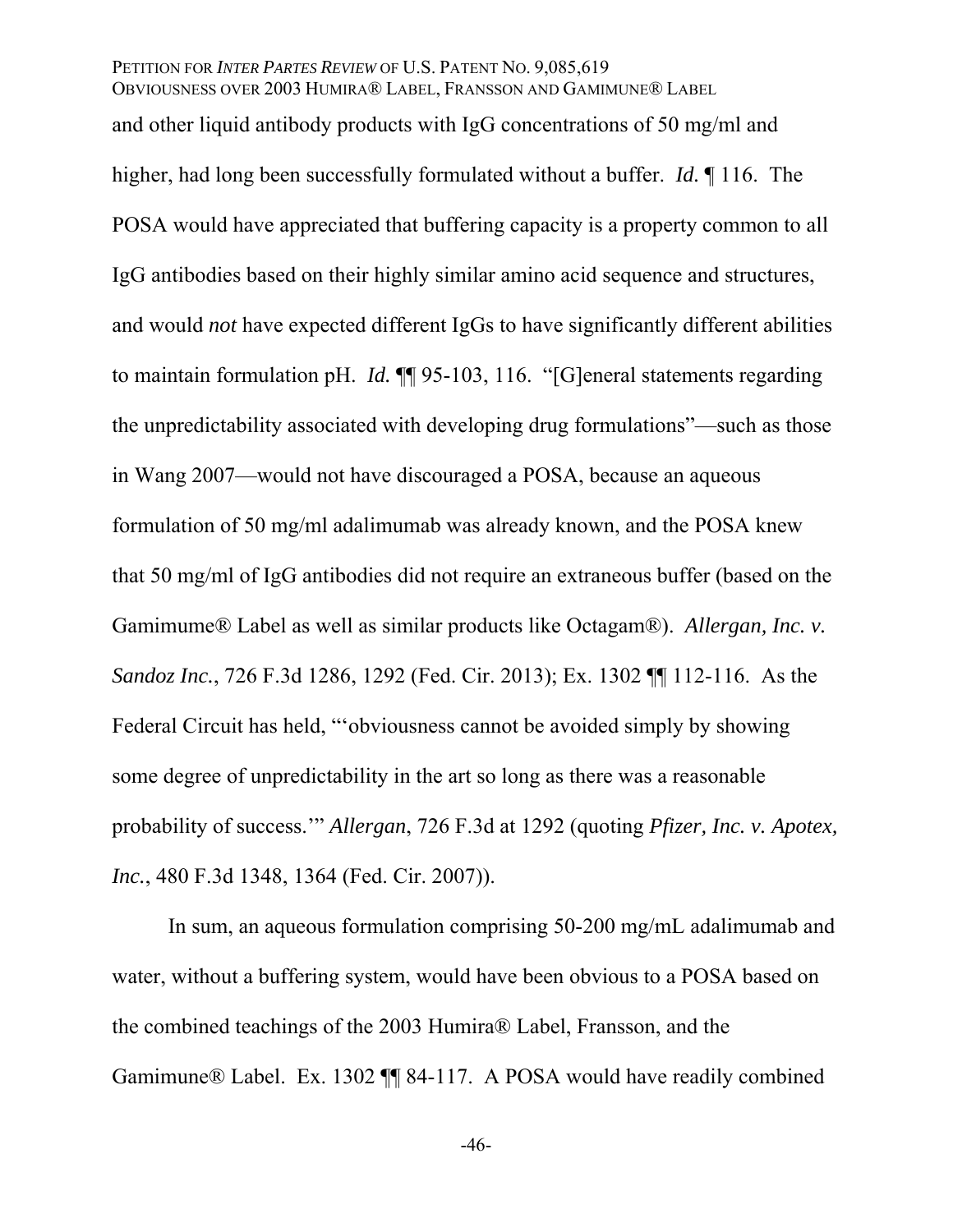and other liquid antibody products with IgG concentrations of 50 mg/ml and higher, had long been successfully formulated without a buffer. *Id.* ¶ 116. The POSA would have appreciated that buffering capacity is a property common to all IgG antibodies based on their highly similar amino acid sequence and structures, and would *not* have expected different IgGs to have significantly different abilities to maintain formulation pH. *Id.* ¶¶ 95-103, 116. "[G]eneral statements regarding the unpredictability associated with developing drug formulations"—such as those in Wang 2007—would not have discouraged a POSA, because an aqueous formulation of 50 mg/ml adalimumab was already known, and the POSA knew that 50 mg/ml of IgG antibodies did not require an extraneous buffer (based on the Gamimume® Label as well as similar products like Octagam®). *Allergan, Inc. v. Sandoz Inc.*, 726 F.3d 1286, 1292 (Fed. Cir. 2013); Ex. 1302 ¶¶ 112-116. As the Federal Circuit has held, "'obviousness cannot be avoided simply by showing some degree of unpredictability in the art so long as there was a reasonable probability of success.'" *Allergan*, 726 F.3d at 1292 (quoting *Pfizer, Inc. v. Apotex, Inc.*, 480 F.3d 1348, 1364 (Fed. Cir. 2007)).

In sum, an aqueous formulation comprising 50-200 mg/mL adalimumab and water, without a buffering system, would have been obvious to a POSA based on the combined teachings of the 2003 Humira® Label, Fransson, and the Gamimune® Label. Ex. 1302 ¶¶ 84-117. A POSA would have readily combined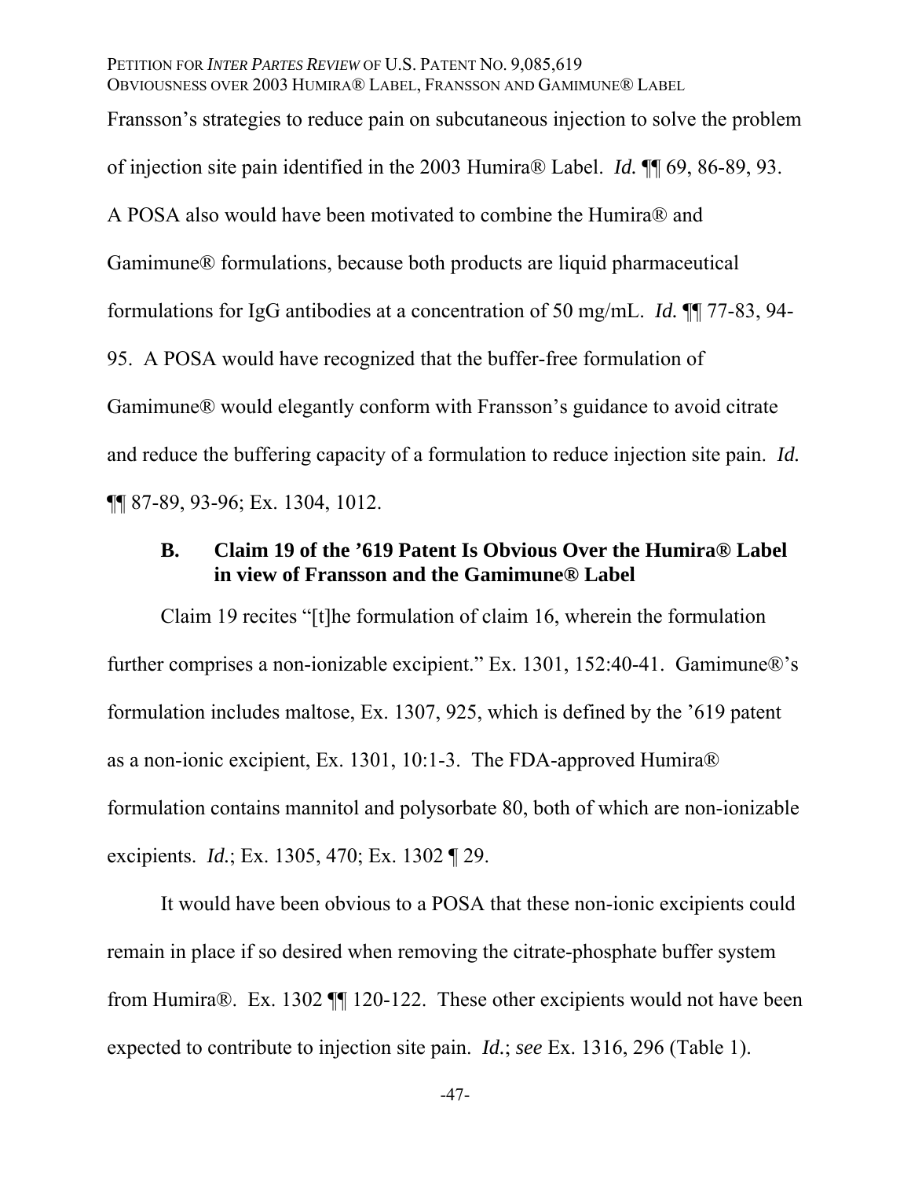Fransson's strategies to reduce pain on subcutaneous injection to solve the problem of injection site pain identified in the 2003 Humira® Label. *Id.* ¶¶ 69, 86-89, 93. A POSA also would have been motivated to combine the Humira® and Gamimune® formulations, because both products are liquid pharmaceutical formulations for IgG antibodies at a concentration of 50 mg/mL. *Id.* ¶¶ 77-83, 94-95. A POSA would have recognized that the buffer-free formulation of Gamimune® would elegantly conform with Fransson's guidance to avoid citrate and reduce the buffering capacity of a formulation to reduce injection site pain. *Id.* ¶¶ 87-89, 93-96; Ex. 1304, 1012.

### B. Claim 19 of the '619 Patent Is Obvious Over the Humira® Label in view of Fransson and the Gamimune® Label

Claim 19 recites "[t]he formulation of claim 16, wherein the formulation further comprises a non-ionizable excipient." Ex. 1301, 152:40-41. Gamimune®'s formulation includes maltose, Ex. 1307, 925, which is defined by the '619 patent as a non-ionic excipient, Ex. 1301, 10:1-3. The FDA-approved Humira® formulation contains mannitol and polysorbate 80, both of which are non-ionizable excipients. *Id.*; Ex. 1305, 470; Ex. 1302 ¶ 29.

It would have been obvious to a POSA that these non-ionic excipients could remain in place if so desired when removing the citrate-phosphate buffer system from Humira®. Ex. 1302 ¶¶ 120-122. These other excipients would not have been expected to contribute to injection site pain. *Id.*; *see* Ex. 1316, 296 (Table 1).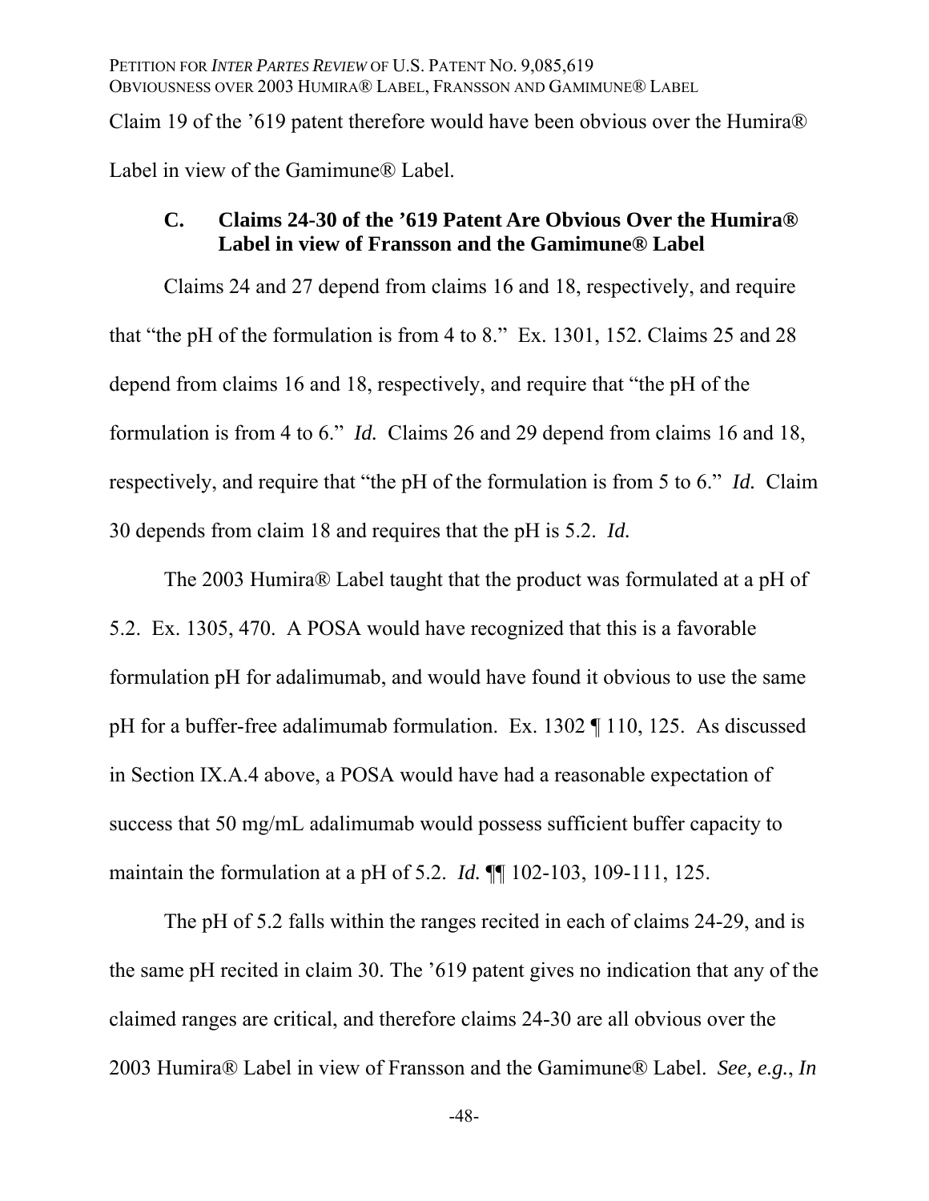Claim 19 of the '619 patent therefore would have been obvious over the Humira® Label in view of the Gamimune® Label.

### C. Claims 24-30 of the '619 Patent Are Obvious Over the Humira® Label in view of Fransson and the Gamimune® Label

Claims 24 and 27 depend from claims 16 and 18, respectively, and require that "the pH of the formulation is from 4 to 8." Ex. 1301, 152. Claims 25 and 28 depend from claims 16 and 18, respectively, and require that "the pH of the formulation is from 4 to 6." *Id.* Claims 26 and 29 depend from claims 16 and 18, respectively, and require that "the pH of the formulation is from 5 to 6." *Id.* Claim 30 depends from claim 18 and requires that the pH is 5.2. *Id.*

The 2003 Humira® Label taught that the product was formulated at a pH of 5.2. Ex. 1305, 470. A POSA would have recognized that this is a favorable formulation pH for adalimumab, and would have found it obvious to use the same pH for a buffer-free adalimumab formulation. Ex. 1302 ¶ 110, 125. As discussed in Section IX.A.4 above, a POSA would have had a reasonable expectation of success that 50 mg/mL adalimumab would possess sufficient buffer capacity to maintain the formulation at a pH of 5.2. *Id.* ¶¶ 102-103, 109-111, 125.

The pH of 5.2 falls within the ranges recited in each of claims 24-29, and is the same pH recited in claim 30. The '619 patent gives no indication that any of the claimed ranges are critical, and therefore claims 24-30 are all obvious over the 2003 Humira® Label in view of Fransson and the Gamimune® Label. *See, e.g.*, *In*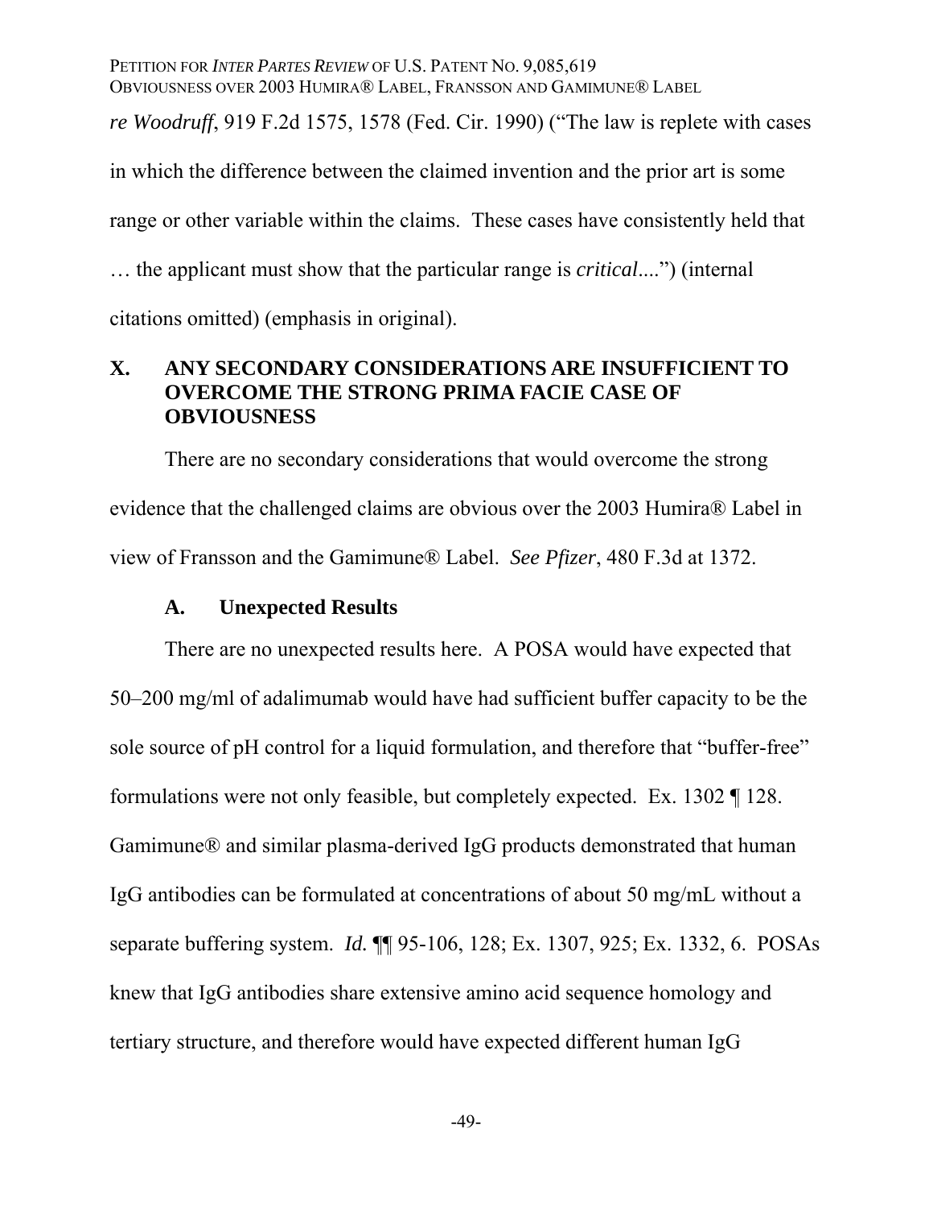*re Woodruff*, 919 F.2d 1575, 1578 (Fed. Cir. 1990) ("The law is replete with cases in which the difference between the claimed invention and the prior art is some range or other variable within the claims. These cases have consistently held that … the applicant must show that the particular range is *critical*....") (internal citations omitted) (emphasis in original).

## X. ANY SECONDARY CONSIDERATIONS ARE INSUFFICIENT TO OVERCOME THE STRONG PRIMA FACIE CASE OF OBVIOUSNESS

There are no secondary considerations that would overcome the strong evidence that the challenged claims are obvious over the 2003 Humira® Label in view of Fransson and the Gamimune® Label. *See Pfizer*, 480 F.3d at 1372.

### A. Unexpected Results

There are no unexpected results here. A POSA would have expected that 50–200 mg/ml of adalimumab would have had sufficient buffer capacity to be the sole source of pH control for a liquid formulation, and therefore that "buffer-free" formulations were not only feasible, but completely expected. Ex. 1302 ¶ 128. Gamimune® and similar plasma-derived IgG products demonstrated that human IgG antibodies can be formulated at concentrations of about 50 mg/mL without a separate buffering system. *Id.* ¶¶ 95-106, 128; Ex. 1307, 925; Ex. 1332, 6. POSAs knew that IgG antibodies share extensive amino acid sequence homology and tertiary structure, and therefore would have expected different human IgG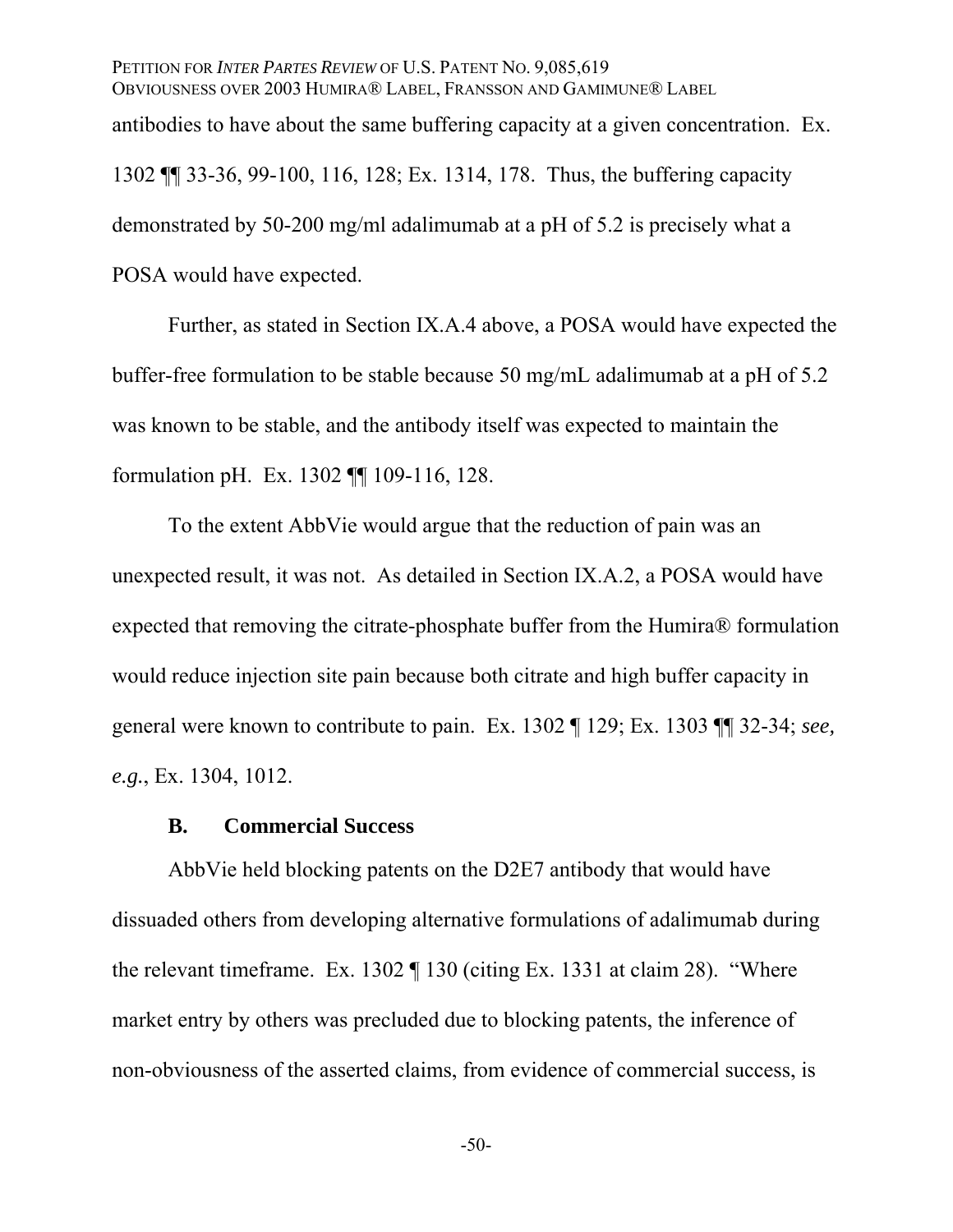antibodies to have about the same buffering capacity at a given concentration. Ex. 1302 ¶¶ 33-36, 99-100, 116, 128; Ex. 1314, 178. Thus, the buffering capacity demonstrated by 50-200 mg/ml adalimumab at a pH of 5.2 is precisely what a POSA would have expected.

Further, as stated in Section IX.A.4 above, a POSA would have expected the buffer-free formulation to be stable because 50 mg/mL adalimumab at a pH of 5.2 was known to be stable, and the antibody itself was expected to maintain the formulation pH. Ex. 1302 ¶¶ 109-116, 128.

To the extent AbbVie would argue that the reduction of pain was an unexpected result, it was not. As detailed in Section IX.A.2, a POSA would have expected that removing the citrate-phosphate buffer from the Humira® formulation would reduce injection site pain because both citrate and high buffer capacity in general were known to contribute to pain. Ex. 1302 ¶ 129; Ex. 1303 ¶¶ 32-34; *see, e.g.*, Ex. 1304, 1012.

### B. Commercial Success

AbbVie held blocking patents on the D2E7 antibody that would have dissuaded others from developing alternative formulations of adalimumab during the relevant timeframe. Ex. 1302 ¶ 130 (citing Ex. 1331 at claim 28). "Where market entry by others was precluded due to blocking patents, the inference of non-obviousness of the asserted claims, from evidence of commercial success, is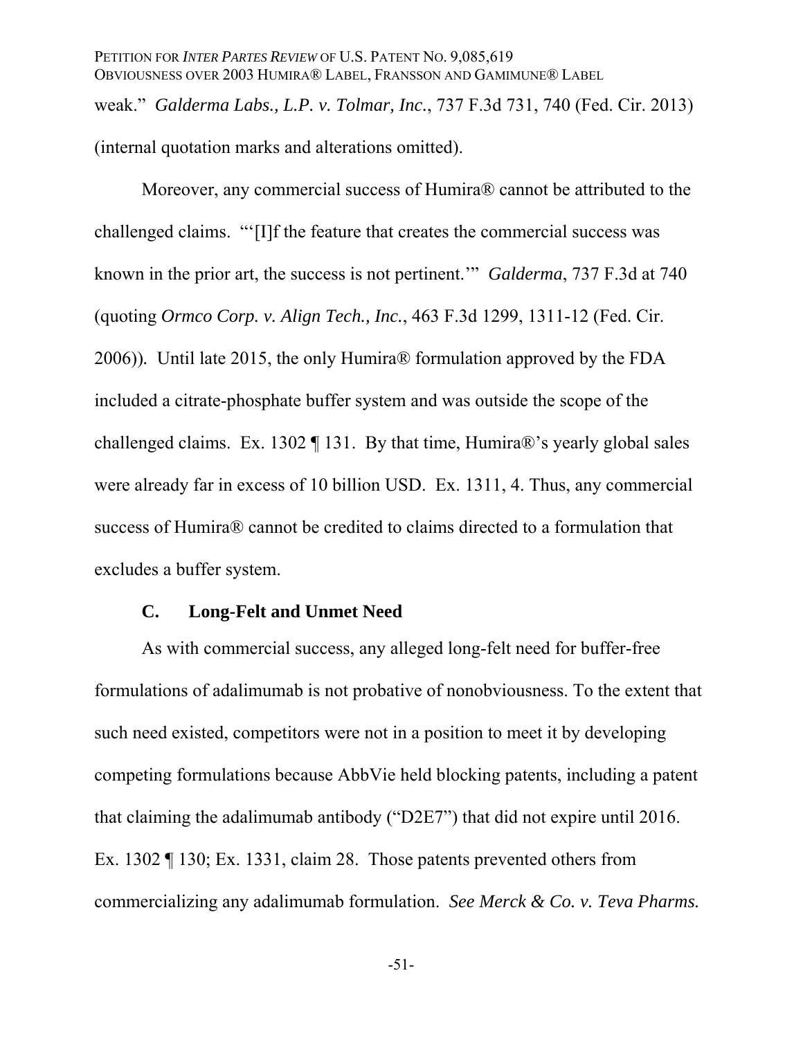weak." *Galderma Labs., L.P. v. Tolmar, Inc.*, 737 F.3d 731, 740 (Fed. Cir. 2013) (internal quotation marks and alterations omitted).

Moreover, any commercial success of Humira® cannot be attributed to the challenged claims. "'[I]f the feature that creates the commercial success was known in the prior art, the success is not pertinent.'" *Galderma*, 737 F.3d at 740 (quoting *Ormco Corp. v. Align Tech., Inc.*, 463 F.3d 1299, 1311-12 (Fed. Cir. 2006)). Until late 2015, the only Humira® formulation approved by the FDA included a citrate-phosphate buffer system and was outside the scope of the challenged claims. Ex. 1302 ¶ 131. By that time, Humira®'s yearly global sales were already far in excess of 10 billion USD. Ex. 1311, 4. Thus, any commercial success of Humira® cannot be credited to claims directed to a formulation that excludes a buffer system.

### C. Long-Felt and Unmet Need

As with commercial success, any alleged long-felt need for buffer-free formulations of adalimumab is not probative of nonobviousness. To the extent that such need existed, competitors were not in a position to meet it by developing competing formulations because AbbVie held blocking patents, including a patent that claiming the adalimumab antibody ("D2E7") that did not expire until 2016. Ex. 1302 ¶ 130; Ex. 1331, claim 28. Those patents prevented others from commercializing any adalimumab formulation. *See Merck & Co. v. Teva Pharms.*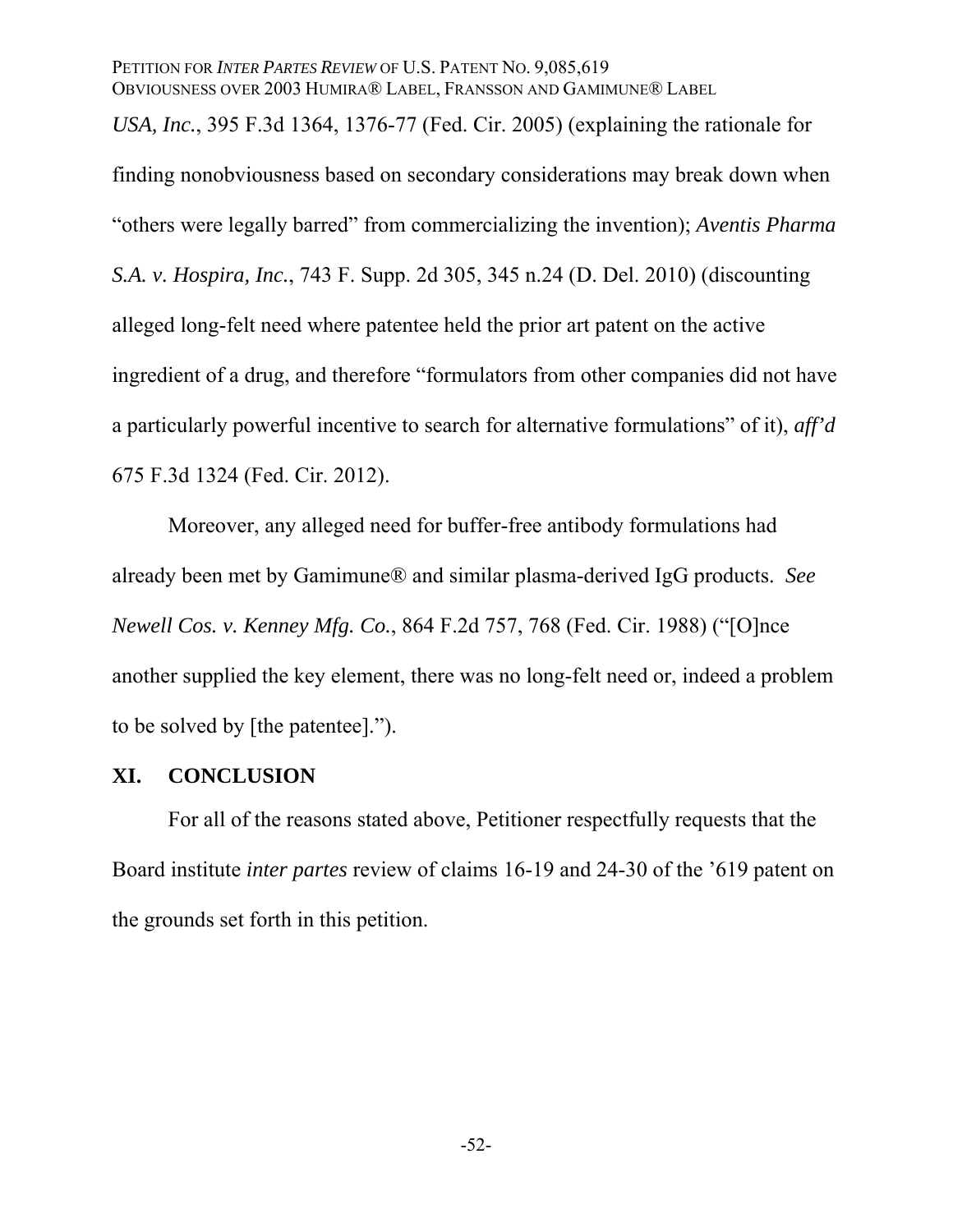*USA, Inc.*, 395 F.3d 1364, 1376-77 (Fed. Cir. 2005) (explaining the rationale for finding nonobviousness based on secondary considerations may break down when "others were legally barred" from commercializing the invention); *Aventis Pharma S.A. v. Hospira, Inc.*, 743 F. Supp. 2d 305, 345 n.24 (D. Del. 2010) (discounting alleged long-felt need where patentee held the prior art patent on the active ingredient of a drug, and therefore "formulators from other companies did not have a particularly powerful incentive to search for alternative formulations" of it), *aff'd* 675 F.3d 1324 (Fed. Cir. 2012).

Moreover, any alleged need for buffer-free antibody formulations had already been met by Gamimune® and similar plasma-derived IgG products. *See Newell Cos. v. Kenney Mfg. Co.*, 864 F.2d 757, 768 (Fed. Cir. 1988) ("[O]nce another supplied the key element, there was no long-felt need or, indeed a problem to be solved by [the patentee].").

## XI. CONCLUSION

For all of the reasons stated above, Petitioner respectfully requests that the Board institute *inter partes* review of claims 16-19 and 24-30 of the '619 patent on the grounds set forth in this petition.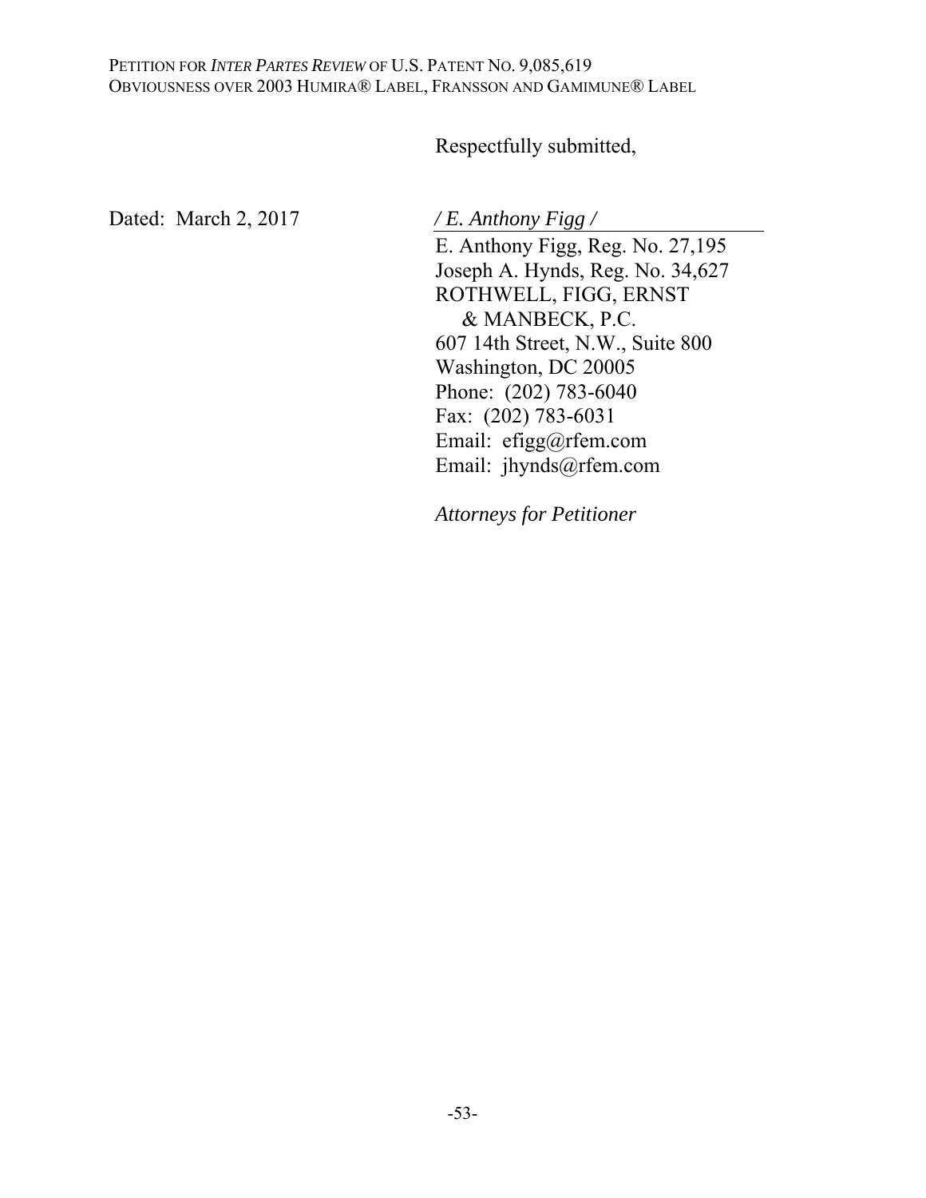Respectfully submitted,

Dated: March 2, 2017

*/ E. Anthony Figg /*

E. Anthony Figg, Reg. No. 27,195
Joseph A. Hynds, Reg. No. 34,627
ROTHWELL, FIGG, ERNST
& MANBECK, P.C.
607 14th Street, N.W., Suite 800
Washington, DC 20005
Phone: (202) 783-6040
Fax: (202) 783-6031
Email: efigg@rfem.com
Email: jhynds@rfem.com

*Attorneys for Petitioner*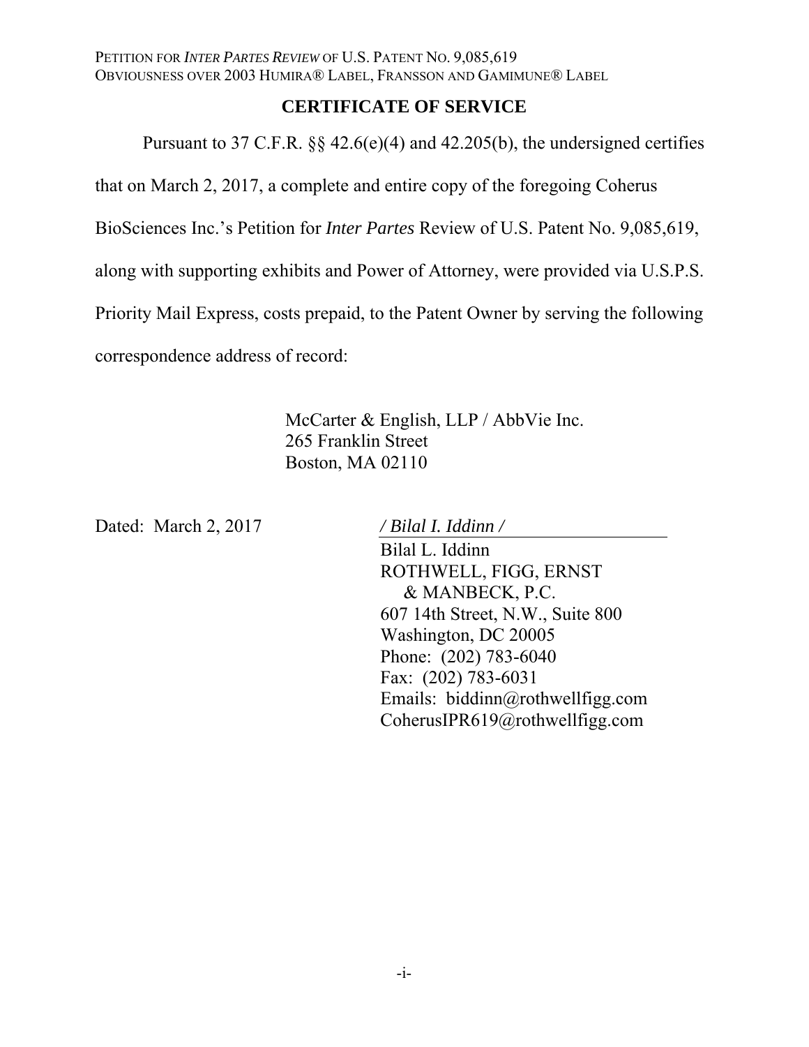## CERTIFICATE OF SERVICE

Pursuant to 37 C.F.R. §§ 42.6(e)(4) and 42.205(b), the undersigned certifies that on March 2, 2017, a complete and entire copy of the foregoing Coherus BioSciences Inc.'s Petition for *Inter Partes* Review of U.S. Patent No. 9,085,619, along with supporting exhibits and Power of Attorney, were provided via U.S.P.S. Priority Mail Express, costs prepaid, to the Patent Owner by serving the following correspondence address of record:

McCarter & English, LLP / AbbVie Inc.
265 Franklin Street
Boston, MA 02110

Dated: March 2, 2017

*/ Bilal I. Iddinn /*
Bilal L. Iddinn
ROTHWELL, FIGG, ERNST & MANBECK, P.C.
607 14th Street, N.W., Suite 800
Washington, DC 20005
Phone: (202) 783-6040
Fax: (202) 783-6031
Emails: biddinn@rothwellfigg.com
CoherusIPR619@rothwellfigg.com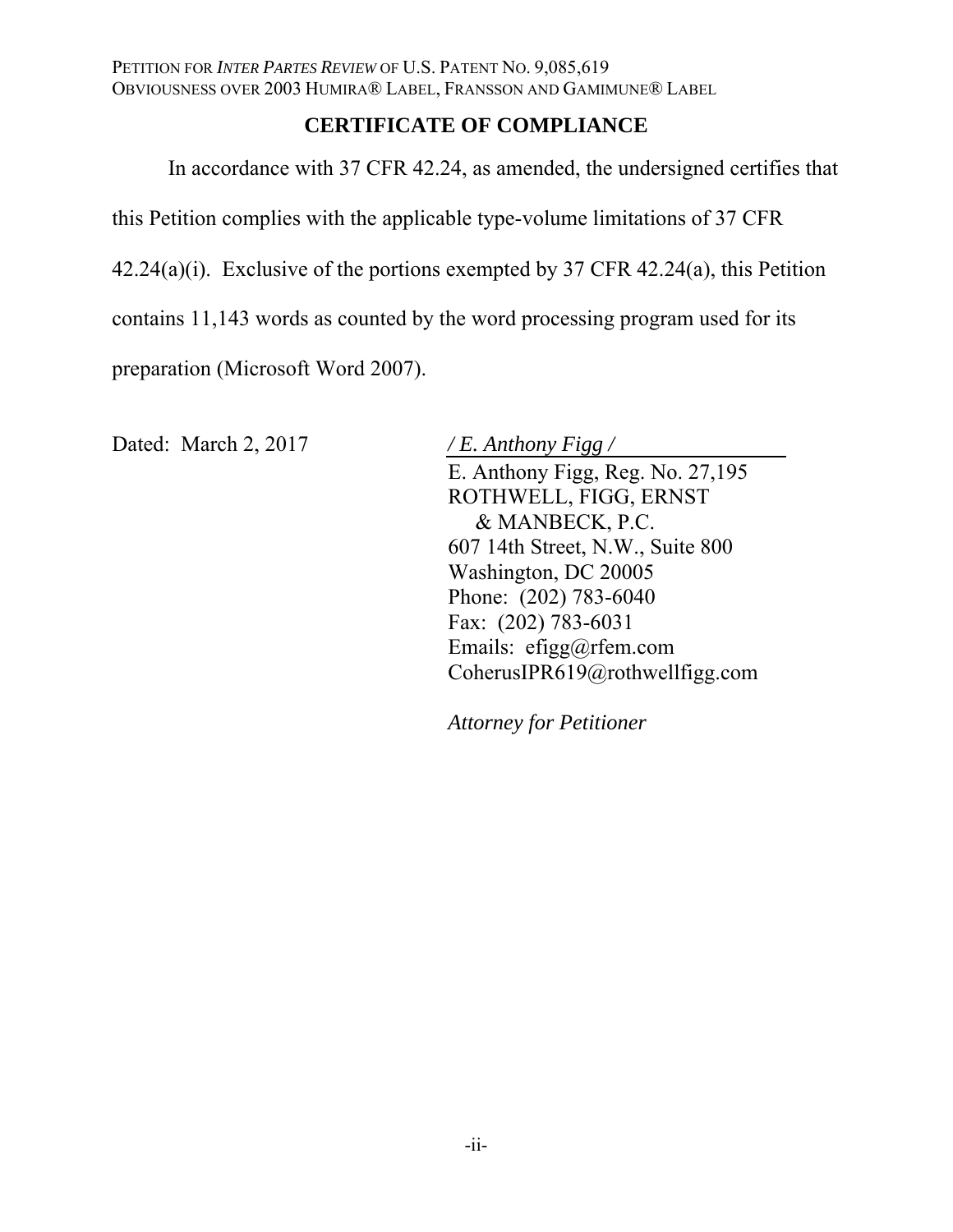## CERTIFICATE OF COMPLIANCE

In accordance with 37 CFR 42.24, as amended, the undersigned certifies that this Petition complies with the applicable type-volume limitations of 37 CFR 42.24(a)(i). Exclusive of the portions exempted by 37 CFR 42.24(a), this Petition contains 11,143 words as counted by the word processing program used for its preparation (Microsoft Word 2007).

Dated: March 2, 2017

*/ E. Anthony Figg /*

E. Anthony Figg, Reg. No. 27,195
ROTHWELL, FIGG, ERNST
& MANBECK, P.C.
607 14th Street, N.W., Suite 800
Washington, DC 20005
Phone: (202) 783-6040
Fax: (202) 783-6031
Emails: efigg@rfem.com
CoherusIPR619@rothwellfigg.com

*Attorney for Petitioner*